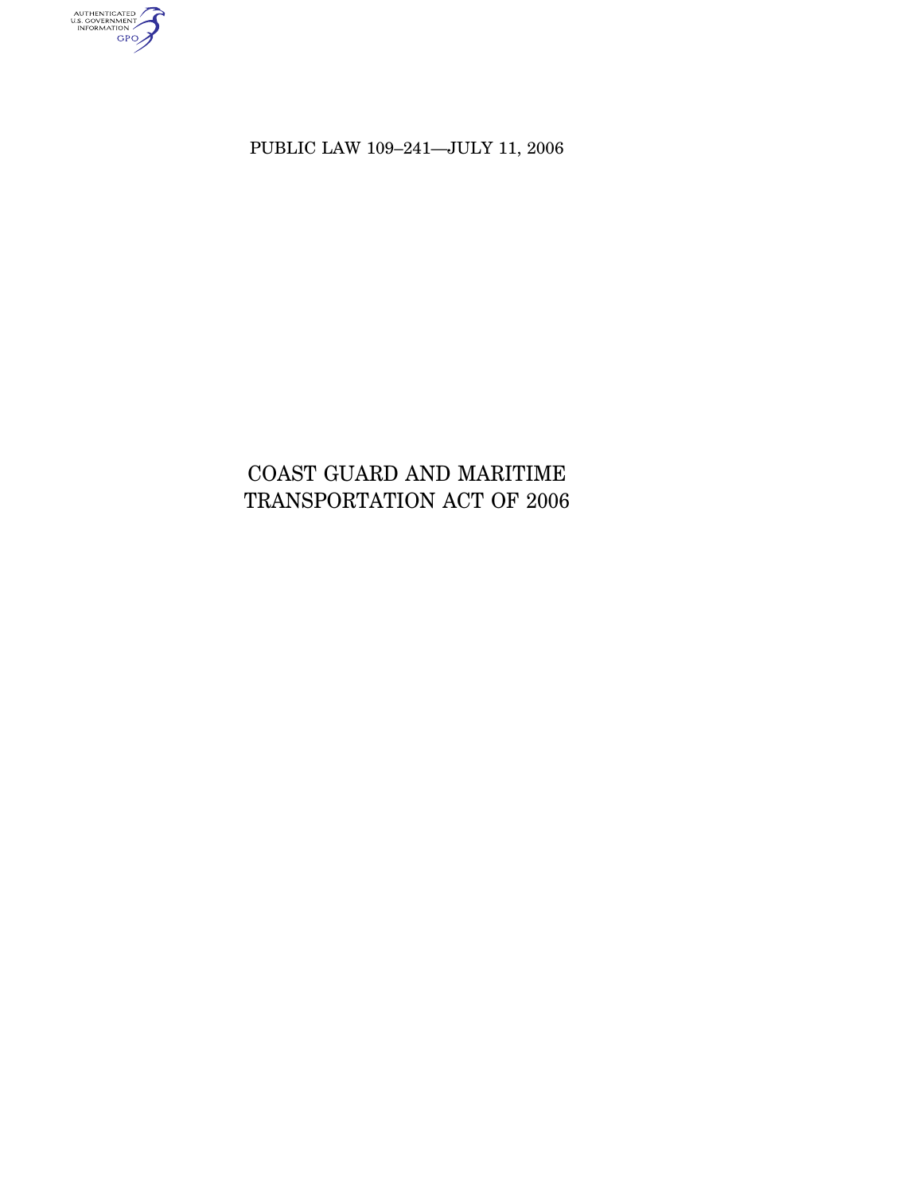PUBLIC LAW 109–241—JULY 11, 2006

# COAST GUARD AND MARITIME TRANSPORTATION ACT OF 2006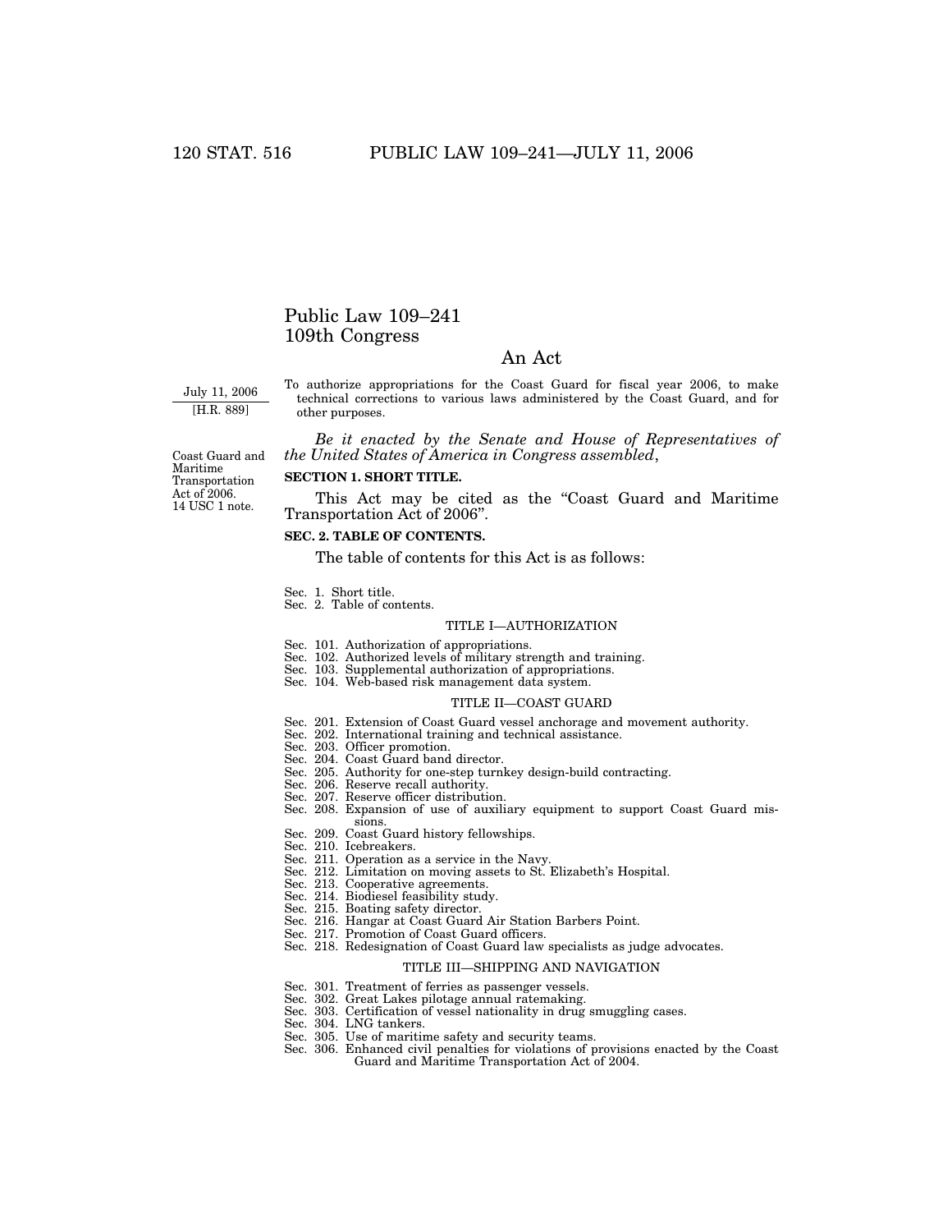# Public Law 109–241
# 109th Congress

## An Act

July 11, 2006
[H.R. 889]

To authorize appropriations for the Coast Guard for fiscal year 2006, to make technical corrections to various laws administered by the Coast Guard, and for other purposes.

*Be it enacted by the Senate and House of Representatives of the United States of America in Congress assembled*,

Coast Guard and Maritime Transportation Act of 2006.
14 USC 1 note.

**SECTION 1. SHORT TITLE.**

This Act may be cited as the "Coast Guard and Maritime Transportation Act of 2006".

**SEC. 2. TABLE OF CONTENTS.**

The table of contents for this Act is as follows:

Sec. 1. Short title.
Sec. 2. Table of contents.

TITLE I—AUTHORIZATION

Sec. 101. Authorization of appropriations.
Sec. 102. Authorized levels of military strength and training.
Sec. 103. Supplemental authorization of appropriations.
Sec. 104. Web-based risk management data system.

TITLE II—COAST GUARD

Sec. 201. Extension of Coast Guard vessel anchorage and movement authority.
Sec. 202. International training and technical assistance.
Sec. 203. Officer promotion.
Sec. 204. Coast Guard band director.
Sec. 205. Authority for one-step turnkey design-build contracting.
Sec. 206. Reserve recall authority.
Sec. 207. Reserve officer distribution.
Sec. 208. Expansion of use of auxiliary equipment to support Coast Guard missions.
Sec. 209. Coast Guard history fellowships.
Sec. 210. Icebreakers.
Sec. 211. Operation as a service in the Navy.
Sec. 212. Limitation on moving assets to St. Elizabeth's Hospital.
Sec. 213. Cooperative agreements.
Sec. 214. Biodiesel feasibility study.
Sec. 215. Boating safety director.
Sec. 216. Hangar at Coast Guard Air Station Barbers Point.
Sec. 217. Promotion of Coast Guard officers.
Sec. 218. Redesignation of Coast Guard law specialists as judge advocates.

TITLE III—SHIPPING AND NAVIGATION

Sec. 301. Treatment of ferries as passenger vessels.
Sec. 302. Great Lakes pilotage annual ratemaking.
Sec. 303. Certification of vessel nationality in drug smuggling cases.
Sec. 304. LNG tankers.
Sec. 305. Use of maritime safety and security teams.
Sec. 306. Enhanced civil penalties for violations of provisions enacted by the Coast Guard and Maritime Transportation Act of 2004.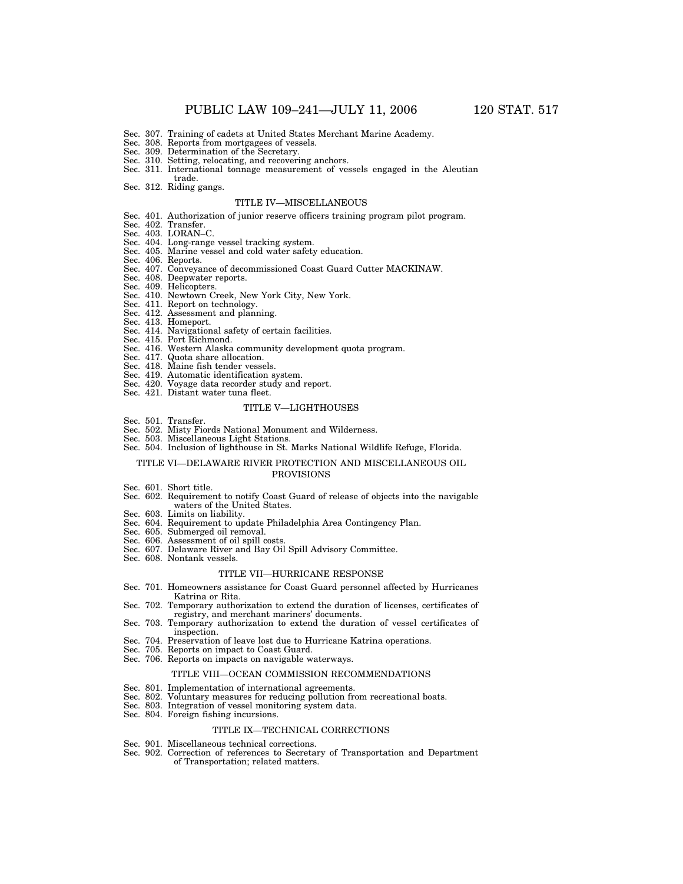Sec. 307. Training of cadets at United States Merchant Marine Academy.
Sec. 308. Reports from mortgagees of vessels.
Sec. 309. Determination of the Secretary.
Sec. 310. Setting, relocating, and recovering anchors.
Sec. 311. International tonnage measurement of vessels engaged in the Aleutian trade.
Sec. 312. Riding gangs.

## TITLE IV—MISCELLANEOUS

Sec. 401. Authorization of junior reserve officers training program pilot program.
Sec. 402. Transfer.
Sec. 403. LORAN–C.
Sec. 404. Long-range vessel tracking system.
Sec. 405. Marine vessel and cold water safety education.
Sec. 406. Reports.
Sec. 407. Conveyance of decommissioned Coast Guard Cutter MACKINAW.
Sec. 408. Deepwater reports.
Sec. 409. Helicopters.
Sec. 410. Newtown Creek, New York City, New York.
Sec. 411. Report on technology.
Sec. 412. Assessment and planning.
Sec. 413. Homeport.
Sec. 414. Navigational safety of certain facilities.
Sec. 415. Port Richmond.
Sec. 416. Western Alaska community development quota program.
Sec. 417. Quota share allocation.
Sec. 418. Maine fish tender vessels.
Sec. 419. Automatic identification system.
Sec. 420. Voyage data recorder study and report.
Sec. 421. Distant water tuna fleet.

## TITLE V—LIGHTHOUSES

Sec. 501. Transfer.
Sec. 502. Misty Fiords National Monument and Wilderness.
Sec. 503. Miscellaneous Light Stations.
Sec. 504. Inclusion of lighthouse in St. Marks National Wildlife Refuge, Florida.

## TITLE VI—DELAWARE RIVER PROTECTION AND MISCELLANEOUS OIL PROVISIONS

Sec. 601. Short title.
Sec. 602. Requirement to notify Coast Guard of release of objects into the navigable waters of the United States.
Sec. 603. Limits on liability.
Sec. 604. Requirement to update Philadelphia Area Contingency Plan.
Sec. 605. Submerged oil removal.
Sec. 606. Assessment of oil spill costs.
Sec. 607. Delaware River and Bay Oil Spill Advisory Committee.
Sec. 608. Nontank vessels.

## TITLE VII—HURRICANE RESPONSE

Sec. 701. Homeowners assistance for Coast Guard personnel affected by Hurricanes Katrina or Rita.
Sec. 702. Temporary authorization to extend the duration of licenses, certificates of registry, and merchant mariners' documents.
Sec. 703. Temporary authorization to extend the duration of vessel certificates of inspection.
Sec. 704. Preservation of leave lost due to Hurricane Katrina operations.
Sec. 705. Reports on impact to Coast Guard.
Sec. 706. Reports on impacts on navigable waterways.

## TITLE VIII—OCEAN COMMISSION RECOMMENDATIONS

Sec. 801. Implementation of international agreements.
Sec. 802. Voluntary measures for reducing pollution from recreational boats.
Sec. 803. Integration of vessel monitoring system data.
Sec. 804. Foreign fishing incursions.

## TITLE IX—TECHNICAL CORRECTIONS

Sec. 901. Miscellaneous technical corrections.
Sec. 902. Correction of references to Secretary of Transportation and Department of Transportation; related matters.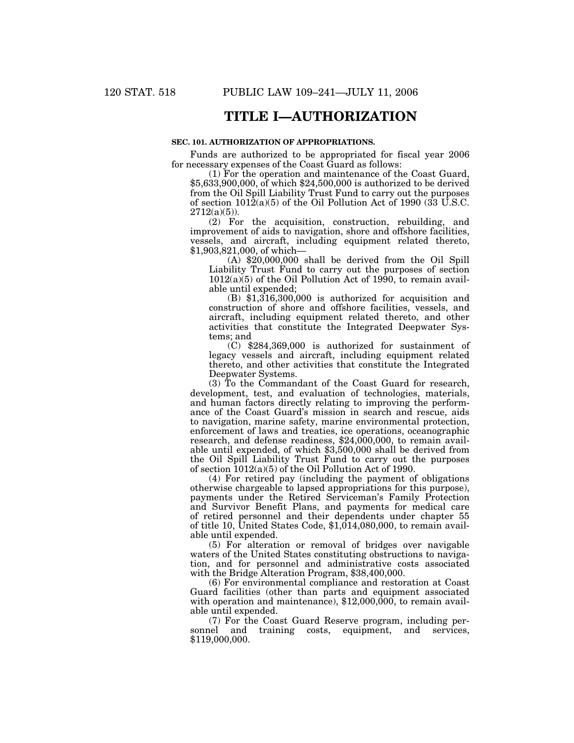# TITLE I—AUTHORIZATION

**SEC. 101. AUTHORIZATION OF APPROPRIATIONS.**

Funds are authorized to be appropriated for fiscal year 2006 for necessary expenses of the Coast Guard as follows:

(1) For the operation and maintenance of the Coast Guard, $5,633,900,000, of which $24,500,000 is authorized to be derived from the Oil Spill Liability Trust Fund to carry out the purposes of section 1012(a)(5) of the Oil Pollution Act of 1990 (33 U.S.C. 2712(a)(5)).

(2) For the acquisition, construction, rebuilding, and improvement of aids to navigation, shore and offshore facilities, vessels, and aircraft, including equipment related thereto, $1,903,821,000, of which—

(A) $20,000,000 shall be derived from the Oil Spill Liability Trust Fund to carry out the purposes of section 1012(a)(5) of the Oil Pollution Act of 1990, to remain available until expended;

(B) $1,316,300,000 is authorized for acquisition and construction of shore and offshore facilities, vessels, and aircraft, including equipment related thereto, and other activities that constitute the Integrated Deepwater Systems; and

(C) $284,369,000 is authorized for sustainment of legacy vessels and aircraft, including equipment related thereto, and other activities that constitute the Integrated Deepwater Systems.

(3) To the Commandant of the Coast Guard for research, development, test, and evaluation of technologies, materials, and human factors directly relating to improving the performance of the Coast Guard's mission in search and rescue, aids to navigation, marine safety, marine environmental protection, enforcement of laws and treaties, ice operations, oceanographic research, and defense readiness, $24,000,000, to remain available until expended, of which $3,500,000 shall be derived from the Oil Spill Liability Trust Fund to carry out the purposes of section 1012(a)(5) of the Oil Pollution Act of 1990.

(4) For retired pay (including the payment of obligations otherwise chargeable to lapsed appropriations for this purpose), payments under the Retired Serviceman's Family Protection and Survivor Benefit Plans, and payments for medical care of retired personnel and their dependents under chapter 55 of title 10, United States Code, $1,014,080,000, to remain available until expended.

(5) For alteration or removal of bridges over navigable waters of the United States constituting obstructions to navigation, and for personnel and administrative costs associated with the Bridge Alteration Program, $38,400,000.

(6) For environmental compliance and restoration at Coast Guard facilities (other than parts and equipment associated with operation and maintenance), $12,000,000, to remain available until expended.

(7) For the Coast Guard Reserve program, including personnel and training costs, equipment, and services, $119,000,000.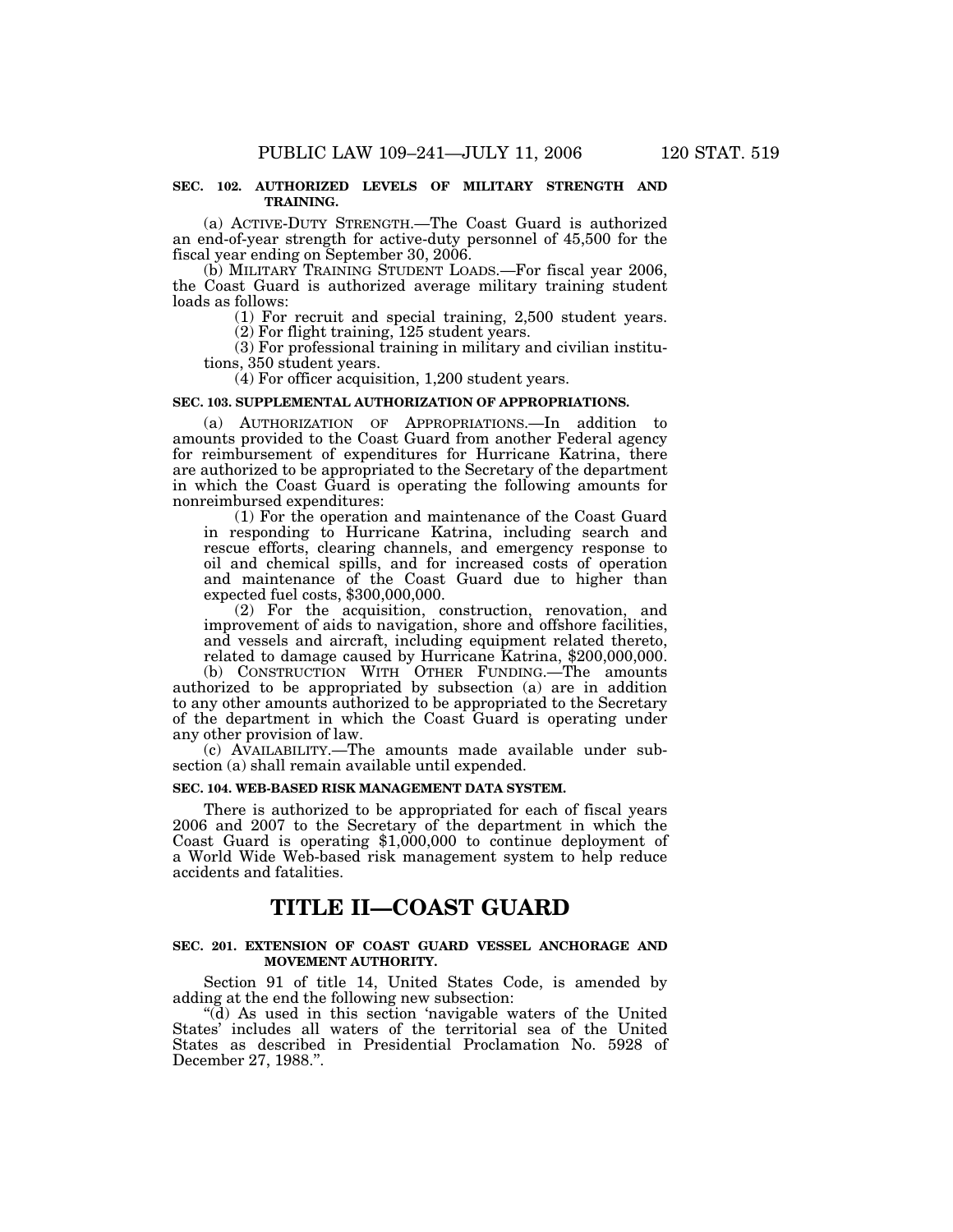**SEC. 102. AUTHORIZED LEVELS OF MILITARY STRENGTH AND TRAINING.**

(a) ACTIVE-DUTY STRENGTH.—The Coast Guard is authorized an end-of-year strength for active-duty personnel of 45,500 for the fiscal year ending on September 30, 2006.

(b) MILITARY TRAINING STUDENT LOADS.—For fiscal year 2006, the Coast Guard is authorized average military training student loads as follows:

(1) For recruit and special training, 2,500 student years.

(2) For flight training, 125 student years.

(3) For professional training in military and civilian institutions, 350 student years.

(4) For officer acquisition, 1,200 student years.

**SEC. 103. SUPPLEMENTAL AUTHORIZATION OF APPROPRIATIONS.**

(a) AUTHORIZATION OF APPROPRIATIONS.—In addition to amounts provided to the Coast Guard from another Federal agency for reimbursement of expenditures for Hurricane Katrina, there are authorized to be appropriated to the Secretary of the department in which the Coast Guard is operating the following amounts for nonreimbursed expenditures:

(1) For the operation and maintenance of the Coast Guard in responding to Hurricane Katrina, including search and rescue efforts, clearing channels, and emergency response to oil and chemical spills, and for increased costs of operation and maintenance of the Coast Guard due to higher than expected fuel costs, $300,000,000.

(2) For the acquisition, construction, renovation, and improvement of aids to navigation, shore and offshore facilities, and vessels and aircraft, including equipment related thereto, related to damage caused by Hurricane Katrina, $200,000,000.

(b) CONSTRUCTION WITH OTHER FUNDING.—The amounts authorized to be appropriated by subsection (a) are in addition to any other amounts authorized to be appropriated to the Secretary of the department in which the Coast Guard is operating under any other provision of law.

(c) AVAILABILITY.—The amounts made available under subsection (a) shall remain available until expended.

**SEC. 104. WEB-BASED RISK MANAGEMENT DATA SYSTEM.**

There is authorized to be appropriated for each of fiscal years 2006 and 2007 to the Secretary of the department in which the Coast Guard is operating $1,000,000 to continue deployment of a World Wide Web-based risk management system to help reduce accidents and fatalities.

# TITLE II—COAST GUARD

**SEC. 201. EXTENSION OF COAST GUARD VESSEL ANCHORAGE AND MOVEMENT AUTHORITY.**

Section 91 of title 14, United States Code, is amended by adding at the end the following new subsection:

"(d) As used in this section 'navigable waters of the United States' includes all waters of the territorial sea of the United States as described in Presidential Proclamation No. 5928 of December 27, 1988.".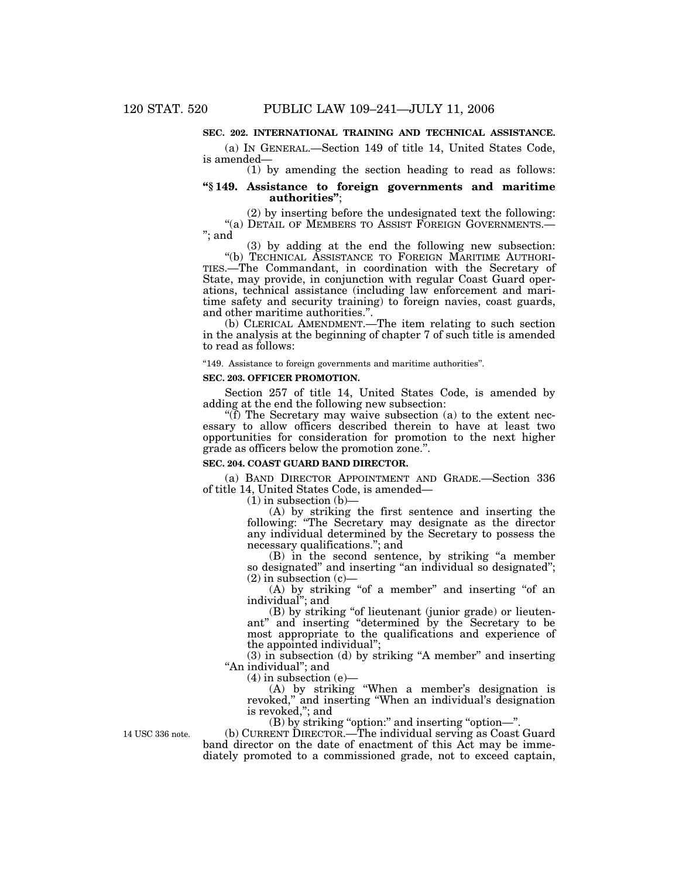**SEC. 202. INTERNATIONAL TRAINING AND TECHNICAL ASSISTANCE.**

(a) IN GENERAL.—Section 149 of title 14, United States Code, is amended—

(1) by amending the section heading to read as follows:

**"§ 149. Assistance to foreign governments and maritime authorities"**;

(2) by inserting before the undesignated text the following: "(a) DETAIL OF MEMBERS TO ASSIST FOREIGN GOVERNMENTS.— "; and

(3) by adding at the end the following new subsection:

"(b) TECHNICAL ASSISTANCE TO FOREIGN MARITIME AUTHORITIES.—The Commandant, in coordination with the Secretary of State, may provide, in conjunction with regular Coast Guard operations, technical assistance (including law enforcement and maritime safety and security training) to foreign navies, coast guards, and other maritime authorities.".

(b) CLERICAL AMENDMENT.—The item relating to such section in the analysis at the beginning of chapter 7 of such title is amended to read as follows:

"149. Assistance to foreign governments and maritime authorities".

**SEC. 203. OFFICER PROMOTION.**

Section 257 of title 14, United States Code, is amended by adding at the end the following new subsection:

"(f) The Secretary may waive subsection (a) to the extent necessary to allow officers described therein to have at least two opportunities for consideration for promotion to the next higher grade as officers below the promotion zone.".

**SEC. 204. COAST GUARD BAND DIRECTOR.**

(a) BAND DIRECTOR APPOINTMENT AND GRADE.—Section 336 of title 14, United States Code, is amended—

(1) in subsection (b)—

(A) by striking the first sentence and inserting the following: "The Secretary may designate as the director any individual determined by the Secretary to possess the necessary qualifications."; and

(B) in the second sentence, by striking "a member so designated" and inserting "an individual so designated";

(2) in subsection (c)—

(A) by striking "of a member" and inserting "of an individual"; and

(B) by striking "of lieutenant (junior grade) or lieutenant" and inserting "determined by the Secretary to be most appropriate to the qualifications and experience of the appointed individual";

(3) in subsection (d) by striking "A member" and inserting "An individual"; and

(4) in subsection (e)—

(A) by striking "When a member's designation is revoked," and inserting "When an individual's designation is revoked,"; and

(B) by striking "option:" and inserting "option—".

14 USC 336 note.

(b) CURRENT DIRECTOR.—The individual serving as Coast Guard band director on the date of enactment of this Act may be immediately promoted to a commissioned grade, not to exceed captain,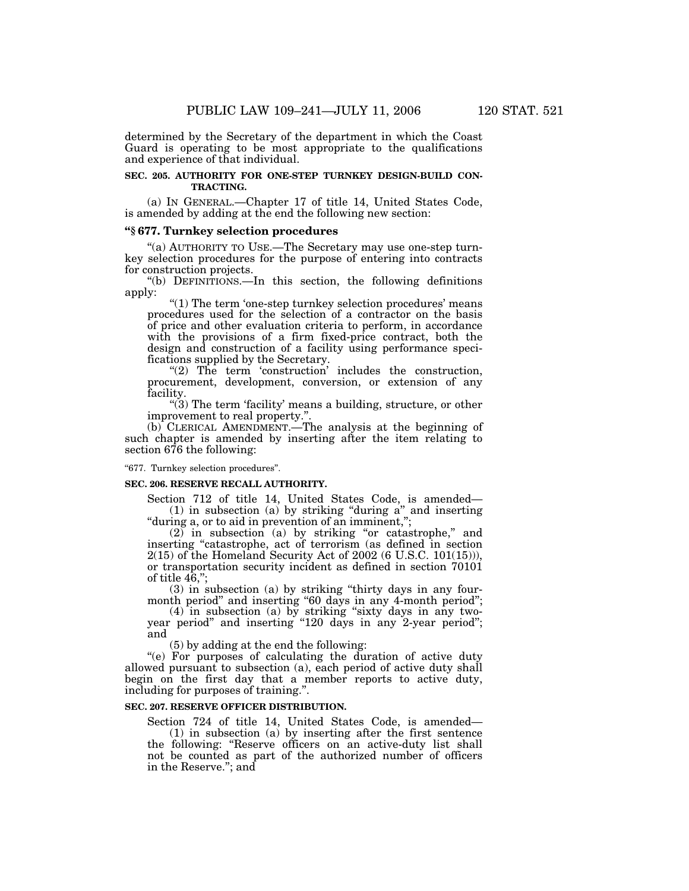determined by the Secretary of the department in which the Coast Guard is operating to be most appropriate to the qualifications and experience of that individual.

**SEC. 205. AUTHORITY FOR ONE-STEP TURNKEY DESIGN-BUILD CONTRACTING.**

(a) IN GENERAL.—Chapter 17 of title 14, United States Code, is amended by adding at the end the following new section:

**"§ 677. Turnkey selection procedures**

"(a) AUTHORITY TO USE.—The Secretary may use one-step turnkey selection procedures for the purpose of entering into contracts for construction projects.

"(b) DEFINITIONS.—In this section, the following definitions apply:

"(1) The term 'one-step turnkey selection procedures' means procedures used for the selection of a contractor on the basis of price and other evaluation criteria to perform, in accordance with the provisions of a firm fixed-price contract, both the design and construction of a facility using performance specifications supplied by the Secretary.

"(2) The term 'construction' includes the construction, procurement, development, conversion, or extension of any facility.

"(3) The term 'facility' means a building, structure, or other improvement to real property.".

(b) CLERICAL AMENDMENT.—The analysis at the beginning of such chapter is amended by inserting after the item relating to section 676 the following:

"677. Turnkey selection procedures".

**SEC. 206. RESERVE RECALL AUTHORITY.**

Section 712 of title 14, United States Code, is amended—

(1) in subsection (a) by striking "during a" and inserting "during a, or to aid in prevention of an imminent,";

(2) in subsection (a) by striking "or catastrophe," and inserting "catastrophe, act of terrorism (as defined in section 2(15) of the Homeland Security Act of 2002 (6 U.S.C. 101(15))), or transportation security incident as defined in section 70101 of title 46,";

(3) in subsection (a) by striking "thirty days in any four-month period" and inserting "60 days in any 4-month period";

(4) in subsection (a) by striking "sixty days in any two-year period" and inserting "120 days in any 2-year period"; and

(5) by adding at the end the following:

"(e) For purposes of calculating the duration of active duty allowed pursuant to subsection (a), each period of active duty shall begin on the first day that a member reports to active duty, including for purposes of training.".

**SEC. 207. RESERVE OFFICER DISTRIBUTION.**

Section 724 of title 14, United States Code, is amended—

(1) in subsection (a) by inserting after the first sentence the following: "Reserve officers on an active-duty list shall not be counted as part of the authorized number of officers in the Reserve."; and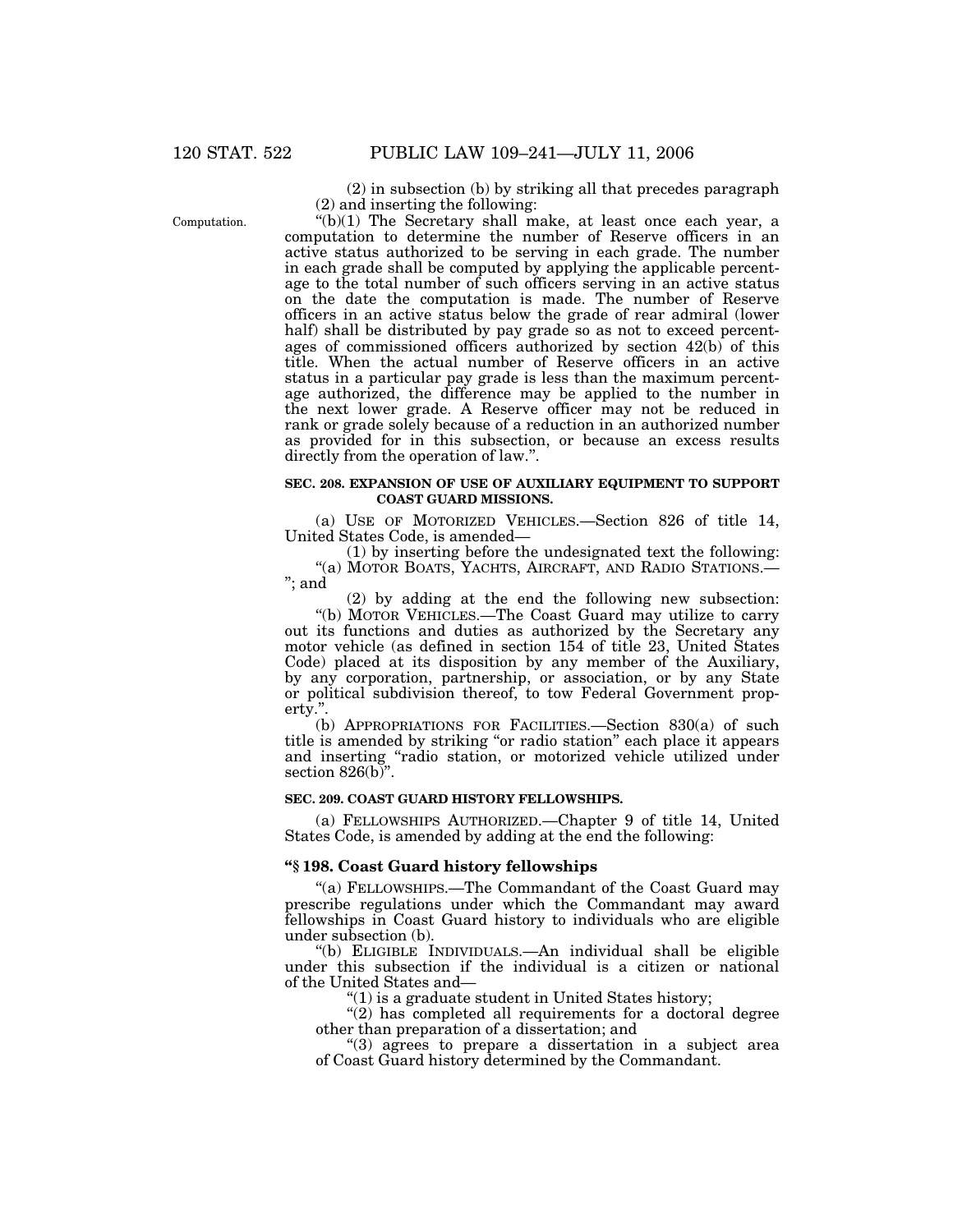(2) in subsection (b) by striking all that precedes paragraph (2) and inserting the following:

Computation.

"(b)(1) The Secretary shall make, at least once each year, a computation to determine the number of Reserve officers in an active status authorized to be serving in each grade. The number in each grade shall be computed by applying the applicable percentage to the total number of such officers serving in an active status on the date the computation is made. The number of Reserve officers in an active status below the grade of rear admiral (lower half) shall be distributed by pay grade so as not to exceed percentages of commissioned officers authorized by section 42(b) of this title. When the actual number of Reserve officers in an active status in a particular pay grade is less than the maximum percentage authorized, the difference may be applied to the number in the next lower grade. A Reserve officer may not be reduced in rank or grade solely because of a reduction in an authorized number as provided for in this subsection, or because an excess results directly from the operation of law.".

**SEC. 208. EXPANSION OF USE OF AUXILIARY EQUIPMENT TO SUPPORT COAST GUARD MISSIONS.**

(a) USE OF MOTORIZED VEHICLES.—Section 826 of title 14, United States Code, is amended—

(1) by inserting before the undesignated text the following: "(a) MOTOR BOATS, YACHTS, AIRCRAFT, AND RADIO STATIONS.— "; and

(2) by adding at the end the following new subsection:

"(b) MOTOR VEHICLES.—The Coast Guard may utilize to carry out its functions and duties as authorized by the Secretary any motor vehicle (as defined in section 154 of title 23, United States Code) placed at its disposition by any member of the Auxiliary, by any corporation, partnership, or association, or by any State or political subdivision thereof, to tow Federal Government property.".

(b) APPROPRIATIONS FOR FACILITIES.—Section 830(a) of such title is amended by striking "or radio station" each place it appears and inserting "radio station, or motorized vehicle utilized under section 826(b)".

**SEC. 209. COAST GUARD HISTORY FELLOWSHIPS.**

(a) FELLOWSHIPS AUTHORIZED.—Chapter 9 of title 14, United States Code, is amended by adding at the end the following:

**"§ 198. Coast Guard history fellowships**

"(a) FELLOWSHIPS.—The Commandant of the Coast Guard may prescribe regulations under which the Commandant may award fellowships in Coast Guard history to individuals who are eligible under subsection (b).

"(b) ELIGIBLE INDIVIDUALS.—An individual shall be eligible under this subsection if the individual is a citizen or national of the United States and—

"(1) is a graduate student in United States history;

"(2) has completed all requirements for a doctoral degree other than preparation of a dissertation; and

"(3) agrees to prepare a dissertation in a subject area of Coast Guard history determined by the Commandant.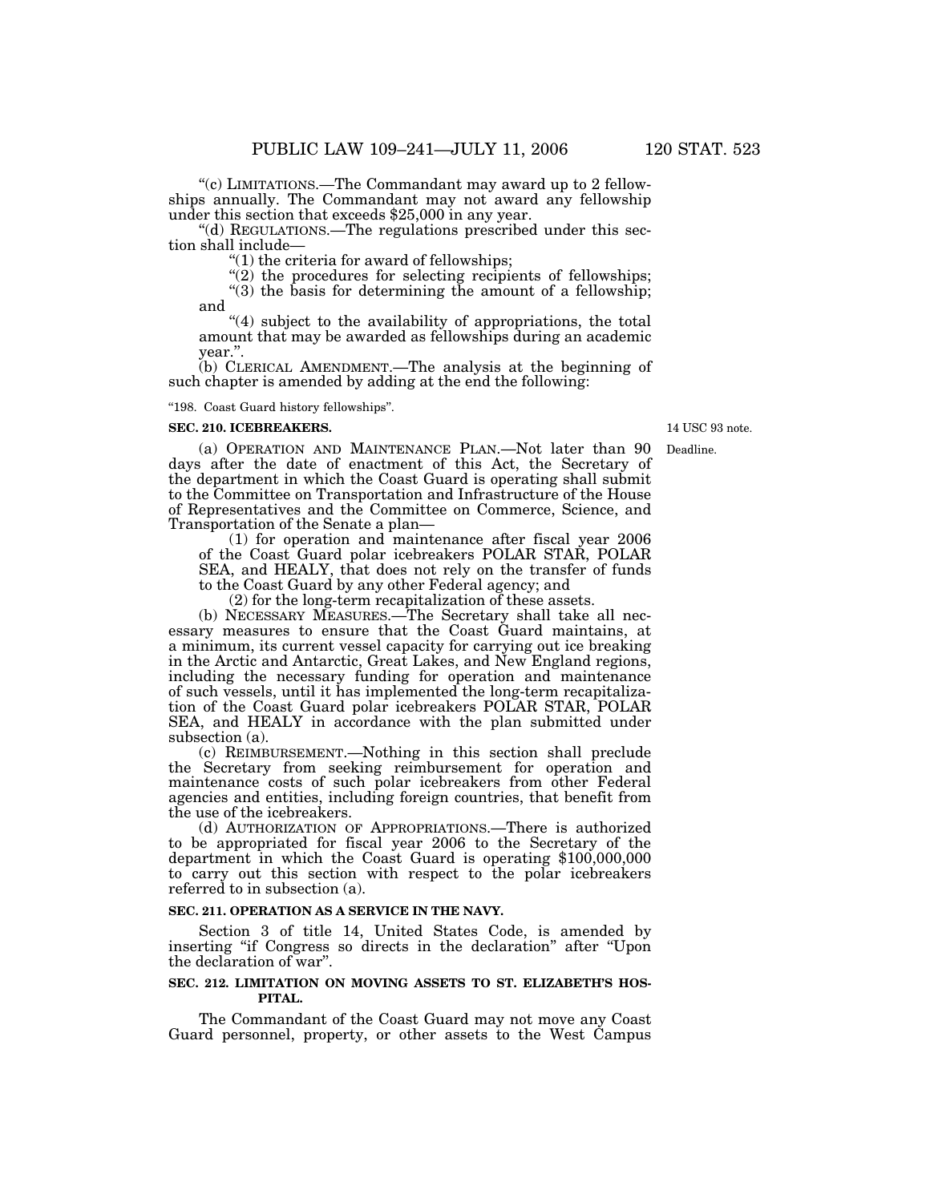"(c) LIMITATIONS.—The Commandant may award up to 2 fellowships annually. The Commandant may not award any fellowship under this section that exceeds $25,000 in any year.

"(d) REGULATIONS.—The regulations prescribed under this section shall include—

"(1) the criteria for award of fellowships;

"(2) the procedures for selecting recipients of fellowships;

"(3) the basis for determining the amount of a fellowship; and

"(4) subject to the availability of appropriations, the total amount that may be awarded as fellowships during an academic year.".

(b) CLERICAL AMENDMENT.—The analysis at the beginning of such chapter is amended by adding at the end the following:

"198. Coast Guard history fellowships".

**SEC. 210. ICEBREAKERS.**

14 USC 93 note.

Deadline.

(a) OPERATION AND MAINTENANCE PLAN.—Not later than 90 days after the date of enactment of this Act, the Secretary of the department in which the Coast Guard is operating shall submit to the Committee on Transportation and Infrastructure of the House of Representatives and the Committee on Commerce, Science, and Transportation of the Senate a plan—

(1) for operation and maintenance after fiscal year 2006 of the Coast Guard polar icebreakers POLAR STAR, POLAR SEA, and HEALY, that does not rely on the transfer of funds to the Coast Guard by any other Federal agency; and

(2) for the long-term recapitalization of these assets.

(b) NECESSARY MEASURES.—The Secretary shall take all necessary measures to ensure that the Coast Guard maintains, at a minimum, its current vessel capacity for carrying out ice breaking in the Arctic and Antarctic, Great Lakes, and New England regions, including the necessary funding for operation and maintenance of such vessels, until it has implemented the long-term recapitalization of the Coast Guard polar icebreakers POLAR STAR, POLAR SEA, and HEALY in accordance with the plan submitted under subsection (a).

(c) REIMBURSEMENT.—Nothing in this section shall preclude the Secretary from seeking reimbursement for operation and maintenance costs of such polar icebreakers from other Federal agencies and entities, including foreign countries, that benefit from the use of the icebreakers.

(d) AUTHORIZATION OF APPROPRIATIONS.—There is authorized to be appropriated for fiscal year 2006 to the Secretary of the department in which the Coast Guard is operating $100,000,000 to carry out this section with respect to the polar icebreakers referred to in subsection (a).

**SEC. 211. OPERATION AS A SERVICE IN THE NAVY.**

Section 3 of title 14, United States Code, is amended by inserting "if Congress so directs in the declaration" after "Upon the declaration of war".

**SEC. 212. LIMITATION ON MOVING ASSETS TO ST. ELIZABETH'S HOSPITAL.**

The Commandant of the Coast Guard may not move any Coast Guard personnel, property, or other assets to the West Campus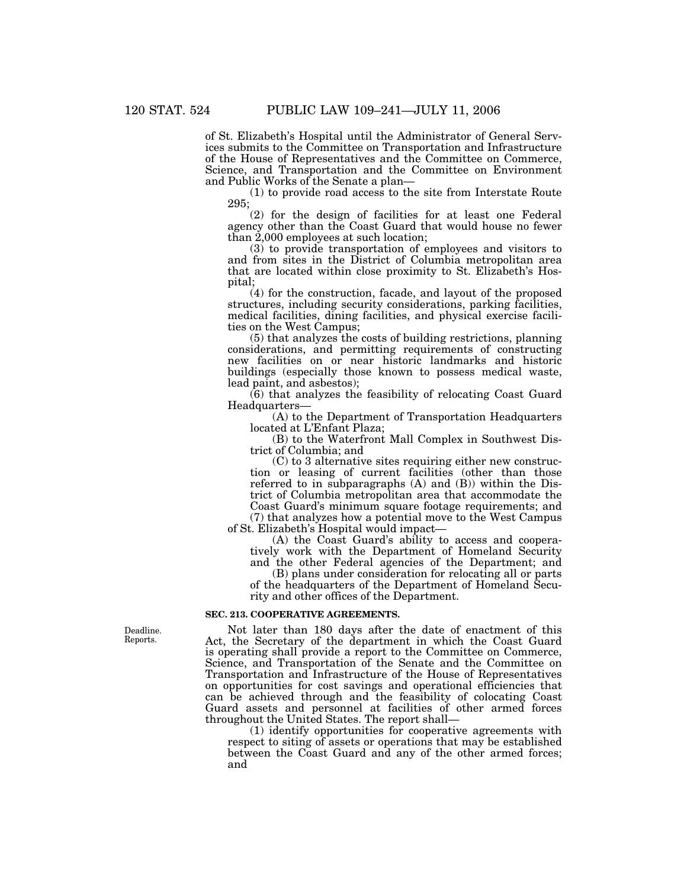of St. Elizabeth's Hospital until the Administrator of General Services submits to the Committee on Transportation and Infrastructure of the House of Representatives and the Committee on Commerce, Science, and Transportation and the Committee on Environment and Public Works of the Senate a plan—

(1) to provide road access to the site from Interstate Route 295;

(2) for the design of facilities for at least one Federal agency other than the Coast Guard that would house no fewer than 2,000 employees at such location;

(3) to provide transportation of employees and visitors to and from sites in the District of Columbia metropolitan area that are located within close proximity to St. Elizabeth's Hospital;

(4) for the construction, facade, and layout of the proposed structures, including security considerations, parking facilities, medical facilities, dining facilities, and physical exercise facilities on the West Campus;

(5) that analyzes the costs of building restrictions, planning considerations, and permitting requirements of constructing new facilities on or near historic landmarks and historic buildings (especially those known to possess medical waste, lead paint, and asbestos);

(6) that analyzes the feasibility of relocating Coast Guard Headquarters—

(A) to the Department of Transportation Headquarters located at L'Enfant Plaza;

(B) to the Waterfront Mall Complex in Southwest District of Columbia; and

(C) to 3 alternative sites requiring either new construction or leasing of current facilities (other than those referred to in subparagraphs (A) and (B)) within the District of Columbia metropolitan area that accommodate the Coast Guard's minimum square footage requirements; and

(7) that analyzes how a potential move to the West Campus of St. Elizabeth's Hospital would impact—

(A) the Coast Guard's ability to access and cooperatively work with the Department of Homeland Security and the other Federal agencies of the Department; and

(B) plans under consideration for relocating all or parts of the headquarters of the Department of Homeland Security and other offices of the Department.

**SEC. 213. COOPERATIVE AGREEMENTS.**

Deadline.
Reports.

Not later than 180 days after the date of enactment of this Act, the Secretary of the department in which the Coast Guard is operating shall provide a report to the Committee on Commerce, Science, and Transportation of the Senate and the Committee on Transportation and Infrastructure of the House of Representatives on opportunities for cost savings and operational efficiencies that can be achieved through and the feasibility of colocating Coast Guard assets and personnel at facilities of other armed forces throughout the United States. The report shall—

(1) identify opportunities for cooperative agreements with respect to siting of assets or operations that may be established between the Coast Guard and any of the other armed forces; and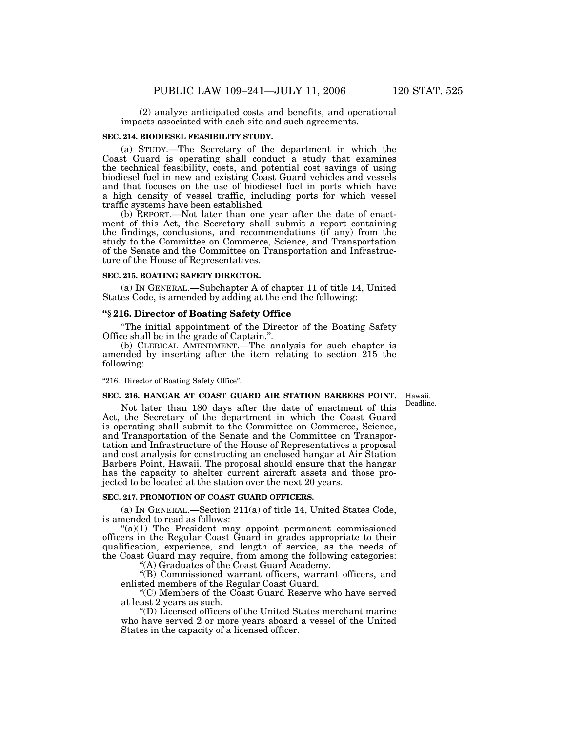(2) analyze anticipated costs and benefits, and operational impacts associated with each site and such agreements.

**SEC. 214. BIODIESEL FEASIBILITY STUDY.**

(a) STUDY.—The Secretary of the department in which the Coast Guard is operating shall conduct a study that examines the technical feasibility, costs, and potential cost savings of using biodiesel fuel in new and existing Coast Guard vehicles and vessels and that focuses on the use of biodiesel fuel in ports which have a high density of vessel traffic, including ports for which vessel traffic systems have been established.

(b) REPORT.—Not later than one year after the date of enactment of this Act, the Secretary shall submit a report containing the findings, conclusions, and recommendations (if any) from the study to the Committee on Commerce, Science, and Transportation of the Senate and the Committee on Transportation and Infrastructure of the House of Representatives.

**SEC. 215. BOATING SAFETY DIRECTOR.**

(a) IN GENERAL.—Subchapter A of chapter 11 of title 14, United States Code, is amended by adding at the end the following:

**"§ 216. Director of Boating Safety Office**

"The initial appointment of the Director of the Boating Safety Office shall be in the grade of Captain.".

(b) CLERICAL AMENDMENT.—The analysis for such chapter is amended by inserting after the item relating to section 215 the following:

"216. Director of Boating Safety Office".

**SEC. 216. HANGAR AT COAST GUARD AIR STATION BARBERS POINT.**

Hawaii. Deadline.

Not later than 180 days after the date of enactment of this Act, the Secretary of the department in which the Coast Guard is operating shall submit to the Committee on Commerce, Science, and Transportation of the Senate and the Committee on Transportation and Infrastructure of the House of Representatives a proposal and cost analysis for constructing an enclosed hangar at Air Station Barbers Point, Hawaii. The proposal should ensure that the hangar has the capacity to shelter current aircraft assets and those projected to be located at the station over the next 20 years.

**SEC. 217. PROMOTION OF COAST GUARD OFFICERS.**

(a) IN GENERAL.—Section 211(a) of title 14, United States Code, is amended to read as follows:

"(a)(1) The President may appoint permanent commissioned officers in the Regular Coast Guard in grades appropriate to their qualification, experience, and length of service, as the needs of the Coast Guard may require, from among the following categories:

"(A) Graduates of the Coast Guard Academy.

"(B) Commissioned warrant officers, warrant officers, and enlisted members of the Regular Coast Guard.

"(C) Members of the Coast Guard Reserve who have served at least 2 years as such.

"(D) Licensed officers of the United States merchant marine who have served 2 or more years aboard a vessel of the United States in the capacity of a licensed officer.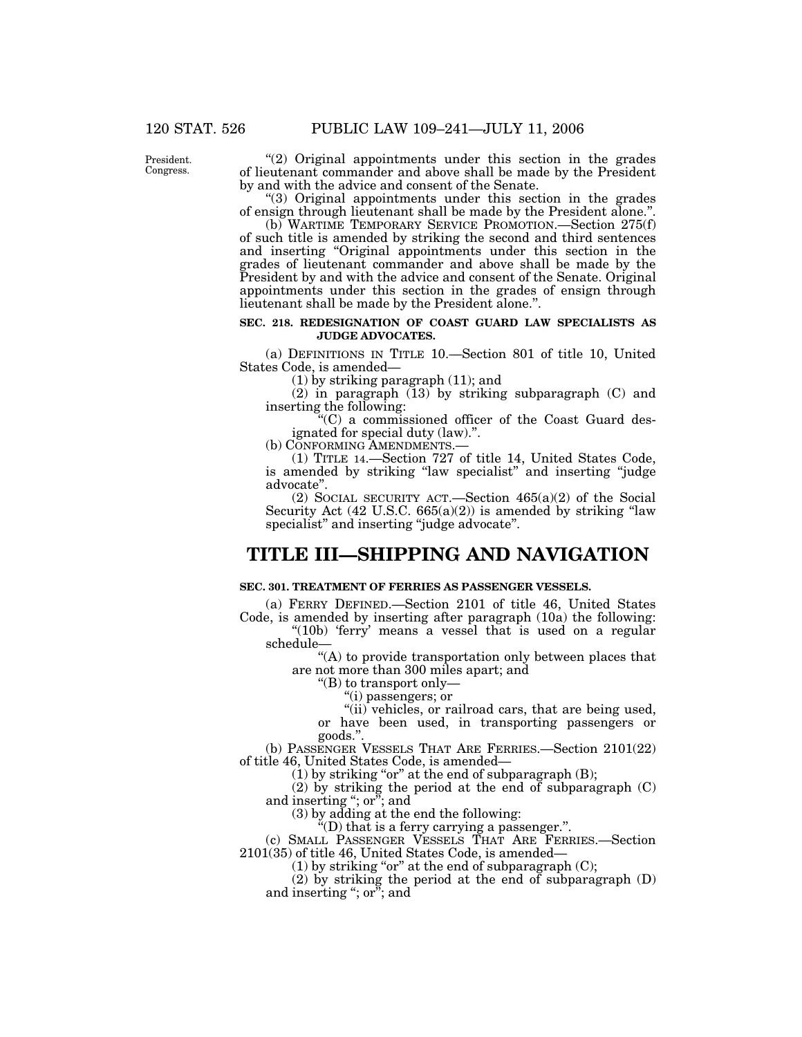President.
Congress.

"(2) Original appointments under this section in the grades of lieutenant commander and above shall be made by the President by and with the advice and consent of the Senate.

"(3) Original appointments under this section in the grades of ensign through lieutenant shall be made by the President alone.".

(b) WARTIME TEMPORARY SERVICE PROMOTION.—Section 275(f) of such title is amended by striking the second and third sentences and inserting "Original appointments under this section in the grades of lieutenant commander and above shall be made by the President by and with the advice and consent of the Senate. Original appointments under this section in the grades of ensign through lieutenant shall be made by the President alone.".

**SEC. 218. REDESIGNATION OF COAST GUARD LAW SPECIALISTS AS JUDGE ADVOCATES.**

(a) DEFINITIONS IN TITLE 10.—Section 801 of title 10, United States Code, is amended—

(1) by striking paragraph (11); and

(2) in paragraph (13) by striking subparagraph (C) and inserting the following:

"(C) a commissioned officer of the Coast Guard designated for special duty (law).".

(b) CONFORMING AMENDMENTS.—

(1) TITLE 14.—Section 727 of title 14, United States Code, is amended by striking "law specialist" and inserting "judge advocate".

(2) SOCIAL SECURITY ACT.—Section 465(a)(2) of the Social Security Act (42 U.S.C. 665(a)(2)) is amended by striking "law specialist" and inserting "judge advocate".

# TITLE III—SHIPPING AND NAVIGATION

**SEC. 301. TREATMENT OF FERRIES AS PASSENGER VESSELS.**

(a) FERRY DEFINED.—Section 2101 of title 46, United States Code, is amended by inserting after paragraph (10a) the following:

"(10b) 'ferry' means a vessel that is used on a regular schedule—

"(A) to provide transportation only between places that are not more than 300 miles apart; and

"(B) to transport only—

"(i) passengers; or

"(ii) vehicles, or railroad cars, that are being used, or have been used, in transporting passengers or goods.".

(b) PASSENGER VESSELS THAT ARE FERRIES.—Section 2101(22) of title 46, United States Code, is amended—

(1) by striking "or" at the end of subparagraph (B);

(2) by striking the period at the end of subparagraph (C) and inserting "; or"; and

(3) by adding at the end the following:

"(D) that is a ferry carrying a passenger.".

(c) SMALL PASSENGER VESSELS THAT ARE FERRIES.—Section 2101(35) of title 46, United States Code, is amended—

(1) by striking "or" at the end of subparagraph (C);

(2) by striking the period at the end of subparagraph (D) and inserting "; or"; and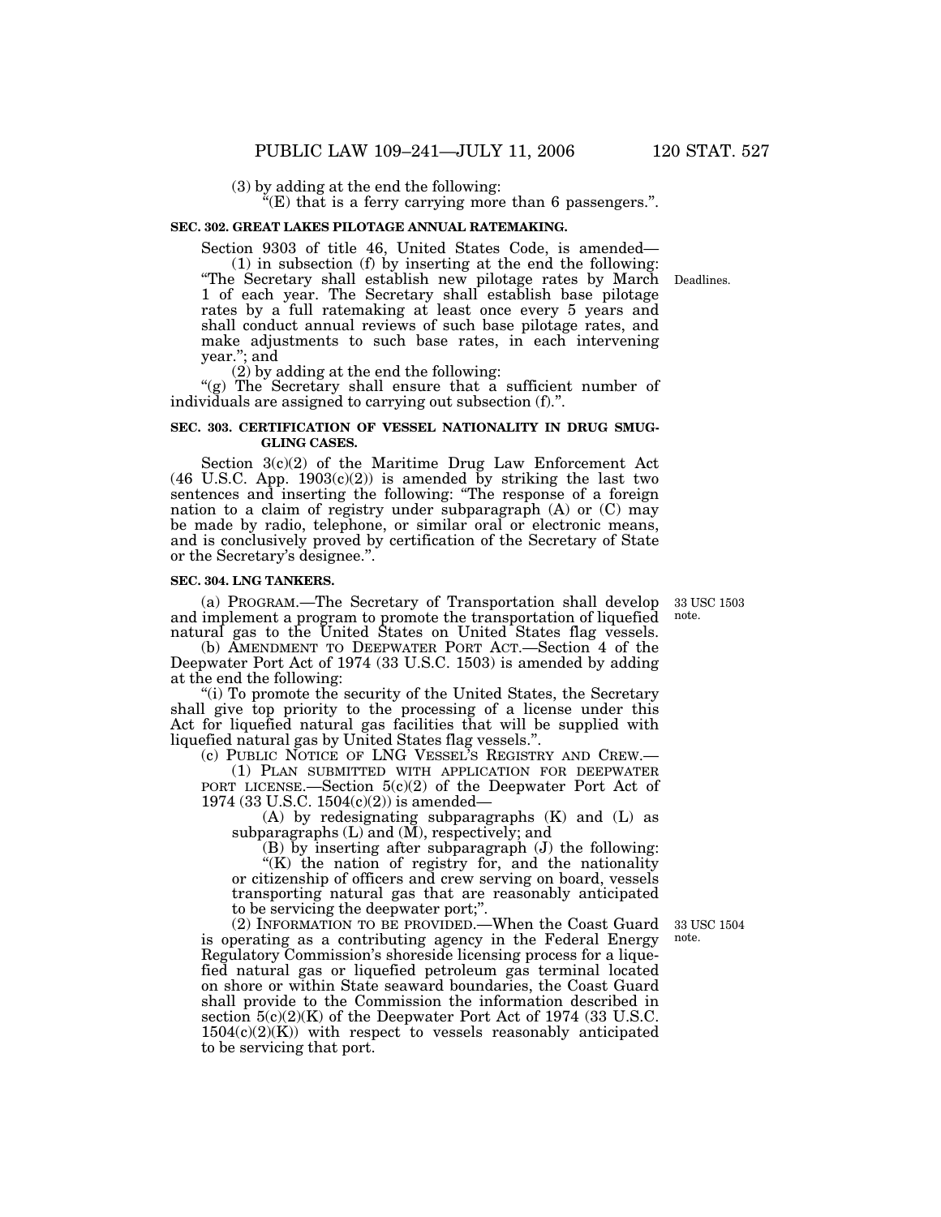(3) by adding at the end the following:

"(E) that is a ferry carrying more than 6 passengers.".

**SEC. 302. GREAT LAKES PILOTAGE ANNUAL RATEMAKING.**

Section 9303 of title 46, United States Code, is amended—

(1) in subsection (f) by inserting at the end the following: "The Secretary shall establish new pilotage rates by March 1 of each year. The Secretary shall establish base pilotage rates by a full ratemaking at least once every 5 years and shall conduct annual reviews of such base pilotage rates, and make adjustments to such base rates, in each intervening year."; and

Deadlines.

(2) by adding at the end the following:

"(g) The Secretary shall ensure that a sufficient number of individuals are assigned to carrying out subsection (f).".

**SEC. 303. CERTIFICATION OF VESSEL NATIONALITY IN DRUG SMUGGLING CASES.**

Section 3(c)(2) of the Maritime Drug Law Enforcement Act (46 U.S.C. App. 1903(c)(2)) is amended by striking the last two sentences and inserting the following: "The response of a foreign nation to a claim of registry under subparagraph (A) or (C) may be made by radio, telephone, or similar oral or electronic means, and is conclusively proved by certification of the Secretary of State or the Secretary's designee.".

**SEC. 304. LNG TANKERS.**

33 USC 1503 note.

(a) PROGRAM.—The Secretary of Transportation shall develop and implement a program to promote the transportation of liquefied natural gas to the United States on United States flag vessels.

(b) AMENDMENT TO DEEPWATER PORT ACT.—Section 4 of the Deepwater Port Act of 1974 (33 U.S.C. 1503) is amended by adding at the end the following:

"(i) To promote the security of the United States, the Secretary shall give top priority to the processing of a license under this Act for liquefied natural gas facilities that will be supplied with liquefied natural gas by United States flag vessels.".

(c) PUBLIC NOTICE OF LNG VESSEL'S REGISTRY AND CREW.—

(1) PLAN SUBMITTED WITH APPLICATION FOR DEEPWATER PORT LICENSE.—Section 5(c)(2) of the Deepwater Port Act of 1974 (33 U.S.C. 1504(c)(2)) is amended—

(A) by redesignating subparagraphs (K) and (L) as subparagraphs (L) and (M), respectively; and

(B) by inserting after subparagraph (J) the following:

"(K) the nation of registry for, and the nationality or citizenship of officers and crew serving on board, vessels transporting natural gas that are reasonably anticipated to be servicing the deepwater port;".

33 USC 1504 note.

(2) INFORMATION TO BE PROVIDED.—When the Coast Guard is operating as a contributing agency in the Federal Energy Regulatory Commission's shoreside licensing process for a liquefied natural gas or liquefied petroleum gas terminal located on shore or within State seaward boundaries, the Coast Guard shall provide to the Commission the information described in section 5(c)(2)(K) of the Deepwater Port Act of 1974 (33 U.S.C. 1504(c)(2)(K)) with respect to vessels reasonably anticipated to be servicing that port.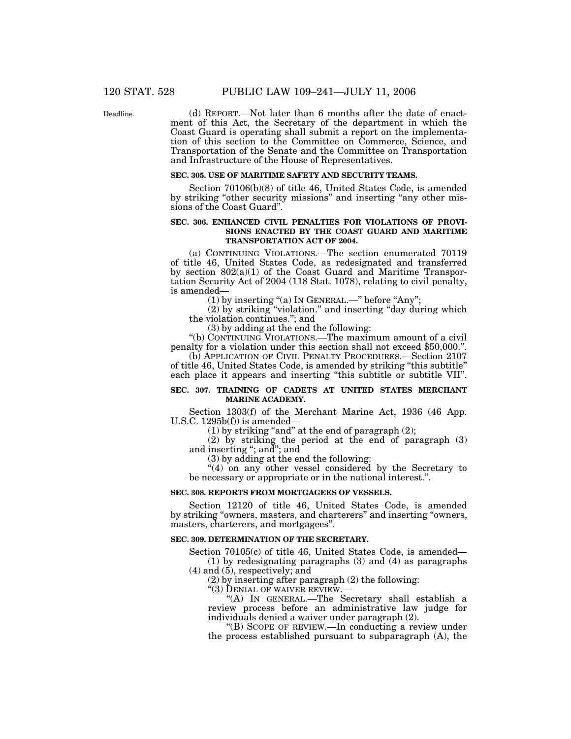Deadline.

(d) REPORT.—Not later than 6 months after the date of enactment of this Act, the Secretary of the department in which the Coast Guard is operating shall submit a report on the implementation of this section to the Committee on Commerce, Science, and Transportation of the Senate and the Committee on Transportation and Infrastructure of the House of Representatives.

**SEC. 305. USE OF MARITIME SAFETY AND SECURITY TEAMS.**

Section 70106(b)(8) of title 46, United States Code, is amended by striking "other security missions" and inserting "any other missions of the Coast Guard".

**SEC. 306. ENHANCED CIVIL PENALTIES FOR VIOLATIONS OF PROVISIONS ENACTED BY THE COAST GUARD AND MARITIME TRANSPORTATION ACT OF 2004.**

(a) CONTINUING VIOLATIONS.—The section enumerated 70119 of title 46, United States Code, as redesignated and transferred by section 802(a)(1) of the Coast Guard and Maritime Transportation Security Act of 2004 (118 Stat. 1078), relating to civil penalty, is amended—

(1) by inserting "(a) IN GENERAL.—" before "Any";

(2) by striking "violation." and inserting "day during which the violation continues."; and

(3) by adding at the end the following:

"(b) CONTINUING VIOLATIONS.—The maximum amount of a civil penalty for a violation under this section shall not exceed $50,000.".

(b) APPLICATION OF CIVIL PENALTY PROCEDURES.—Section 2107 of title 46, United States Code, is amended by striking "this subtitle" each place it appears and inserting "this subtitle or subtitle VII".

**SEC. 307. TRAINING OF CADETS AT UNITED STATES MERCHANT MARINE ACADEMY.**

Section 1303(f) of the Merchant Marine Act, 1936 (46 App. U.S.C. 1295b(f)) is amended—

(1) by striking "and" at the end of paragraph (2);

(2) by striking the period at the end of paragraph (3) and inserting "; and"; and

(3) by adding at the end the following:

"(4) on any other vessel considered by the Secretary to be necessary or appropriate or in the national interest.".

**SEC. 308. REPORTS FROM MORTGAGEES OF VESSELS.**

Section 12120 of title 46, United States Code, is amended by striking "owners, masters, and charterers" and inserting "owners, masters, charterers, and mortgagees".

**SEC. 309. DETERMINATION OF THE SECRETARY.**

Section 70105(c) of title 46, United States Code, is amended—

(1) by redesignating paragraphs (3) and (4) as paragraphs (4) and (5), respectively; and

(2) by inserting after paragraph (2) the following:

"(3) DENIAL OF WAIVER REVIEW.—

"(A) IN GENERAL.—The Secretary shall establish a review process before an administrative law judge for individuals denied a waiver under paragraph (2).

"(B) SCOPE OF REVIEW.—In conducting a review under the process established pursuant to subparagraph (A), the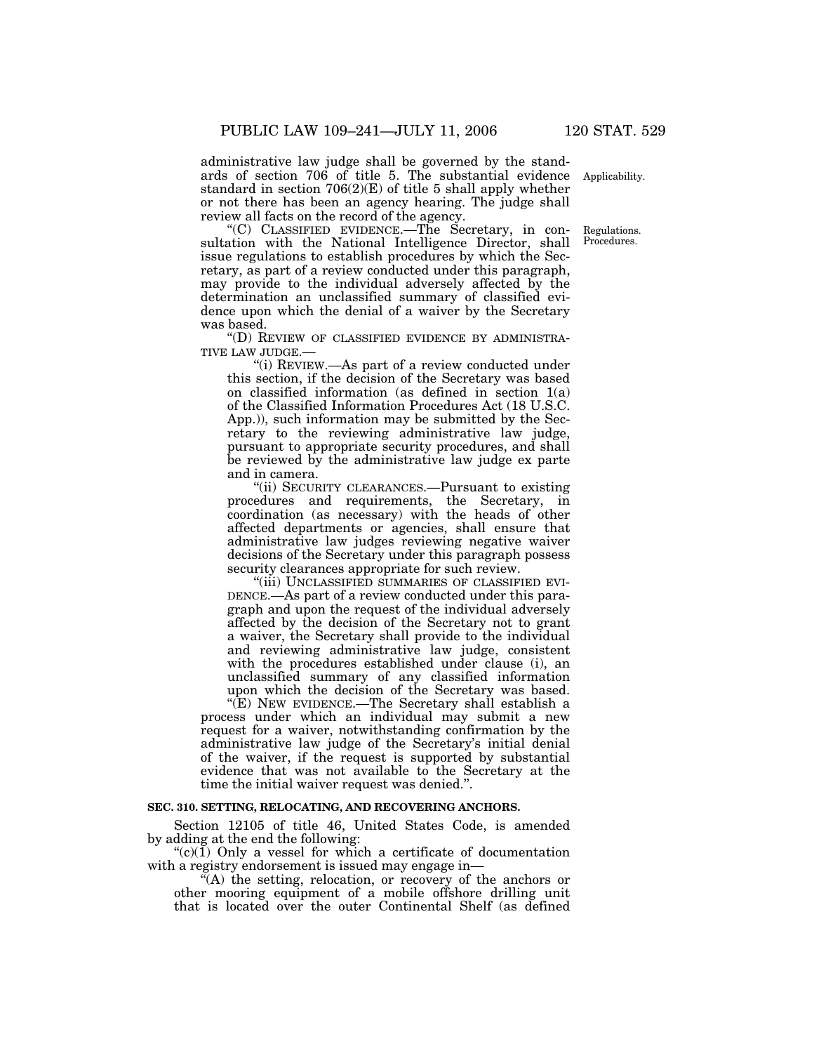administrative law judge shall be governed by the standards of section 706 of title 5. The substantial evidence standard in section 706(2)(E) of title 5 shall apply whether or not there has been an agency hearing. The judge shall review all facts on the record of the agency.

Applicability.

"(C) CLASSIFIED EVIDENCE.—The Secretary, in consultation with the National Intelligence Director, shall issue regulations to establish procedures by which the Secretary, as part of a review conducted under this paragraph, may provide to the individual adversely affected by the determination an unclassified summary of classified evidence upon which the denial of a waiver by the Secretary was based.

Regulations. Procedures.

"(D) REVIEW OF CLASSIFIED EVIDENCE BY ADMINISTRATIVE LAW JUDGE.—

"(i) REVIEW.—As part of a review conducted under this section, if the decision of the Secretary was based on classified information (as defined in section 1(a) of the Classified Information Procedures Act (18 U.S.C. App.)), such information may be submitted by the Secretary to the reviewing administrative law judge, pursuant to appropriate security procedures, and shall be reviewed by the administrative law judge ex parte and in camera.

"(ii) SECURITY CLEARANCES.—Pursuant to existing procedures and requirements, the Secretary, in coordination (as necessary) with the heads of other affected departments or agencies, shall ensure that administrative law judges reviewing negative waiver decisions of the Secretary under this paragraph possess security clearances appropriate for such review.

"(iii) UNCLASSIFIED SUMMARIES OF CLASSIFIED EVIDENCE.—As part of a review conducted under this paragraph and upon the request of the individual adversely affected by the decision of the Secretary not to grant a waiver, the Secretary shall provide to the individual and reviewing administrative law judge, consistent with the procedures established under clause (i), an unclassified summary of any classified information upon which the decision of the Secretary was based.

"(E) NEW EVIDENCE.—The Secretary shall establish a process under which an individual may submit a new request for a waiver, notwithstanding confirmation by the administrative law judge of the Secretary's initial denial of the waiver, if the request is supported by substantial evidence that was not available to the Secretary at the time the initial waiver request was denied.".

**SEC. 310. SETTING, RELOCATING, AND RECOVERING ANCHORS.**

Section 12105 of title 46, United States Code, is amended by adding at the end the following:

"(c)(1) Only a vessel for which a certificate of documentation with a registry endorsement is issued may engage in—

"(A) the setting, relocation, or recovery of the anchors or other mooring equipment of a mobile offshore drilling unit that is located over the outer Continental Shelf (as defined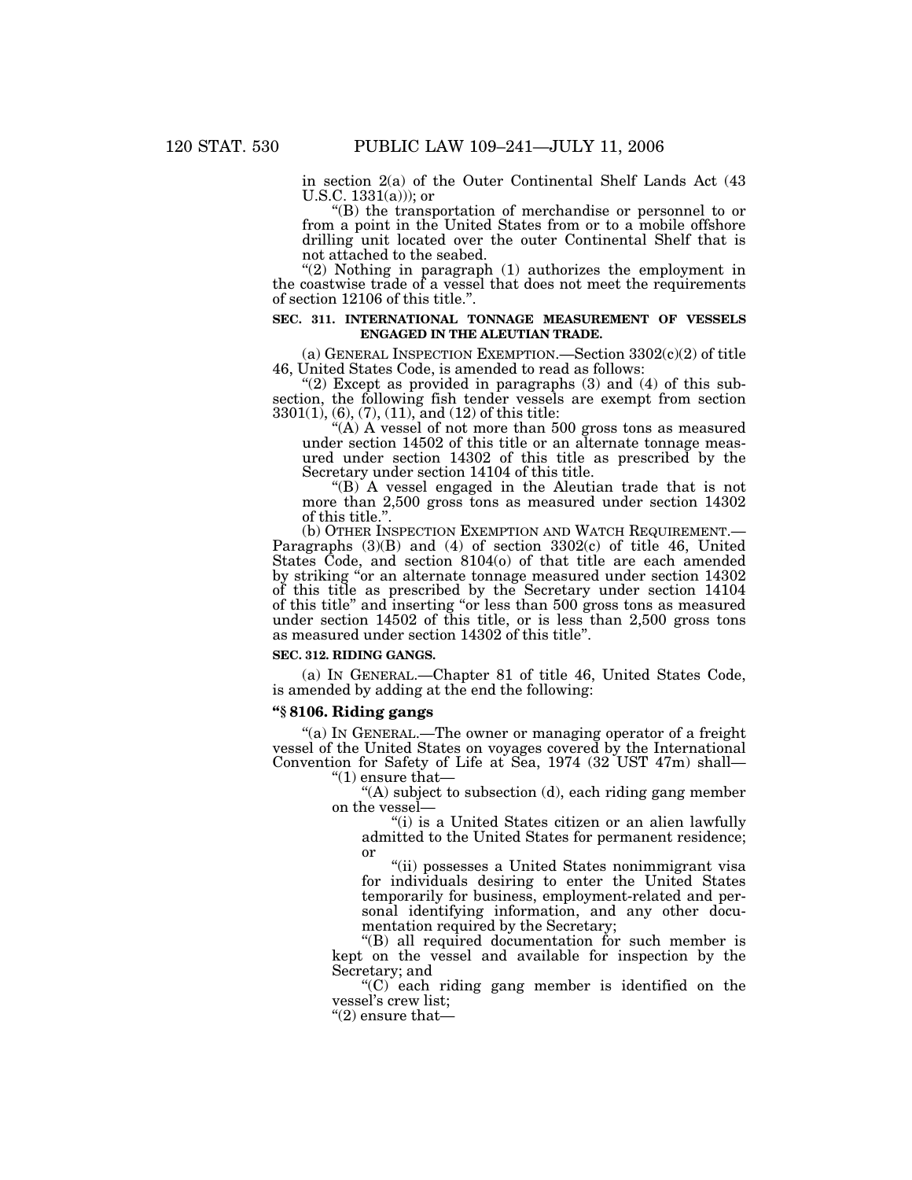in section 2(a) of the Outer Continental Shelf Lands Act (43 U.S.C. 1331(a))); or

"(B) the transportation of merchandise or personnel to or from a point in the United States from or to a mobile offshore drilling unit located over the outer Continental Shelf that is not attached to the seabed.

"(2) Nothing in paragraph (1) authorizes the employment in the coastwise trade of a vessel that does not meet the requirements of section 12106 of this title.".

**SEC. 311. INTERNATIONAL TONNAGE MEASUREMENT OF VESSELS ENGAGED IN THE ALEUTIAN TRADE.**

(a) GENERAL INSPECTION EXEMPTION.—Section 3302(c)(2) of title 46, United States Code, is amended to read as follows:

"(2) Except as provided in paragraphs (3) and (4) of this subsection, the following fish tender vessels are exempt from section 3301(1), (6), (7), (11), and (12) of this title:

"(A) A vessel of not more than 500 gross tons as measured under section 14502 of this title or an alternate tonnage measured under section 14302 of this title as prescribed by the Secretary under section 14104 of this title.

"(B) A vessel engaged in the Aleutian trade that is not more than 2,500 gross tons as measured under section 14302 of this title.".

(b) OTHER INSPECTION EXEMPTION AND WATCH REQUIREMENT.—Paragraphs (3)(B) and (4) of section 3302(c) of title 46, United States Code, and section 8104(o) of that title are each amended by striking "or an alternate tonnage measured under section 14302 of this title as prescribed by the Secretary under section 14104 of this title" and inserting "or less than 500 gross tons as measured under section 14502 of this title, or is less than 2,500 gross tons as measured under section 14302 of this title".

**SEC. 312. RIDING GANGS.**

(a) IN GENERAL.—Chapter 81 of title 46, United States Code, is amended by adding at the end the following:

**"§ 8106. Riding gangs**

"(a) IN GENERAL.—The owner or managing operator of a freight vessel of the United States on voyages covered by the International Convention for Safety of Life at Sea, 1974 (32 UST 47m) shall—

"(1) ensure that—

"(A) subject to subsection (d), each riding gang member on the vessel—

"(i) is a United States citizen or an alien lawfully admitted to the United States for permanent residence; or

"(ii) possesses a United States nonimmigrant visa for individuals desiring to enter the United States temporarily for business, employment-related and personal identifying information, and any other documentation required by the Secretary;

"(B) all required documentation for such member is kept on the vessel and available for inspection by the Secretary; and

"(C) each riding gang member is identified on the vessel's crew list;

"(2) ensure that—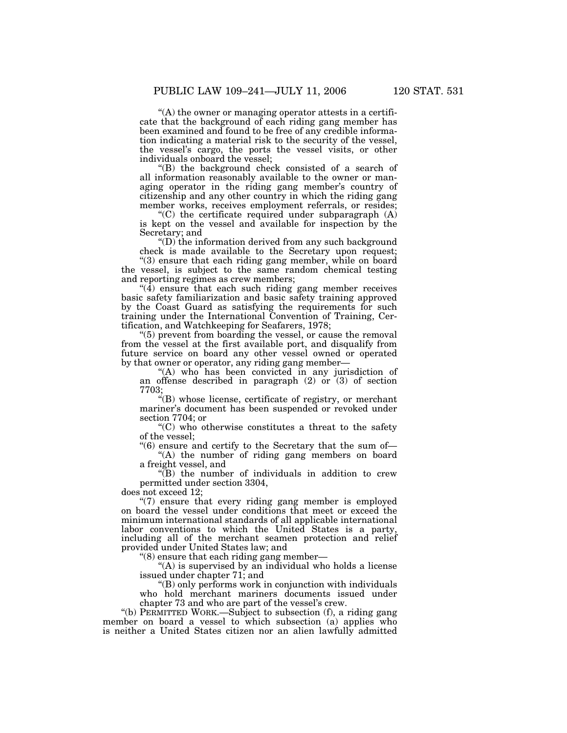"(A) the owner or managing operator attests in a certificate that the background of each riding gang member has been examined and found to be free of any credible information indicating a material risk to the security of the vessel, the vessel's cargo, the ports the vessel visits, or other individuals onboard the vessel;

"(B) the background check consisted of a search of all information reasonably available to the owner or managing operator in the riding gang member's country of citizenship and any other country in which the riding gang member works, receives employment referrals, or resides;

"(C) the certificate required under subparagraph (A) is kept on the vessel and available for inspection by the Secretary; and

"(D) the information derived from any such background check is made available to the Secretary upon request;

"(3) ensure that each riding gang member, while on board the vessel, is subject to the same random chemical testing and reporting regimes as crew members;

"(4) ensure that each such riding gang member receives basic safety familiarization and basic safety training approved by the Coast Guard as satisfying the requirements for such training under the International Convention of Training, Certification, and Watchkeeping for Seafarers, 1978;

"(5) prevent from boarding the vessel, or cause the removal from the vessel at the first available port, and disqualify from future service on board any other vessel owned or operated by that owner or operator, any riding gang member—

"(A) who has been convicted in any jurisdiction of an offense described in paragraph (2) or (3) of section 7703;

"(B) whose license, certificate of registry, or merchant mariner's document has been suspended or revoked under section 7704; or

"(C) who otherwise constitutes a threat to the safety of the vessel;

"(6) ensure and certify to the Secretary that the sum of—

"(A) the number of riding gang members on board a freight vessel, and

"(B) the number of individuals in addition to crew permitted under section 3304,

does not exceed 12;

"(7) ensure that every riding gang member is employed on board the vessel under conditions that meet or exceed the minimum international standards of all applicable international labor conventions to which the United States is a party, including all of the merchant seamen protection and relief provided under United States law; and

"(8) ensure that each riding gang member—

"(A) is supervised by an individual who holds a license issued under chapter 71; and

"(B) only performs work in conjunction with individuals who hold merchant mariners documents issued under chapter 73 and who are part of the vessel's crew.

"(b) PERMITTED WORK.—Subject to subsection (f), a riding gang member on board a vessel to which subsection (a) applies who is neither a United States citizen nor an alien lawfully admitted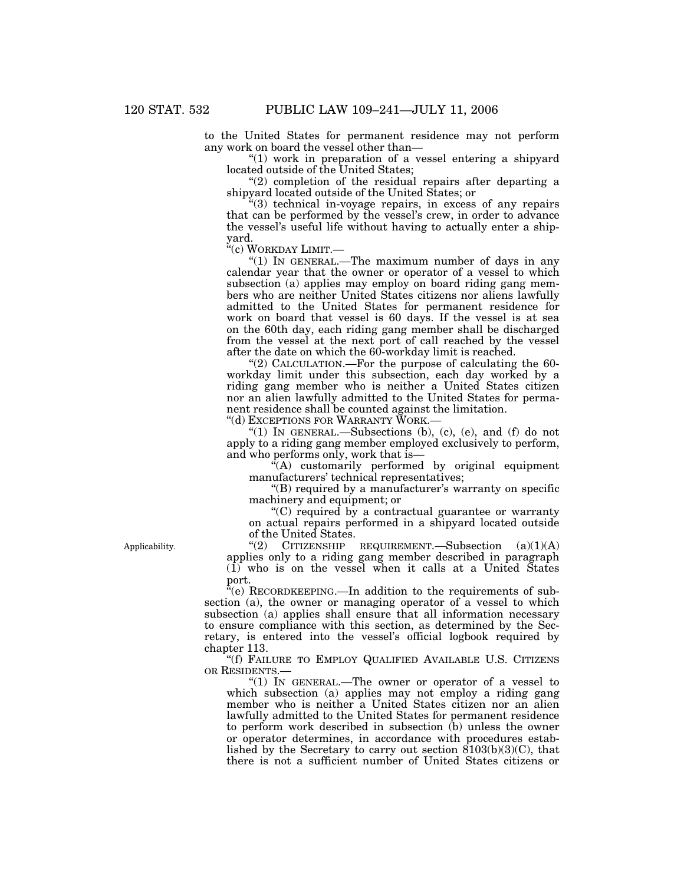to the United States for permanent residence may not perform any work on board the vessel other than—

"(1) work in preparation of a vessel entering a shipyard located outside of the United States;

"(2) completion of the residual repairs after departing a shipyard located outside of the United States; or

"(3) technical in-voyage repairs, in excess of any repairs that can be performed by the vessel's crew, in order to advance the vessel's useful life without having to actually enter a shipyard.

"(c) WORKDAY LIMIT.—

"(1) IN GENERAL.—The maximum number of days in any calendar year that the owner or operator of a vessel to which subsection (a) applies may employ on board riding gang members who are neither United States citizens nor aliens lawfully admitted to the United States for permanent residence for work on board that vessel is 60 days. If the vessel is at sea on the 60th day, each riding gang member shall be discharged from the vessel at the next port of call reached by the vessel after the date on which the 60-workday limit is reached.

"(2) CALCULATION.—For the purpose of calculating the 60-workday limit under this subsection, each day worked by a riding gang member who is neither a United States citizen nor an alien lawfully admitted to the United States for permanent residence shall be counted against the limitation.

"(d) EXCEPTIONS FOR WARRANTY WORK.—

"(1) IN GENERAL.—Subsections (b), (c), (e), and (f) do not apply to a riding gang member employed exclusively to perform, and who performs only, work that is—

"(A) customarily performed by original equipment manufacturers' technical representatives;

"(B) required by a manufacturer's warranty on specific machinery and equipment; or

"(C) required by a contractual guarantee or warranty on actual repairs performed in a shipyard located outside of the United States.

Applicability.

"(2) CITIZENSHIP REQUIREMENT.—Subsection (a)(1)(A) applies only to a riding gang member described in paragraph (1) who is on the vessel when it calls at a United States port.

"(e) RECORDKEEPING.—In addition to the requirements of subsection (a), the owner or managing operator of a vessel to which subsection (a) applies shall ensure that all information necessary to ensure compliance with this section, as determined by the Secretary, is entered into the vessel's official logbook required by chapter 113.

"(f) FAILURE TO EMPLOY QUALIFIED AVAILABLE U.S. CITIZENS OR RESIDENTS.—

"(1) IN GENERAL.—The owner or operator of a vessel to which subsection (a) applies may not employ a riding gang member who is neither a United States citizen nor an alien lawfully admitted to the United States for permanent residence to perform work described in subsection (b) unless the owner or operator determines, in accordance with procedures established by the Secretary to carry out section 8103(b)(3)(C), that there is not a sufficient number of United States citizens or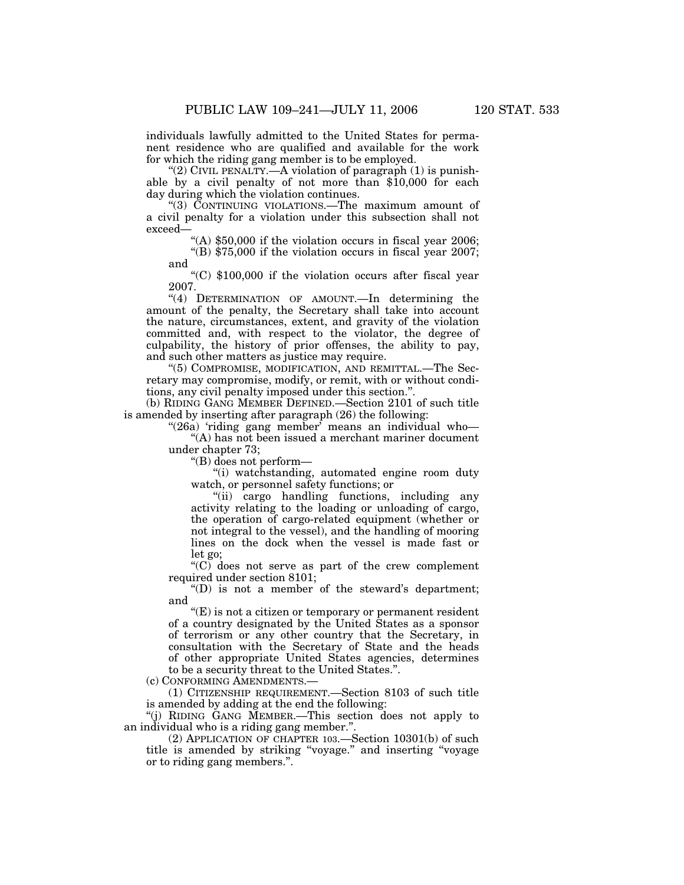individuals lawfully admitted to the United States for permanent residence who are qualified and available for the work for which the riding gang member is to be employed.

"(2) CIVIL PENALTY.—A violation of paragraph (1) is punishable by a civil penalty of not more than $10,000 for each day during which the violation continues.

"(3) CONTINUING VIOLATIONS.—The maximum amount of a civil penalty for a violation under this subsection shall not exceed—

"(A) $50,000 if the violation occurs in fiscal year 2006;

"(B) $75,000 if the violation occurs in fiscal year 2007; and

"(C) $100,000 if the violation occurs after fiscal year 2007.

"(4) DETERMINATION OF AMOUNT.—In determining the amount of the penalty, the Secretary shall take into account the nature, circumstances, extent, and gravity of the violation committed and, with respect to the violator, the degree of culpability, the history of prior offenses, the ability to pay, and such other matters as justice may require.

"(5) COMPROMISE, MODIFICATION, AND REMITTAL.—The Secretary may compromise, modify, or remit, with or without conditions, any civil penalty imposed under this section.".

(b) RIDING GANG MEMBER DEFINED.—Section 2101 of such title is amended by inserting after paragraph (26) the following:

"(26a) 'riding gang member' means an individual who—

"(A) has not been issued a merchant mariner document under chapter 73;

"(B) does not perform—

"(i) watchstanding, automated engine room duty watch, or personnel safety functions; or

"(ii) cargo handling functions, including any activity relating to the loading or unloading of cargo, the operation of cargo-related equipment (whether or not integral to the vessel), and the handling of mooring lines on the dock when the vessel is made fast or let go;

"(C) does not serve as part of the crew complement required under section 8101;

"(D) is not a member of the steward's department; and

"(E) is not a citizen or temporary or permanent resident of a country designated by the United States as a sponsor of terrorism or any other country that the Secretary, in consultation with the Secretary of State and the heads of other appropriate United States agencies, determines to be a security threat to the United States.".

(c) CONFORMING AMENDMENTS.—

(1) CITIZENSHIP REQUIREMENT.—Section 8103 of such title is amended by adding at the end the following:

"(j) RIDING GANG MEMBER.—This section does not apply to an individual who is a riding gang member.".

(2) APPLICATION OF CHAPTER 103.—Section 10301(b) of such title is amended by striking "voyage." and inserting "voyage or to riding gang members.".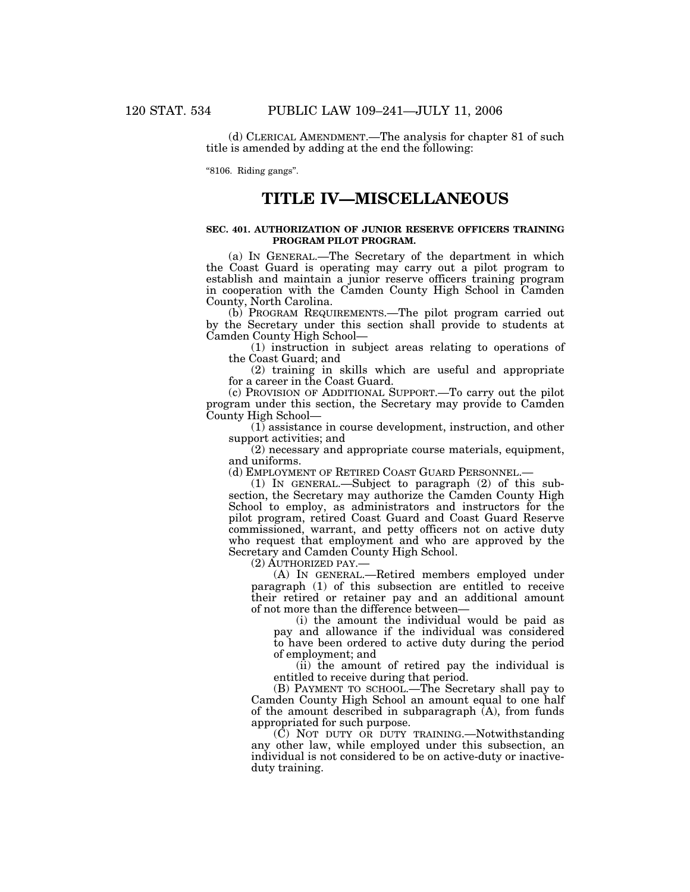(d) CLERICAL AMENDMENT.—The analysis for chapter 81 of such title is amended by adding at the end the following:

"8106. Riding gangs".

# TITLE IV—MISCELLANEOUS

### SEC. 401. AUTHORIZATION OF JUNIOR RESERVE OFFICERS TRAINING PROGRAM PILOT PROGRAM.

(a) IN GENERAL.—The Secretary of the department in which the Coast Guard is operating may carry out a pilot program to establish and maintain a junior reserve officers training program in cooperation with the Camden County High School in Camden County, North Carolina.

(b) PROGRAM REQUIREMENTS.—The pilot program carried out by the Secretary under this section shall provide to students at Camden County High School—

(1) instruction in subject areas relating to operations of the Coast Guard; and

(2) training in skills which are useful and appropriate for a career in the Coast Guard.

(c) PROVISION OF ADDITIONAL SUPPORT.—To carry out the pilot program under this section, the Secretary may provide to Camden County High School—

(1) assistance in course development, instruction, and other support activities; and

(2) necessary and appropriate course materials, equipment, and uniforms.

(d) EMPLOYMENT OF RETIRED COAST GUARD PERSONNEL.—

(1) IN GENERAL.—Subject to paragraph (2) of this subsection, the Secretary may authorize the Camden County High School to employ, as administrators and instructors for the pilot program, retired Coast Guard and Coast Guard Reserve commissioned, warrant, and petty officers not on active duty who request that employment and who are approved by the Secretary and Camden County High School.

(2) AUTHORIZED PAY.—

(A) IN GENERAL.—Retired members employed under paragraph (1) of this subsection are entitled to receive their retired or retainer pay and an additional amount of not more than the difference between—

(i) the amount the individual would be paid as pay and allowance if the individual was considered to have been ordered to active duty during the period of employment; and

(ii) the amount of retired pay the individual is entitled to receive during that period.

(B) PAYMENT TO SCHOOL.—The Secretary shall pay to Camden County High School an amount equal to one half of the amount described in subparagraph (A), from funds appropriated for such purpose.

(C) NOT DUTY OR DUTY TRAINING.—Notwithstanding any other law, while employed under this subsection, an individual is not considered to be on active-duty or inactive-duty training.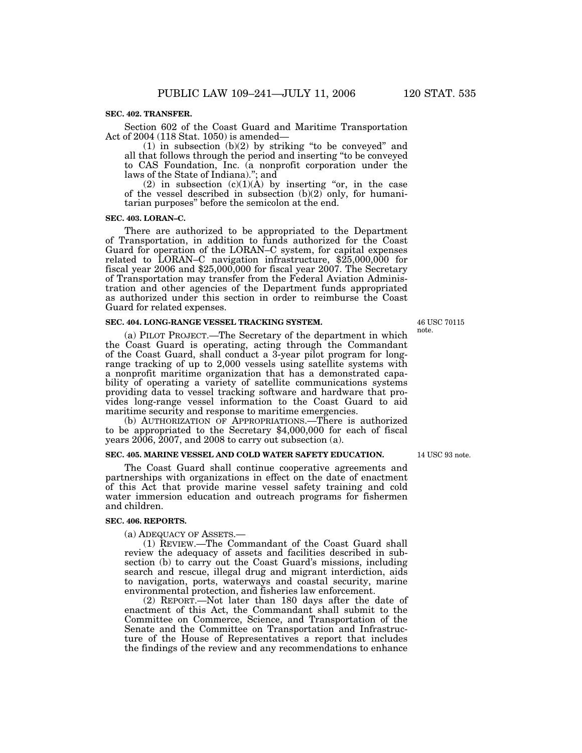**SEC. 402. TRANSFER.**

Section 602 of the Coast Guard and Maritime Transportation Act of 2004 (118 Stat. 1050) is amended—

(1) in subsection (b)(2) by striking "to be conveyed" and all that follows through the period and inserting "to be conveyed to CAS Foundation, Inc. (a nonprofit corporation under the laws of the State of Indiana)."; and

(2) in subsection (c)(1)(A) by inserting "or, in the case of the vessel described in subsection (b)(2) only, for humanitarian purposes" before the semicolon at the end.

**SEC. 403. LORAN–C.**

There are authorized to be appropriated to the Department of Transportation, in addition to funds authorized for the Coast Guard for operation of the LORAN–C system, for capital expenses related to LORAN–C navigation infrastructure, $25,000,000 for fiscal year 2006 and $25,000,000 for fiscal year 2007. The Secretary of Transportation may transfer from the Federal Aviation Administration and other agencies of the Department funds appropriated as authorized under this section in order to reimburse the Coast Guard for related expenses.

**SEC. 404. LONG-RANGE VESSEL TRACKING SYSTEM.**

46 USC 70115 note.

(a) PILOT PROJECT.—The Secretary of the department in which the Coast Guard is operating, acting through the Commandant of the Coast Guard, shall conduct a 3-year pilot program for long-range tracking of up to 2,000 vessels using satellite systems with a nonprofit maritime organization that has a demonstrated capability of operating a variety of satellite communications systems providing data to vessel tracking software and hardware that provides long-range vessel information to the Coast Guard to aid maritime security and response to maritime emergencies.

(b) AUTHORIZATION OF APPROPRIATIONS.—There is authorized to be appropriated to the Secretary $4,000,000 for each of fiscal years 2006, 2007, and 2008 to carry out subsection (a).

**SEC. 405. MARINE VESSEL AND COLD WATER SAFETY EDUCATION.**

14 USC 93 note.

The Coast Guard shall continue cooperative agreements and partnerships with organizations in effect on the date of enactment of this Act that provide marine vessel safety training and cold water immersion education and outreach programs for fishermen and children.

**SEC. 406. REPORTS.**

(a) ADEQUACY OF ASSETS.—

(1) REVIEW.—The Commandant of the Coast Guard shall review the adequacy of assets and facilities described in subsection (b) to carry out the Coast Guard's missions, including search and rescue, illegal drug and migrant interdiction, aids to navigation, ports, waterways and coastal security, marine environmental protection, and fisheries law enforcement.

(2) REPORT.—Not later than 180 days after the date of enactment of this Act, the Commandant shall submit to the Committee on Commerce, Science, and Transportation of the Senate and the Committee on Transportation and Infrastructure of the House of Representatives a report that includes the findings of the review and any recommendations to enhance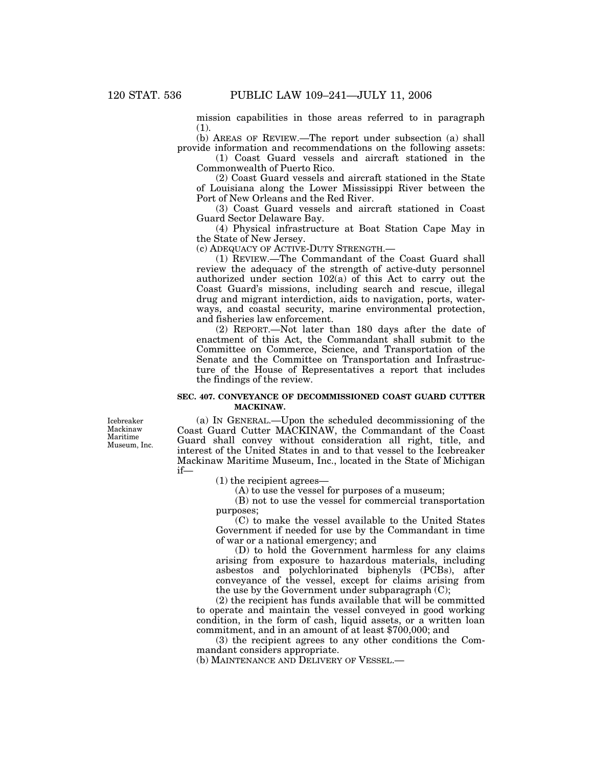mission capabilities in those areas referred to in paragraph (1).

(b) AREAS OF REVIEW.—The report under subsection (a) shall provide information and recommendations on the following assets:

(1) Coast Guard vessels and aircraft stationed in the Commonwealth of Puerto Rico.

(2) Coast Guard vessels and aircraft stationed in the State of Louisiana along the Lower Mississippi River between the Port of New Orleans and the Red River.

(3) Coast Guard vessels and aircraft stationed in Coast Guard Sector Delaware Bay.

(4) Physical infrastructure at Boat Station Cape May in the State of New Jersey.

(c) ADEQUACY OF ACTIVE-DUTY STRENGTH.—

(1) REVIEW.—The Commandant of the Coast Guard shall review the adequacy of the strength of active-duty personnel authorized under section 102(a) of this Act to carry out the Coast Guard's missions, including search and rescue, illegal drug and migrant interdiction, aids to navigation, ports, waterways, and coastal security, marine environmental protection, and fisheries law enforcement.

(2) REPORT.—Not later than 180 days after the date of enactment of this Act, the Commandant shall submit to the Committee on Commerce, Science, and Transportation of the Senate and the Committee on Transportation and Infrastructure of the House of Representatives a report that includes the findings of the review.

**SEC. 407. CONVEYANCE OF DECOMMISSIONED COAST GUARD CUTTER MACKINAW.**

Icebreaker Mackinaw Maritime Museum, Inc.

(a) IN GENERAL.—Upon the scheduled decommissioning of the Coast Guard Cutter MACKINAW, the Commandant of the Coast Guard shall convey without consideration all right, title, and interest of the United States in and to that vessel to the Icebreaker Mackinaw Maritime Museum, Inc., located in the State of Michigan if—

(1) the recipient agrees—

(A) to use the vessel for purposes of a museum;

(B) not to use the vessel for commercial transportation purposes;

(C) to make the vessel available to the United States Government if needed for use by the Commandant in time of war or a national emergency; and

(D) to hold the Government harmless for any claims arising from exposure to hazardous materials, including asbestos and polychlorinated biphenyls (PCBs), after conveyance of the vessel, except for claims arising from the use by the Government under subparagraph (C);

(2) the recipient has funds available that will be committed to operate and maintain the vessel conveyed in good working condition, in the form of cash, liquid assets, or a written loan commitment, and in an amount of at least $700,000; and

(3) the recipient agrees to any other conditions the Commandant considers appropriate.

(b) MAINTENANCE AND DELIVERY OF VESSEL.—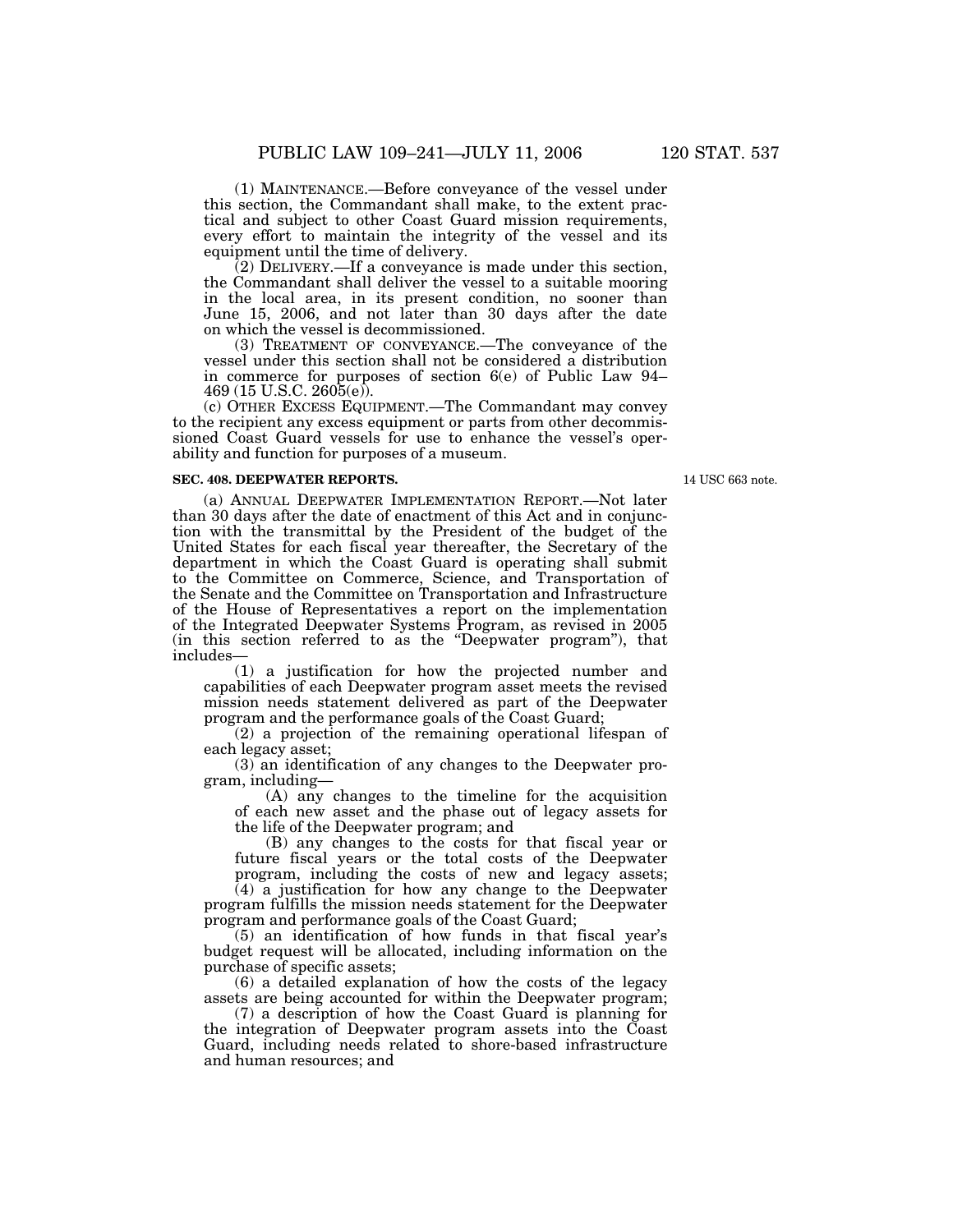(1) MAINTENANCE.—Before conveyance of the vessel under this section, the Commandant shall make, to the extent practical and subject to other Coast Guard mission requirements, every effort to maintain the integrity of the vessel and its equipment until the time of delivery.

(2) DELIVERY.—If a conveyance is made under this section, the Commandant shall deliver the vessel to a suitable mooring in the local area, in its present condition, no sooner than June 15, 2006, and not later than 30 days after the date on which the vessel is decommissioned.

(3) TREATMENT OF CONVEYANCE.—The conveyance of the vessel under this section shall not be considered a distribution in commerce for purposes of section 6(e) of Public Law 94–469 (15 U.S.C. 2605(e)).

(c) OTHER EXCESS EQUIPMENT.—The Commandant may convey to the recipient any excess equipment or parts from other decommissioned Coast Guard vessels for use to enhance the vessel's operability and function for purposes of a museum.

**SEC. 408. DEEPWATER REPORTS.**

14 USC 663 note.

(a) ANNUAL DEEPWATER IMPLEMENTATION REPORT.—Not later than 30 days after the date of enactment of this Act and in conjunction with the transmittal by the President of the budget of the United States for each fiscal year thereafter, the Secretary of the department in which the Coast Guard is operating shall submit to the Committee on Commerce, Science, and Transportation of the Senate and the Committee on Transportation and Infrastructure of the House of Representatives a report on the implementation of the Integrated Deepwater Systems Program, as revised in 2005 (in this section referred to as the "Deepwater program"), that includes—

(1) a justification for how the projected number and capabilities of each Deepwater program asset meets the revised mission needs statement delivered as part of the Deepwater program and the performance goals of the Coast Guard;

(2) a projection of the remaining operational lifespan of each legacy asset;

(3) an identification of any changes to the Deepwater program, including—

(A) any changes to the timeline for the acquisition of each new asset and the phase out of legacy assets for the life of the Deepwater program; and

(B) any changes to the costs for that fiscal year or future fiscal years or the total costs of the Deepwater program, including the costs of new and legacy assets;

(4) a justification for how any change to the Deepwater program fulfills the mission needs statement for the Deepwater program and performance goals of the Coast Guard;

(5) an identification of how funds in that fiscal year's budget request will be allocated, including information on the purchase of specific assets;

(6) a detailed explanation of how the costs of the legacy assets are being accounted for within the Deepwater program;

(7) a description of how the Coast Guard is planning for the integration of Deepwater program assets into the Coast Guard, including needs related to shore-based infrastructure and human resources; and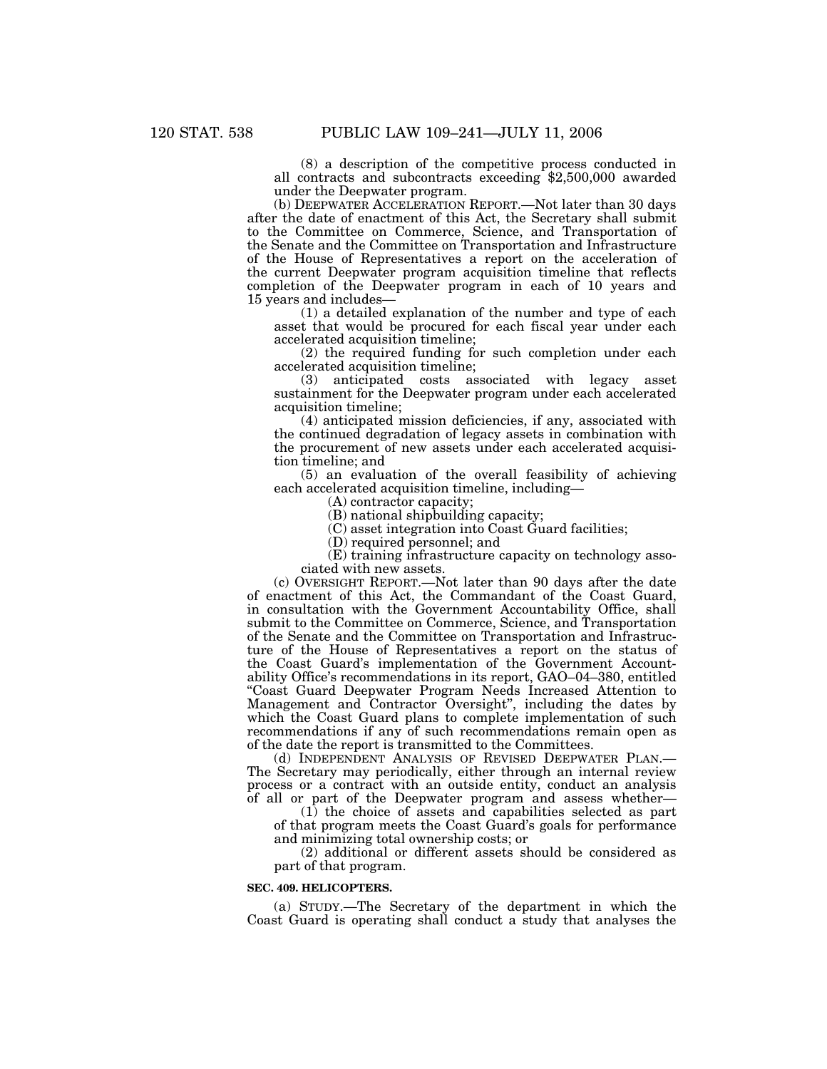(8) a description of the competitive process conducted in all contracts and subcontracts exceeding $2,500,000 awarded under the Deepwater program.

(b) DEEPWATER ACCELERATION REPORT.—Not later than 30 days after the date of enactment of this Act, the Secretary shall submit to the Committee on Commerce, Science, and Transportation of the Senate and the Committee on Transportation and Infrastructure of the House of Representatives a report on the acceleration of the current Deepwater program acquisition timeline that reflects completion of the Deepwater program in each of 10 years and 15 years and includes—

(1) a detailed explanation of the number and type of each asset that would be procured for each fiscal year under each accelerated acquisition timeline;

(2) the required funding for such completion under each accelerated acquisition timeline;

(3) anticipated costs associated with legacy asset sustainment for the Deepwater program under each accelerated acquisition timeline;

(4) anticipated mission deficiencies, if any, associated with the continued degradation of legacy assets in combination with the procurement of new assets under each accelerated acquisition timeline; and

(5) an evaluation of the overall feasibility of achieving each accelerated acquisition timeline, including—

(A) contractor capacity;

(B) national shipbuilding capacity;

(C) asset integration into Coast Guard facilities;

(D) required personnel; and

(E) training infrastructure capacity on technology associated with new assets.

(c) OVERSIGHT REPORT.—Not later than 90 days after the date of enactment of this Act, the Commandant of the Coast Guard, in consultation with the Government Accountability Office, shall submit to the Committee on Commerce, Science, and Transportation of the Senate and the Committee on Transportation and Infrastructure of the House of Representatives a report on the status of the Coast Guard's implementation of the Government Accountability Office's recommendations in its report, GAO–04–380, entitled "Coast Guard Deepwater Program Needs Increased Attention to Management and Contractor Oversight", including the dates by which the Coast Guard plans to complete implementation of such recommendations if any of such recommendations remain open as of the date the report is transmitted to the Committees.

(d) INDEPENDENT ANALYSIS OF REVISED DEEPWATER PLAN.—The Secretary may periodically, either through an internal review process or a contract with an outside entity, conduct an analysis of all or part of the Deepwater program and assess whether—

(1) the choice of assets and capabilities selected as part of that program meets the Coast Guard's goals for performance and minimizing total ownership costs; or

(2) additional or different assets should be considered as part of that program.

**SEC. 409. HELICOPTERS.**

(a) STUDY.—The Secretary of the department in which the Coast Guard is operating shall conduct a study that analyses the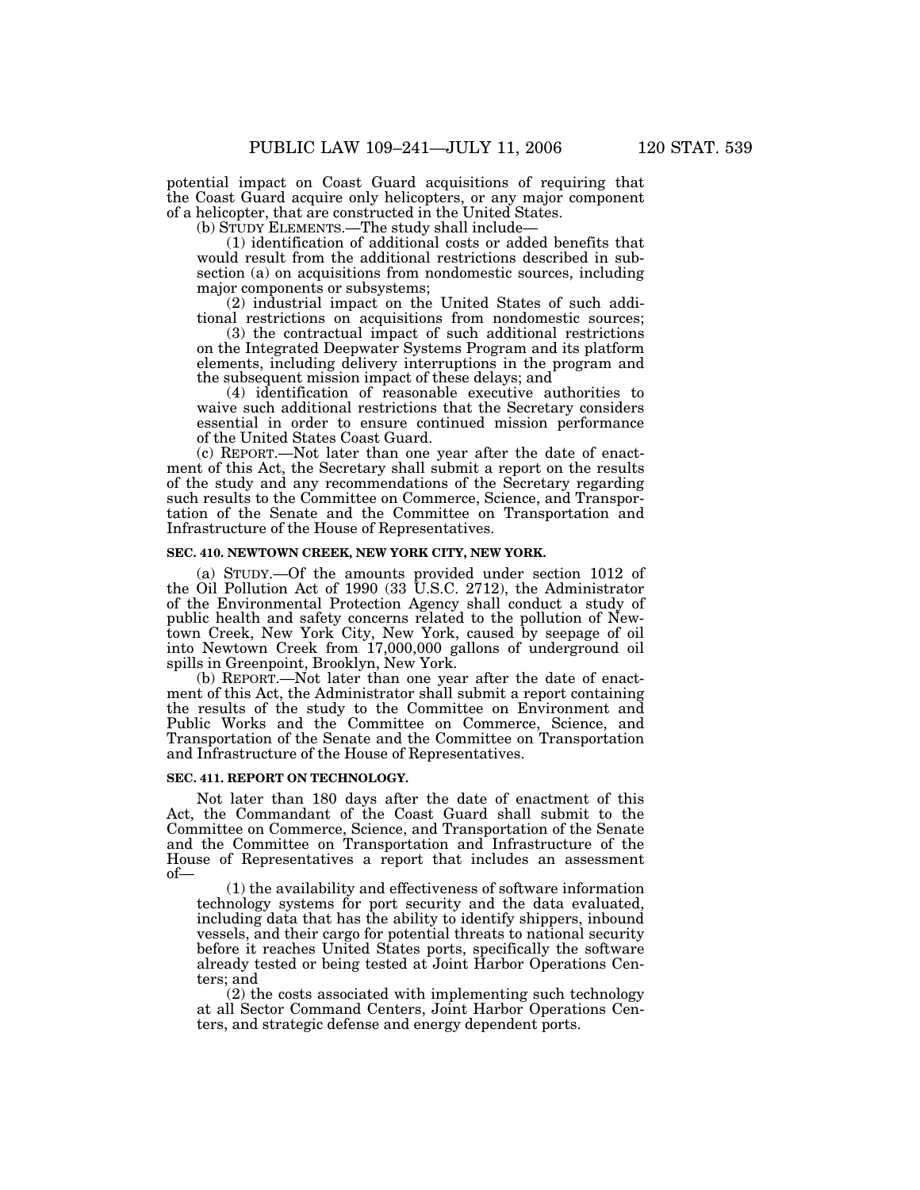potential impact on Coast Guard acquisitions of requiring that the Coast Guard acquire only helicopters, or any major component of a helicopter, that are constructed in the United States.

(b) STUDY ELEMENTS.—The study shall include—

(1) identification of additional costs or added benefits that would result from the additional restrictions described in subsection (a) on acquisitions from nondomestic sources, including major components or subsystems;

(2) industrial impact on the United States of such additional restrictions on acquisitions from nondomestic sources;

(3) the contractual impact of such additional restrictions on the Integrated Deepwater Systems Program and its platform elements, including delivery interruptions in the program and the subsequent mission impact of these delays; and

(4) identification of reasonable executive authorities to waive such additional restrictions that the Secretary considers essential in order to ensure continued mission performance of the United States Coast Guard.

(c) REPORT.—Not later than one year after the date of enactment of this Act, the Secretary shall submit a report on the results of the study and any recommendations of the Secretary regarding such results to the Committee on Commerce, Science, and Transportation of the Senate and the Committee on Transportation and Infrastructure of the House of Representatives.

**SEC. 410. NEWTOWN CREEK, NEW YORK CITY, NEW YORK.**

(a) STUDY.—Of the amounts provided under section 1012 of the Oil Pollution Act of 1990 (33 U.S.C. 2712), the Administrator of the Environmental Protection Agency shall conduct a study of public health and safety concerns related to the pollution of Newtown Creek, New York City, New York, caused by seepage of oil into Newtown Creek from 17,000,000 gallons of underground oil spills in Greenpoint, Brooklyn, New York.

(b) REPORT.—Not later than one year after the date of enactment of this Act, the Administrator shall submit a report containing the results of the study to the Committee on Environment and Public Works and the Committee on Commerce, Science, and Transportation of the Senate and the Committee on Transportation and Infrastructure of the House of Representatives.

**SEC. 411. REPORT ON TECHNOLOGY.**

Not later than 180 days after the date of enactment of this Act, the Commandant of the Coast Guard shall submit to the Committee on Commerce, Science, and Transportation of the Senate and the Committee on Transportation and Infrastructure of the House of Representatives a report that includes an assessment of—

(1) the availability and effectiveness of software information technology systems for port security and the data evaluated, including data that has the ability to identify shippers, inbound vessels, and their cargo for potential threats to national security before it reaches United States ports, specifically the software already tested or being tested at Joint Harbor Operations Centers; and

(2) the costs associated with implementing such technology at all Sector Command Centers, Joint Harbor Operations Centers, and strategic defense and energy dependent ports.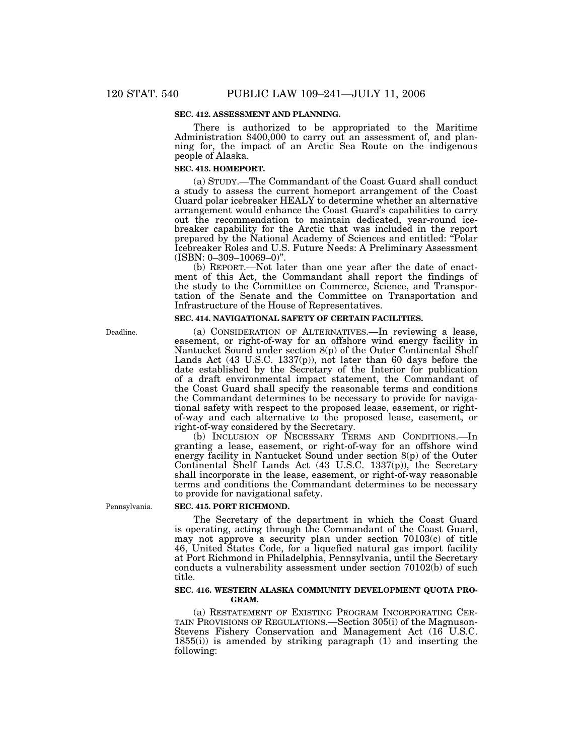**SEC. 412. ASSESSMENT AND PLANNING.**

There is authorized to be appropriated to the Maritime Administration $400,000 to carry out an assessment of, and planning for, the impact of an Arctic Sea Route on the indigenous people of Alaska.

**SEC. 413. HOMEPORT.**

(a) STUDY.—The Commandant of the Coast Guard shall conduct a study to assess the current homeport arrangement of the Coast Guard polar icebreaker HEALY to determine whether an alternative arrangement would enhance the Coast Guard's capabilities to carry out the recommendation to maintain dedicated, year-round icebreaker capability for the Arctic that was included in the report prepared by the National Academy of Sciences and entitled: "Polar Icebreaker Roles and U.S. Future Needs: A Preliminary Assessment (ISBN: 0–309–10069–0)".

(b) REPORT.—Not later than one year after the date of enactment of this Act, the Commandant shall report the findings of the study to the Committee on Commerce, Science, and Transportation of the Senate and the Committee on Transportation and Infrastructure of the House of Representatives.

**SEC. 414. NAVIGATIONAL SAFETY OF CERTAIN FACILITIES.**

Deadline.

(a) CONSIDERATION OF ALTERNATIVES.—In reviewing a lease, easement, or right-of-way for an offshore wind energy facility in Nantucket Sound under section 8(p) of the Outer Continental Shelf Lands Act (43 U.S.C. 1337(p)), not later than 60 days before the date established by the Secretary of the Interior for publication of a draft environmental impact statement, the Commandant of the Coast Guard shall specify the reasonable terms and conditions the Commandant determines to be necessary to provide for navigational safety with respect to the proposed lease, easement, or right-of-way and each alternative to the proposed lease, easement, or right-of-way considered by the Secretary.

(b) INCLUSION OF NECESSARY TERMS AND CONDITIONS.—In granting a lease, easement, or right-of-way for an offshore wind energy facility in Nantucket Sound under section 8(p) of the Outer Continental Shelf Lands Act (43 U.S.C. 1337(p)), the Secretary shall incorporate in the lease, easement, or right-of-way reasonable terms and conditions the Commandant determines to be necessary to provide for navigational safety.

Pennsylvania.

**SEC. 415. PORT RICHMOND.**

The Secretary of the department in which the Coast Guard is operating, acting through the Commandant of the Coast Guard, may not approve a security plan under section 70103(c) of title 46, United States Code, for a liquefied natural gas import facility at Port Richmond in Philadelphia, Pennsylvania, until the Secretary conducts a vulnerability assessment under section 70102(b) of such title.

**SEC. 416. WESTERN ALASKA COMMUNITY DEVELOPMENT QUOTA PROGRAM.**

(a) RESTATEMENT OF EXISTING PROGRAM INCORPORATING CERTAIN PROVISIONS OF REGULATIONS.—Section 305(i) of the Magnuson-Stevens Fishery Conservation and Management Act (16 U.S.C. 1855(i)) is amended by striking paragraph (1) and inserting the following: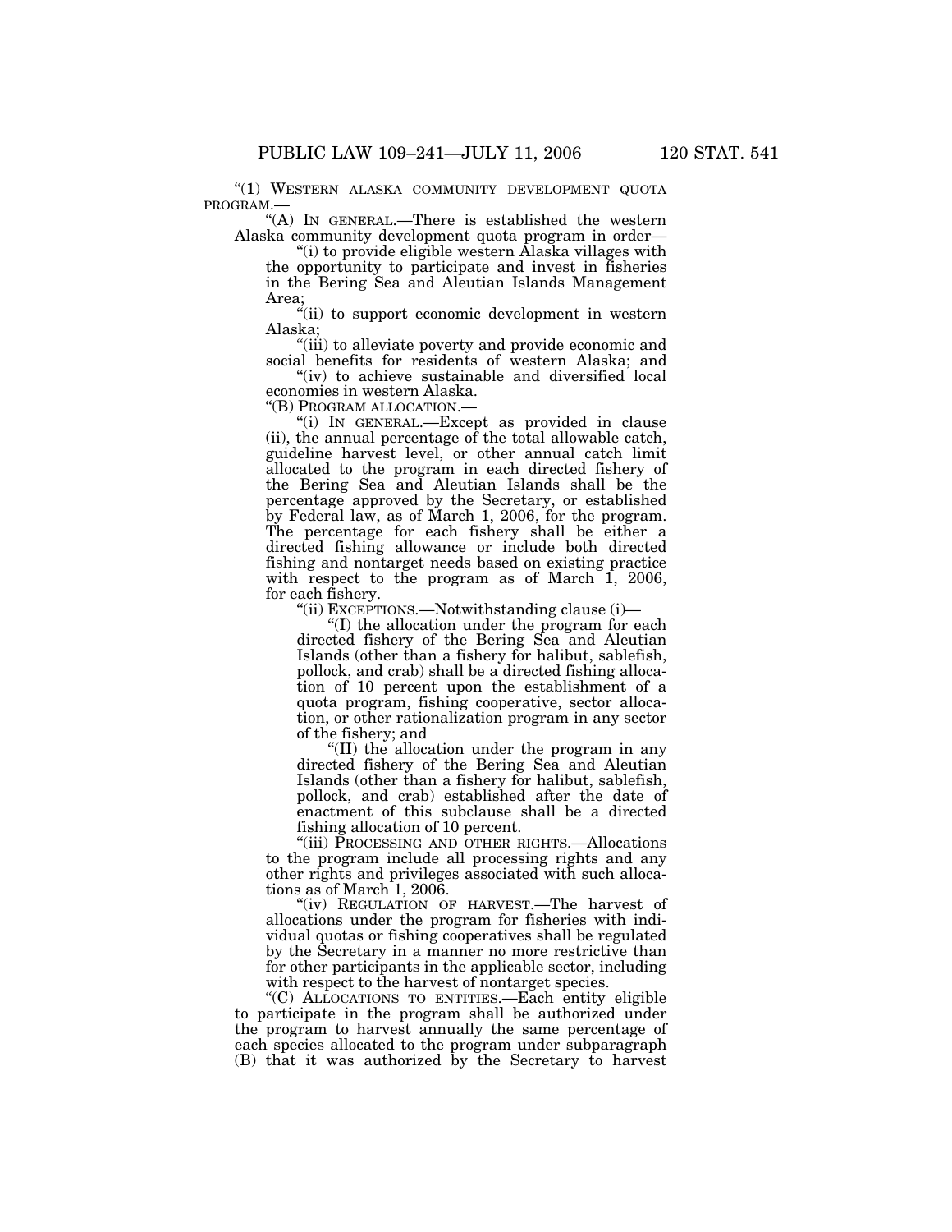"(1) WESTERN ALASKA COMMUNITY DEVELOPMENT QUOTA PROGRAM.—

"(A) IN GENERAL.—There is established the western Alaska community development quota program in order—

"(i) to provide eligible western Alaska villages with the opportunity to participate and invest in fisheries in the Bering Sea and Aleutian Islands Management Area;

"(ii) to support economic development in western Alaska;

"(iii) to alleviate poverty and provide economic and social benefits for residents of western Alaska; and

"(iv) to achieve sustainable and diversified local economies in western Alaska.

"(B) PROGRAM ALLOCATION.—

"(i) IN GENERAL.—Except as provided in clause (ii), the annual percentage of the total allowable catch, guideline harvest level, or other annual catch limit allocated to the program in each directed fishery of the Bering Sea and Aleutian Islands shall be the percentage approved by the Secretary, or established by Federal law, as of March 1, 2006, for the program. The percentage for each fishery shall be either a directed fishing allowance or include both directed fishing and nontarget needs based on existing practice with respect to the program as of March 1, 2006, for each fishery.

"(ii) EXCEPTIONS.—Notwithstanding clause (i)—

"(I) the allocation under the program for each directed fishery of the Bering Sea and Aleutian Islands (other than a fishery for halibut, sablefish, pollock, and crab) shall be a directed fishing allocation of 10 percent upon the establishment of a quota program, fishing cooperative, sector allocation, or other rationalization program in any sector of the fishery; and

"(II) the allocation under the program in any directed fishery of the Bering Sea and Aleutian Islands (other than a fishery for halibut, sablefish, pollock, and crab) established after the date of enactment of this subclause shall be a directed fishing allocation of 10 percent.

"(iii) PROCESSING AND OTHER RIGHTS.—Allocations to the program include all processing rights and any other rights and privileges associated with such allocations as of March 1, 2006.

"(iv) REGULATION OF HARVEST.—The harvest of allocations under the program for fisheries with individual quotas or fishing cooperatives shall be regulated by the Secretary in a manner no more restrictive than for other participants in the applicable sector, including with respect to the harvest of nontarget species.

"(C) ALLOCATIONS TO ENTITIES.—Each entity eligible to participate in the program shall be authorized under the program to harvest annually the same percentage of each species allocated to the program under subparagraph (B) that it was authorized by the Secretary to harvest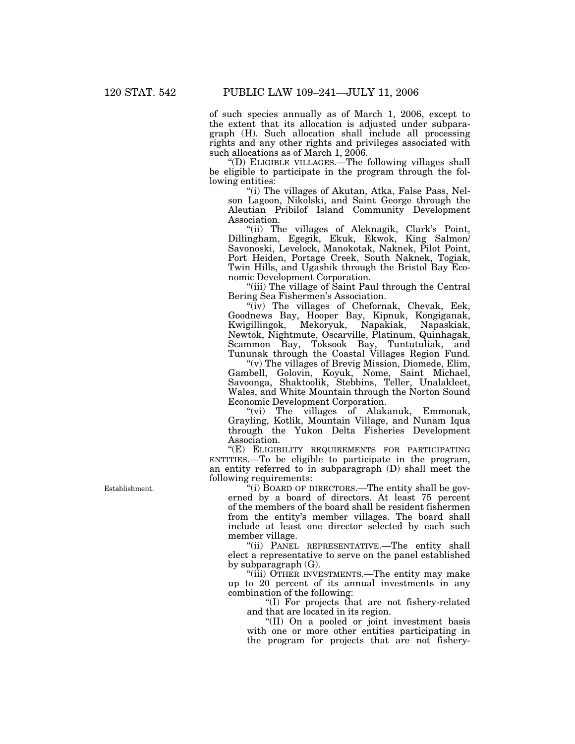of such species annually as of March 1, 2006, except to the extent that its allocation is adjusted under subparagraph (H). Such allocation shall include all processing rights and any other rights and privileges associated with such allocations as of March 1, 2006.

"(D) ELIGIBLE VILLAGES.—The following villages shall be eligible to participate in the program through the following entities:

"(i) The villages of Akutan, Atka, False Pass, Nelson Lagoon, Nikolski, and Saint George through the Aleutian Pribilof Island Community Development Association.

"(ii) The villages of Aleknagik, Clark's Point, Dillingham, Egegik, Ekuk, Ekwok, King Salmon/Savonoski, Levelock, Manokotak, Naknek, Pilot Point, Port Heiden, Portage Creek, South Naknek, Togiak, Twin Hills, and Ugashik through the Bristol Bay Economic Development Corporation.

"(iii) The village of Saint Paul through the Central Bering Sea Fishermen's Association.

"(iv) The villages of Chefornak, Chevak, Eek, Goodnews Bay, Hooper Bay, Kipnuk, Kongiganak, Kwigillingok, Mekoryuk, Napakiak, Napaskiak, Newtok, Nightmute, Oscarville, Platinum, Quinhagak, Scammon Bay, Toksook Bay, Tuntutuliak, and Tununak through the Coastal Villages Region Fund.

"(v) The villages of Brevig Mission, Diomede, Elim, Gambell, Golovin, Koyuk, Nome, Saint Michael, Savoonga, Shaktoolik, Stebbins, Teller, Unalakleet, Wales, and White Mountain through the Norton Sound Economic Development Corporation.

"(vi) The villages of Alakanuk, Emmonak, Grayling, Kotlik, Mountain Village, and Nunam Iqua through the Yukon Delta Fisheries Development Association.

"(E) ELIGIBILITY REQUIREMENTS FOR PARTICIPATING ENTITIES.—To be eligible to participate in the program, an entity referred to in subparagraph (D) shall meet the following requirements:

Establishment.

"(i) BOARD OF DIRECTORS.—The entity shall be governed by a board of directors. At least 75 percent of the members of the board shall be resident fishermen from the entity's member villages. The board shall include at least one director selected by each such member village.

"(ii) PANEL REPRESENTATIVE.—The entity shall elect a representative to serve on the panel established by subparagraph (G).

"(iii) OTHER INVESTMENTS.—The entity may make up to 20 percent of its annual investments in any combination of the following:

"(I) For projects that are not fishery-related and that are located in its region.

"(II) On a pooled or joint investment basis with one or more other entities participating in the program for projects that are not fishery-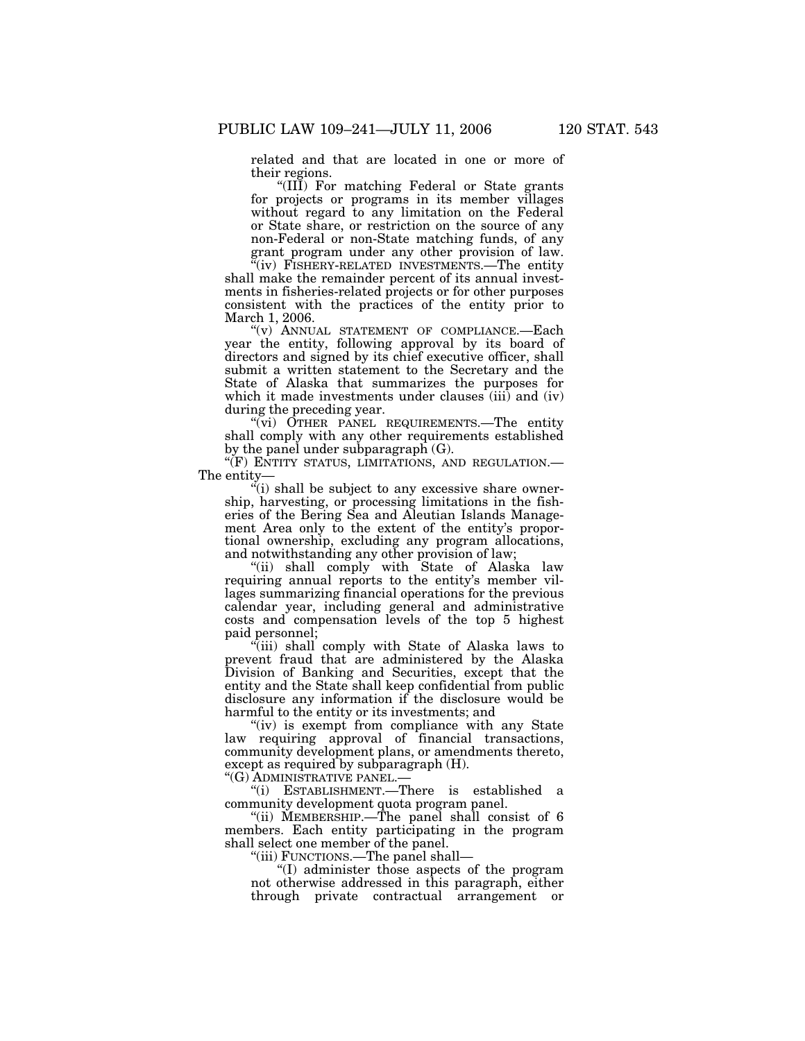related and that are located in one or more of their regions.

"(III) For matching Federal or State grants for projects or programs in its member villages without regard to any limitation on the Federal or State share, or restriction on the source of any non-Federal or non-State matching funds, of any grant program under any other provision of law.

"(iv) FISHERY-RELATED INVESTMENTS.—The entity shall make the remainder percent of its annual investments in fisheries-related projects or for other purposes consistent with the practices of the entity prior to March 1, 2006.

"(v) ANNUAL STATEMENT OF COMPLIANCE.—Each year the entity, following approval by its board of directors and signed by its chief executive officer, shall submit a written statement to the Secretary and the State of Alaska that summarizes the purposes for which it made investments under clauses (iii) and (iv) during the preceding year.

"(vi) OTHER PANEL REQUIREMENTS.—The entity shall comply with any other requirements established by the panel under subparagraph (G).

"(F) ENTITY STATUS, LIMITATIONS, AND REGULATION.— The entity—

"(i) shall be subject to any excessive share ownership, harvesting, or processing limitations in the fisheries of the Bering Sea and Aleutian Islands Management Area only to the extent of the entity's proportional ownership, excluding any program allocations, and notwithstanding any other provision of law;

"(ii) shall comply with State of Alaska law requiring annual reports to the entity's member villages summarizing financial operations for the previous calendar year, including general and administrative costs and compensation levels of the top 5 highest paid personnel;

"(iii) shall comply with State of Alaska laws to prevent fraud that are administered by the Alaska Division of Banking and Securities, except that the entity and the State shall keep confidential from public disclosure any information if the disclosure would be harmful to the entity or its investments; and

"(iv) is exempt from compliance with any State law requiring approval of financial transactions, community development plans, or amendments thereto, except as required by subparagraph (H).

"(G) ADMINISTRATIVE PANEL.—

"(i) ESTABLISHMENT.—There is established a community development quota program panel.

"(ii) MEMBERSHIP.—The panel shall consist of 6 members. Each entity participating in the program shall select one member of the panel.

"(iii) FUNCTIONS.—The panel shall—

"(I) administer those aspects of the program not otherwise addressed in this paragraph, either through private contractual arrangement or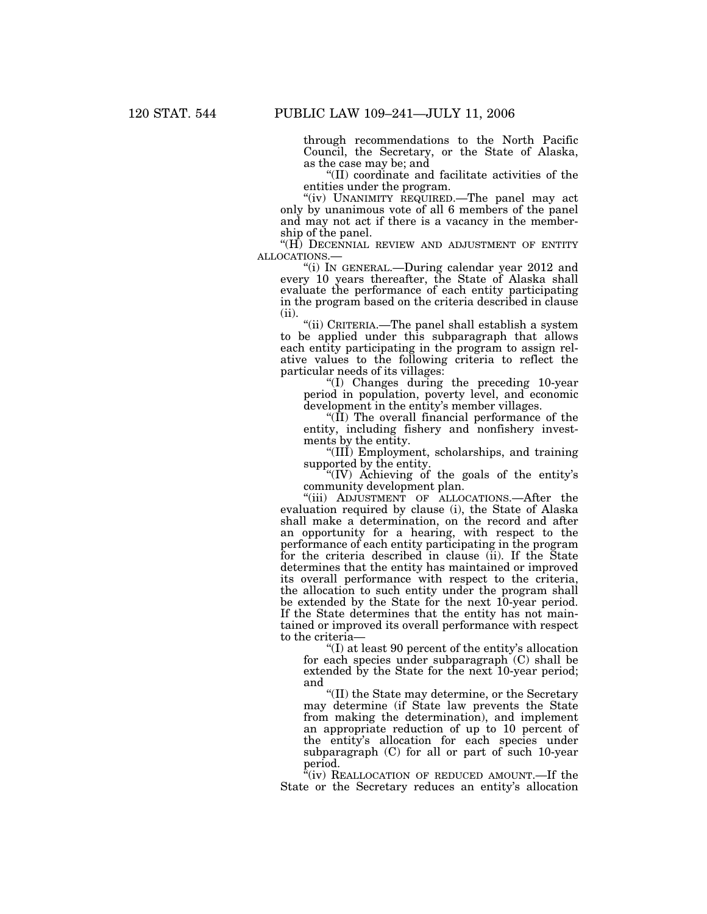through recommendations to the North Pacific Council, the Secretary, or the State of Alaska, as the case may be; and

"(II) coordinate and facilitate activities of the entities under the program.

"(iv) UNANIMITY REQUIRED.—The panel may act only by unanimous vote of all 6 members of the panel and may not act if there is a vacancy in the membership of the panel.

"(H) DECENNIAL REVIEW AND ADJUSTMENT OF ENTITY ALLOCATIONS.—

"(i) IN GENERAL.—During calendar year 2012 and every 10 years thereafter, the State of Alaska shall evaluate the performance of each entity participating in the program based on the criteria described in clause (ii).

"(ii) CRITERIA.—The panel shall establish a system to be applied under this subparagraph that allows each entity participating in the program to assign relative values to the following criteria to reflect the particular needs of its villages:

"(I) Changes during the preceding 10-year period in population, poverty level, and economic development in the entity's member villages.

"(II) The overall financial performance of the entity, including fishery and nonfishery investments by the entity.

"(III) Employment, scholarships, and training supported by the entity.

"(IV) Achieving of the goals of the entity's community development plan.

"(iii) ADJUSTMENT OF ALLOCATIONS.—After the evaluation required by clause (i), the State of Alaska shall make a determination, on the record and after an opportunity for a hearing, with respect to the performance of each entity participating in the program for the criteria described in clause (ii). If the State determines that the entity has maintained or improved its overall performance with respect to the criteria, the allocation to such entity under the program shall be extended by the State for the next 10-year period. If the State determines that the entity has not maintained or improved its overall performance with respect to the criteria—

"(I) at least 90 percent of the entity's allocation for each species under subparagraph (C) shall be extended by the State for the next 10-year period; and

"(II) the State may determine, or the Secretary may determine (if State law prevents the State from making the determination), and implement an appropriate reduction of up to 10 percent of the entity's allocation for each species under subparagraph (C) for all or part of such 10-year period.

"(iv) REALLOCATION OF REDUCED AMOUNT.—If the State or the Secretary reduces an entity's allocation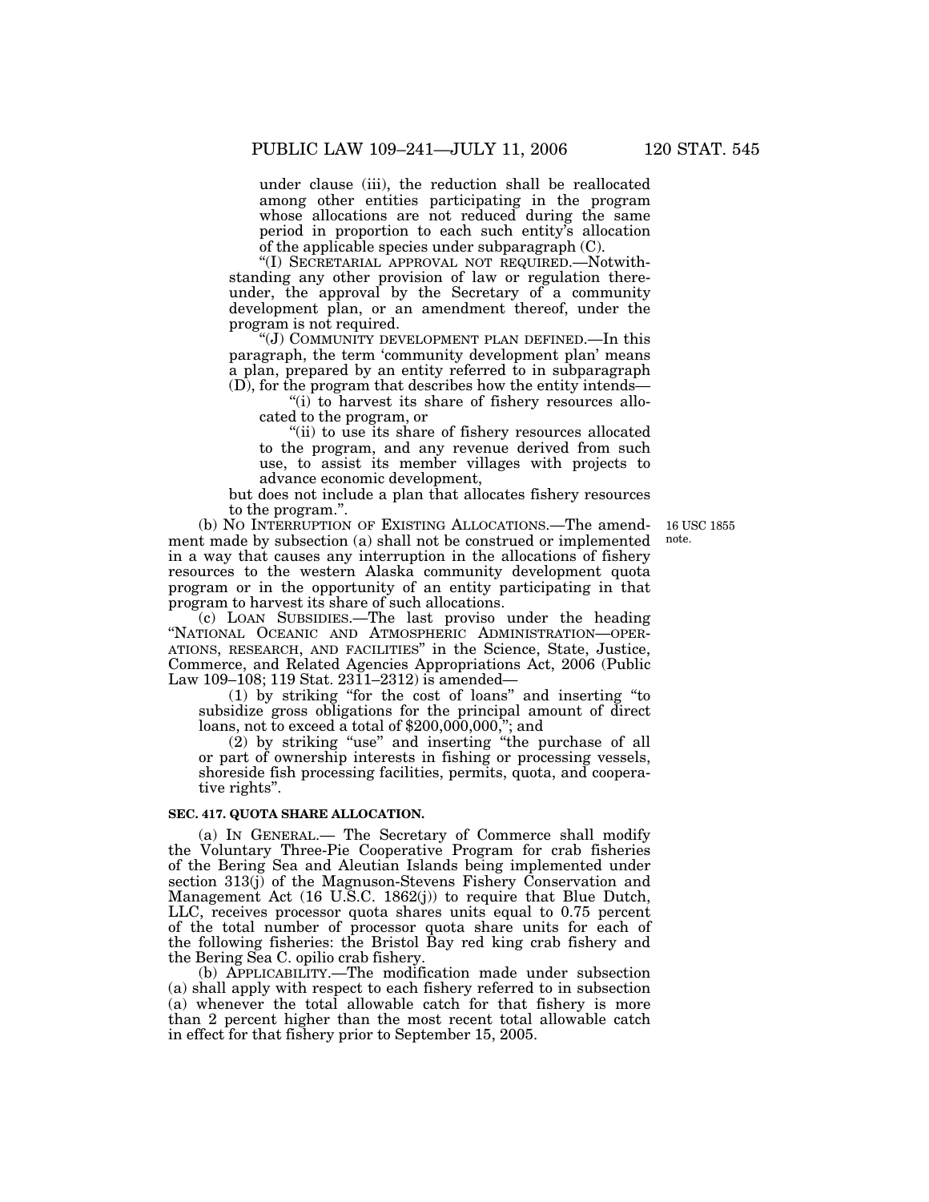under clause (iii), the reduction shall be reallocated among other entities participating in the program whose allocations are not reduced during the same period in proportion to each such entity's allocation of the applicable species under subparagraph (C).

"(I) SECRETARIAL APPROVAL NOT REQUIRED.—Notwithstanding any other provision of law or regulation thereunder, the approval by the Secretary of a community development plan, or an amendment thereof, under the program is not required.

"(J) COMMUNITY DEVELOPMENT PLAN DEFINED.—In this paragraph, the term 'community development plan' means a plan, prepared by an entity referred to in subparagraph (D), for the program that describes how the entity intends—

"(i) to harvest its share of fishery resources allocated to the program, or

"(ii) to use its share of fishery resources allocated to the program, and any revenue derived from such use, to assist its member villages with projects to advance economic development,

but does not include a plan that allocates fishery resources to the program.".

(b) NO INTERRUPTION OF EXISTING ALLOCATIONS.—The amendment made by subsection (a) shall not be construed or implemented in a way that causes any interruption in the allocations of fishery resources to the western Alaska community development quota program or in the opportunity of an entity participating in that program to harvest its share of such allocations.

16 USC 1855 note.

(c) LOAN SUBSIDIES.—The last proviso under the heading "NATIONAL OCEANIC AND ATMOSPHERIC ADMINISTRATION—OPERATIONS, RESEARCH, AND FACILITIES" in the Science, State, Justice, Commerce, and Related Agencies Appropriations Act, 2006 (Public Law 109–108; 119 Stat. 2311–2312) is amended—

(1) by striking "for the cost of loans" and inserting "to subsidize gross obligations for the principal amount of direct loans, not to exceed a total of $200,000,000,"; and

(2) by striking "use" and inserting "the purchase of all or part of ownership interests in fishing or processing vessels, shoreside fish processing facilities, permits, quota, and cooperative rights".

**SEC. 417. QUOTA SHARE ALLOCATION.**

(a) IN GENERAL.— The Secretary of Commerce shall modify the Voluntary Three-Pie Cooperative Program for crab fisheries of the Bering Sea and Aleutian Islands being implemented under section 313(j) of the Magnuson-Stevens Fishery Conservation and Management Act (16 U.S.C. 1862(j)) to require that Blue Dutch, LLC, receives processor quota shares units equal to 0.75 percent of the total number of processor quota share units for each of the following fisheries: the Bristol Bay red king crab fishery and the Bering Sea C. opilio crab fishery.

(b) APPLICABILITY.—The modification made under subsection (a) shall apply with respect to each fishery referred to in subsection (a) whenever the total allowable catch for that fishery is more than 2 percent higher than the most recent total allowable catch in effect for that fishery prior to September 15, 2005.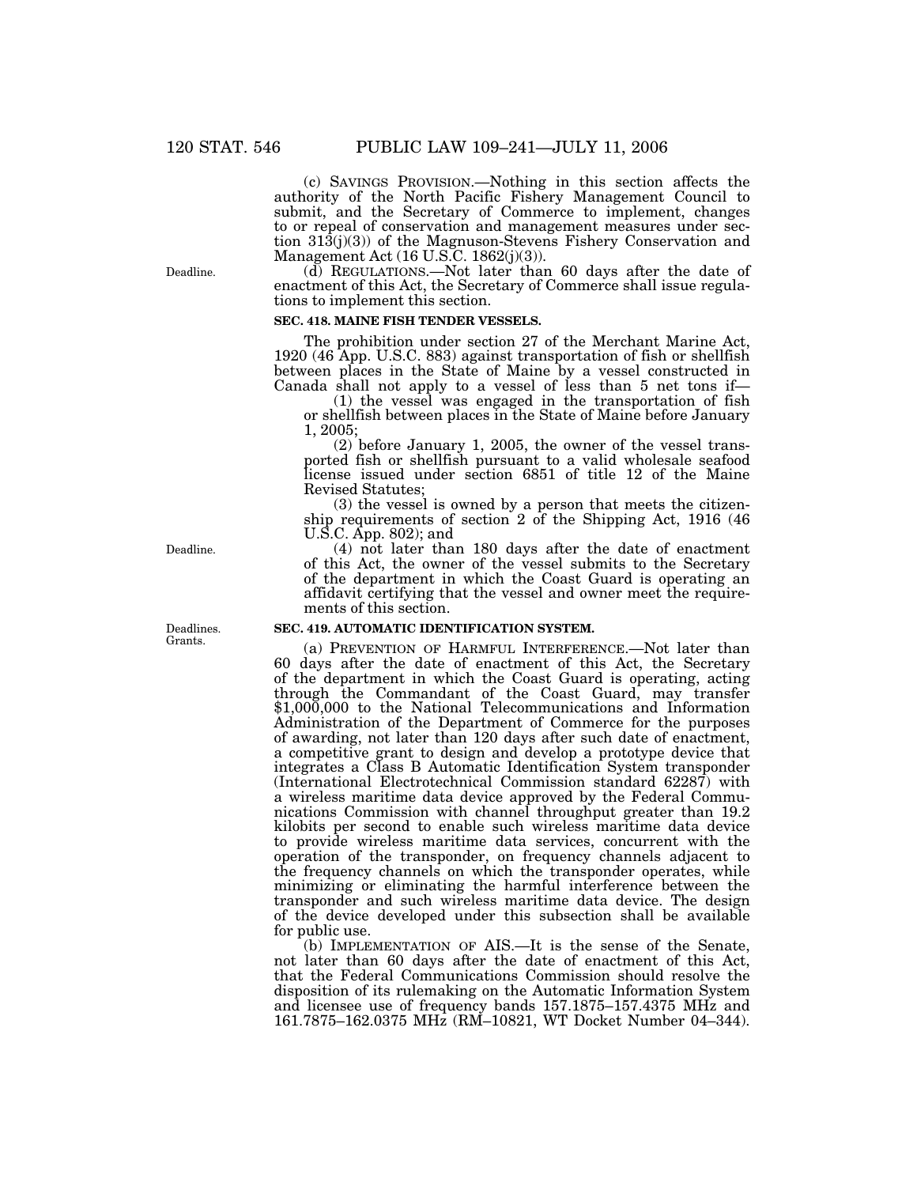(c) SAVINGS PROVISION.—Nothing in this section affects the authority of the North Pacific Fishery Management Council to submit, and the Secretary of Commerce to implement, changes to or repeal of conservation and management measures under section 313(j)(3)) of the Magnuson-Stevens Fishery Conservation and Management Act (16 U.S.C. 1862(j)(3)).

Deadline.

(d) REGULATIONS.—Not later than 60 days after the date of enactment of this Act, the Secretary of Commerce shall issue regulations to implement this section.

**SEC. 418. MAINE FISH TENDER VESSELS.**

The prohibition under section 27 of the Merchant Marine Act, 1920 (46 App. U.S.C. 883) against transportation of fish or shellfish between places in the State of Maine by a vessel constructed in Canada shall not apply to a vessel of less than 5 net tons if—

(1) the vessel was engaged in the transportation of fish or shellfish between places in the State of Maine before January 1, 2005;

(2) before January 1, 2005, the owner of the vessel transported fish or shellfish pursuant to a valid wholesale seafood license issued under section 6851 of title 12 of the Maine Revised Statutes;

(3) the vessel is owned by a person that meets the citizenship requirements of section 2 of the Shipping Act, 1916 (46 U.S.C. App. 802); and

Deadline.

(4) not later than 180 days after the date of enactment of this Act, the owner of the vessel submits to the Secretary of the department in which the Coast Guard is operating an affidavit certifying that the vessel and owner meet the requirements of this section.

Deadlines. Grants.

**SEC. 419. AUTOMATIC IDENTIFICATION SYSTEM.**

(a) PREVENTION OF HARMFUL INTERFERENCE.—Not later than 60 days after the date of enactment of this Act, the Secretary of the department in which the Coast Guard is operating, acting through the Commandant of the Coast Guard, may transfer $1,000,000 to the National Telecommunications and Information Administration of the Department of Commerce for the purposes of awarding, not later than 120 days after such date of enactment, a competitive grant to design and develop a prototype device that integrates a Class B Automatic Identification System transponder (International Electrotechnical Commission standard 62287) with a wireless maritime data device approved by the Federal Communications Commission with channel throughput greater than 19.2 kilobits per second to enable such wireless maritime data device to provide wireless maritime data services, concurrent with the operation of the transponder, on frequency channels adjacent to the frequency channels on which the transponder operates, while minimizing or eliminating the harmful interference between the transponder and such wireless maritime data device. The design of the device developed under this subsection shall be available for public use.

(b) IMPLEMENTATION OF AIS.—It is the sense of the Senate, not later than 60 days after the date of enactment of this Act, that the Federal Communications Commission should resolve the disposition of its rulemaking on the Automatic Information System and licensee use of frequency bands 157.1875–157.4375 MHz and 161.7875–162.0375 MHz (RM–10821, WT Docket Number 04–344).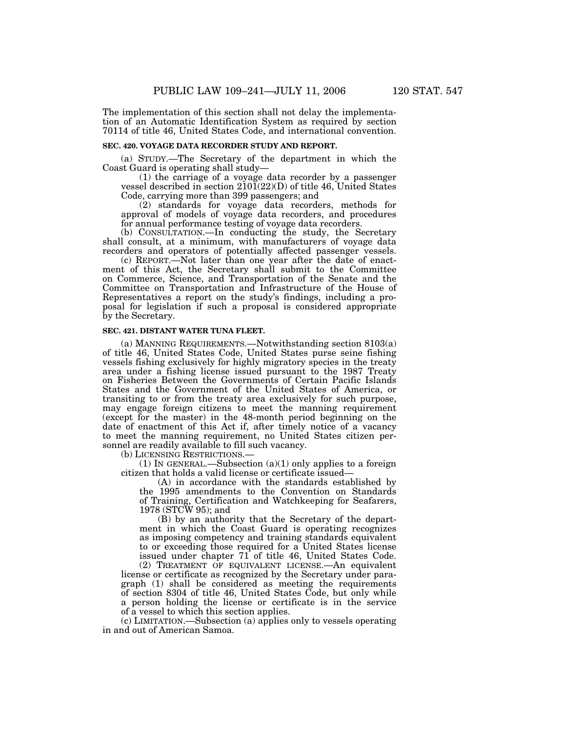The implementation of this section shall not delay the implementation of an Automatic Identification System as required by section 70114 of title 46, United States Code, and international convention.

**SEC. 420. VOYAGE DATA RECORDER STUDY AND REPORT.**

(a) STUDY.—The Secretary of the department in which the Coast Guard is operating shall study—

(1) the carriage of a voyage data recorder by a passenger vessel described in section 2101(22)(D) of title 46, United States Code, carrying more than 399 passengers; and

(2) standards for voyage data recorders, methods for approval of models of voyage data recorders, and procedures for annual performance testing of voyage data recorders.

(b) CONSULTATION.—In conducting the study, the Secretary shall consult, at a minimum, with manufacturers of voyage data recorders and operators of potentially affected passenger vessels.

(c) REPORT.—Not later than one year after the date of enactment of this Act, the Secretary shall submit to the Committee on Commerce, Science, and Transportation of the Senate and the Committee on Transportation and Infrastructure of the House of Representatives a report on the study's findings, including a proposal for legislation if such a proposal is considered appropriate by the Secretary.

**SEC. 421. DISTANT WATER TUNA FLEET.**

(a) MANNING REQUIREMENTS.—Notwithstanding section 8103(a) of title 46, United States Code, United States purse seine fishing vessels fishing exclusively for highly migratory species in the treaty area under a fishing license issued pursuant to the 1987 Treaty on Fisheries Between the Governments of Certain Pacific Islands States and the Government of the United States of America, or transiting to or from the treaty area exclusively for such purpose, may engage foreign citizens to meet the manning requirement (except for the master) in the 48-month period beginning on the date of enactment of this Act if, after timely notice of a vacancy to meet the manning requirement, no United States citizen personnel are readily available to fill such vacancy.

(b) LICENSING RESTRICTIONS.—

(1) IN GENERAL.—Subsection (a)(1) only applies to a foreign citizen that holds a valid license or certificate issued—

(A) in accordance with the standards established by the 1995 amendments to the Convention on Standards of Training, Certification and Watchkeeping for Seafarers, 1978 (STCW 95); and

(B) by an authority that the Secretary of the department in which the Coast Guard is operating recognizes as imposing competency and training standards equivalent to or exceeding those required for a United States license issued under chapter 71 of title 46, United States Code.

(2) TREATMENT OF EQUIVALENT LICENSE.—An equivalent license or certificate as recognized by the Secretary under paragraph (1) shall be considered as meeting the requirements of section 8304 of title 46, United States Code, but only while a person holding the license or certificate is in the service of a vessel to which this section applies.

(c) LIMITATION.—Subsection (a) applies only to vessels operating in and out of American Samoa.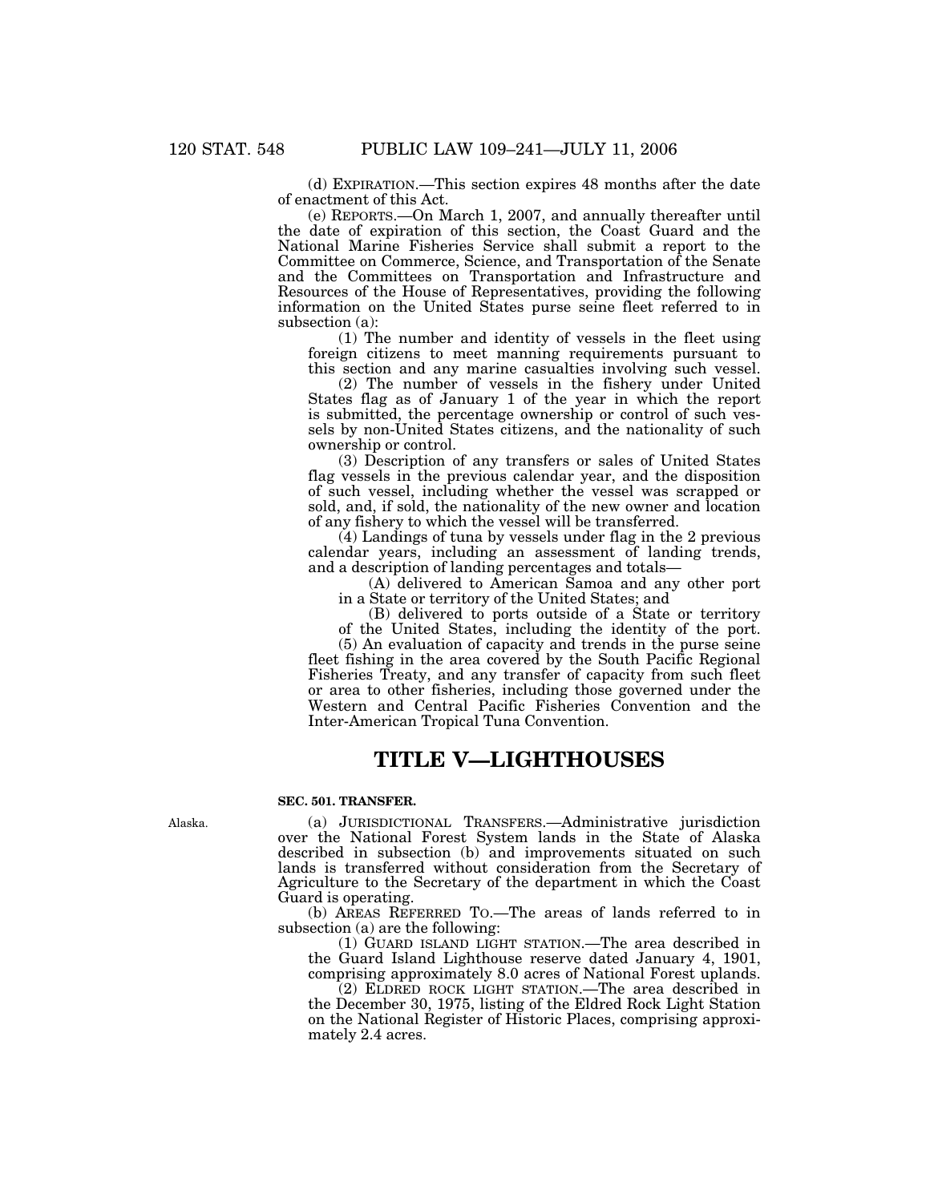(d) EXPIRATION.—This section expires 48 months after the date of enactment of this Act.

(e) REPORTS.—On March 1, 2007, and annually thereafter until the date of expiration of this section, the Coast Guard and the National Marine Fisheries Service shall submit a report to the Committee on Commerce, Science, and Transportation of the Senate and the Committees on Transportation and Infrastructure and Resources of the House of Representatives, providing the following information on the United States purse seine fleet referred to in subsection (a):

(1) The number and identity of vessels in the fleet using foreign citizens to meet manning requirements pursuant to this section and any marine casualties involving such vessel.

(2) The number of vessels in the fishery under United States flag as of January 1 of the year in which the report is submitted, the percentage ownership or control of such vessels by non-United States citizens, and the nationality of such ownership or control.

(3) Description of any transfers or sales of United States flag vessels in the previous calendar year, and the disposition of such vessel, including whether the vessel was scrapped or sold, and, if sold, the nationality of the new owner and location of any fishery to which the vessel will be transferred.

(4) Landings of tuna by vessels under flag in the 2 previous calendar years, including an assessment of landing trends, and a description of landing percentages and totals—

(A) delivered to American Samoa and any other port in a State or territory of the United States; and

(B) delivered to ports outside of a State or territory of the United States, including the identity of the port.

(5) An evaluation of capacity and trends in the purse seine fleet fishing in the area covered by the South Pacific Regional Fisheries Treaty, and any transfer of capacity from such fleet or area to other fisheries, including those governed under the Western and Central Pacific Fisheries Convention and the Inter-American Tropical Tuna Convention.

# TITLE V—LIGHTHOUSES

### SEC. 501. TRANSFER.

Alaska.

(a) JURISDICTIONAL TRANSFERS.—Administrative jurisdiction over the National Forest System lands in the State of Alaska described in subsection (b) and improvements situated on such lands is transferred without consideration from the Secretary of Agriculture to the Secretary of the department in which the Coast Guard is operating.

(b) AREAS REFERRED TO.—The areas of lands referred to in subsection (a) are the following:

(1) GUARD ISLAND LIGHT STATION.—The area described in the Guard Island Lighthouse reserve dated January 4, 1901, comprising approximately 8.0 acres of National Forest uplands.

(2) ELDRED ROCK LIGHT STATION.—The area described in the December 30, 1975, listing of the Eldred Rock Light Station on the National Register of Historic Places, comprising approximately 2.4 acres.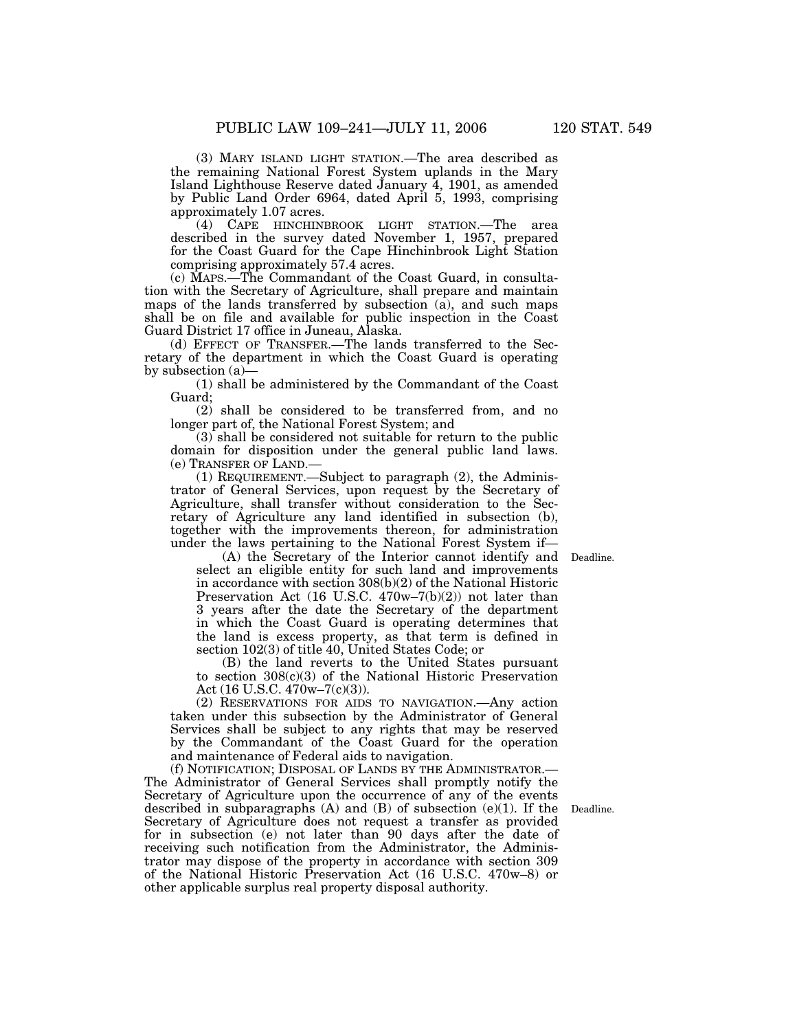(3) MARY ISLAND LIGHT STATION.—The area described as the remaining National Forest System uplands in the Mary Island Lighthouse Reserve dated January 4, 1901, as amended by Public Land Order 6964, dated April 5, 1993, comprising approximately 1.07 acres.

(4) CAPE HINCHINBROOK LIGHT STATION.—The area described in the survey dated November 1, 1957, prepared for the Coast Guard for the Cape Hinchinbrook Light Station comprising approximately 57.4 acres.

(c) MAPS.—The Commandant of the Coast Guard, in consultation with the Secretary of Agriculture, shall prepare and maintain maps of the lands transferred by subsection (a), and such maps shall be on file and available for public inspection in the Coast Guard District 17 office in Juneau, Alaska.

(d) EFFECT OF TRANSFER.—The lands transferred to the Secretary of the department in which the Coast Guard is operating by subsection (a)—

(1) shall be administered by the Commandant of the Coast Guard;

(2) shall be considered to be transferred from, and no longer part of, the National Forest System; and

(3) shall be considered not suitable for return to the public domain for disposition under the general public land laws.

(e) TRANSFER OF LAND.—

(1) REQUIREMENT.—Subject to paragraph (2), the Administrator of General Services, upon request by the Secretary of Agriculture, shall transfer without consideration to the Secretary of Agriculture any land identified in subsection (b), together with the improvements thereon, for administration under the laws pertaining to the National Forest System if—

Deadline.

(A) the Secretary of the Interior cannot identify and select an eligible entity for such land and improvements in accordance with section 308(b)(2) of the National Historic Preservation Act (16 U.S.C. 470w–7(b)(2)) not later than 3 years after the date the Secretary of the department in which the Coast Guard is operating determines that the land is excess property, as that term is defined in section 102(3) of title 40, United States Code; or

(B) the land reverts to the United States pursuant to section 308(c)(3) of the National Historic Preservation Act (16 U.S.C. 470w–7(c)(3)).

(2) RESERVATIONS FOR AIDS TO NAVIGATION.—Any action taken under this subsection by the Administrator of General Services shall be subject to any rights that may be reserved by the Commandant of the Coast Guard for the operation and maintenance of Federal aids to navigation.

(f) NOTIFICATION; DISPOSAL OF LANDS BY THE ADMINISTRATOR.—The Administrator of General Services shall promptly notify the Secretary of Agriculture upon the occurrence of any of the events described in subparagraphs (A) and (B) of subsection (e)(1). If the Secretary of Agriculture does not request a transfer as provided for in subsection (e) not later than 90 days after the date of receiving such notification from the Administrator, the Administrator may dispose of the property in accordance with section 309 of the National Historic Preservation Act (16 U.S.C. 470w–8) or other applicable surplus real property disposal authority.

Deadline.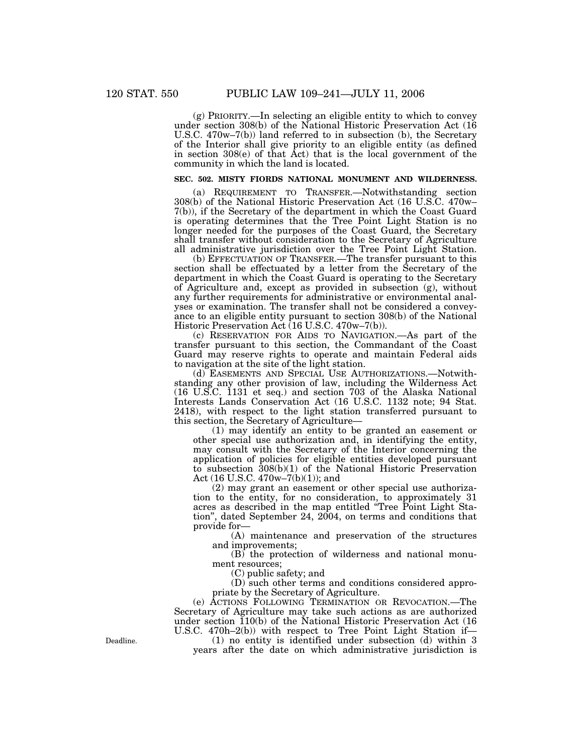(g) PRIORITY.—In selecting an eligible entity to which to convey under section 308(b) of the National Historic Preservation Act (16 U.S.C. 470w–7(b)) land referred to in subsection (b), the Secretary of the Interior shall give priority to an eligible entity (as defined in section 308(e) of that Act) that is the local government of the community in which the land is located.

**SEC. 502. MISTY FIORDS NATIONAL MONUMENT AND WILDERNESS.**

(a) REQUIREMENT TO TRANSFER.—Notwithstanding section 308(b) of the National Historic Preservation Act (16 U.S.C. 470w–7(b)), if the Secretary of the department in which the Coast Guard is operating determines that the Tree Point Light Station is no longer needed for the purposes of the Coast Guard, the Secretary shall transfer without consideration to the Secretary of Agriculture all administrative jurisdiction over the Tree Point Light Station.

(b) EFFECTUATION OF TRANSFER.—The transfer pursuant to this section shall be effectuated by a letter from the Secretary of the department in which the Coast Guard is operating to the Secretary of Agriculture and, except as provided in subsection (g), without any further requirements for administrative or environmental analyses or examination. The transfer shall not be considered a conveyance to an eligible entity pursuant to section 308(b) of the National Historic Preservation Act (16 U.S.C. 470w–7(b)).

(c) RESERVATION FOR AIDS TO NAVIGATION.—As part of the transfer pursuant to this section, the Commandant of the Coast Guard may reserve rights to operate and maintain Federal aids to navigation at the site of the light station.

(d) EASEMENTS AND SPECIAL USE AUTHORIZATIONS.—Notwithstanding any other provision of law, including the Wilderness Act (16 U.S.C. 1131 et seq.) and section 703 of the Alaska National Interests Lands Conservation Act (16 U.S.C. 1132 note; 94 Stat. 2418), with respect to the light station transferred pursuant to this section, the Secretary of Agriculture—

(1) may identify an entity to be granted an easement or other special use authorization and, in identifying the entity, may consult with the Secretary of the Interior concerning the application of policies for eligible entities developed pursuant to subsection 308(b)(1) of the National Historic Preservation Act (16 U.S.C. 470w–7(b)(1)); and

(2) may grant an easement or other special use authorization to the entity, for no consideration, to approximately 31 acres as described in the map entitled "Tree Point Light Station", dated September 24, 2004, on terms and conditions that provide for—

(A) maintenance and preservation of the structures and improvements;

(B) the protection of wilderness and national monument resources;

(C) public safety; and

(D) such other terms and conditions considered appropriate by the Secretary of Agriculture.

(e) ACTIONS FOLLOWING TERMINATION OR REVOCATION.—The Secretary of Agriculture may take such actions as are authorized under section 110(b) of the National Historic Preservation Act (16 U.S.C. 470h–2(b)) with respect to Tree Point Light Station if—

Deadline.

(1) no entity is identified under subsection (d) within 3 years after the date on which administrative jurisdiction is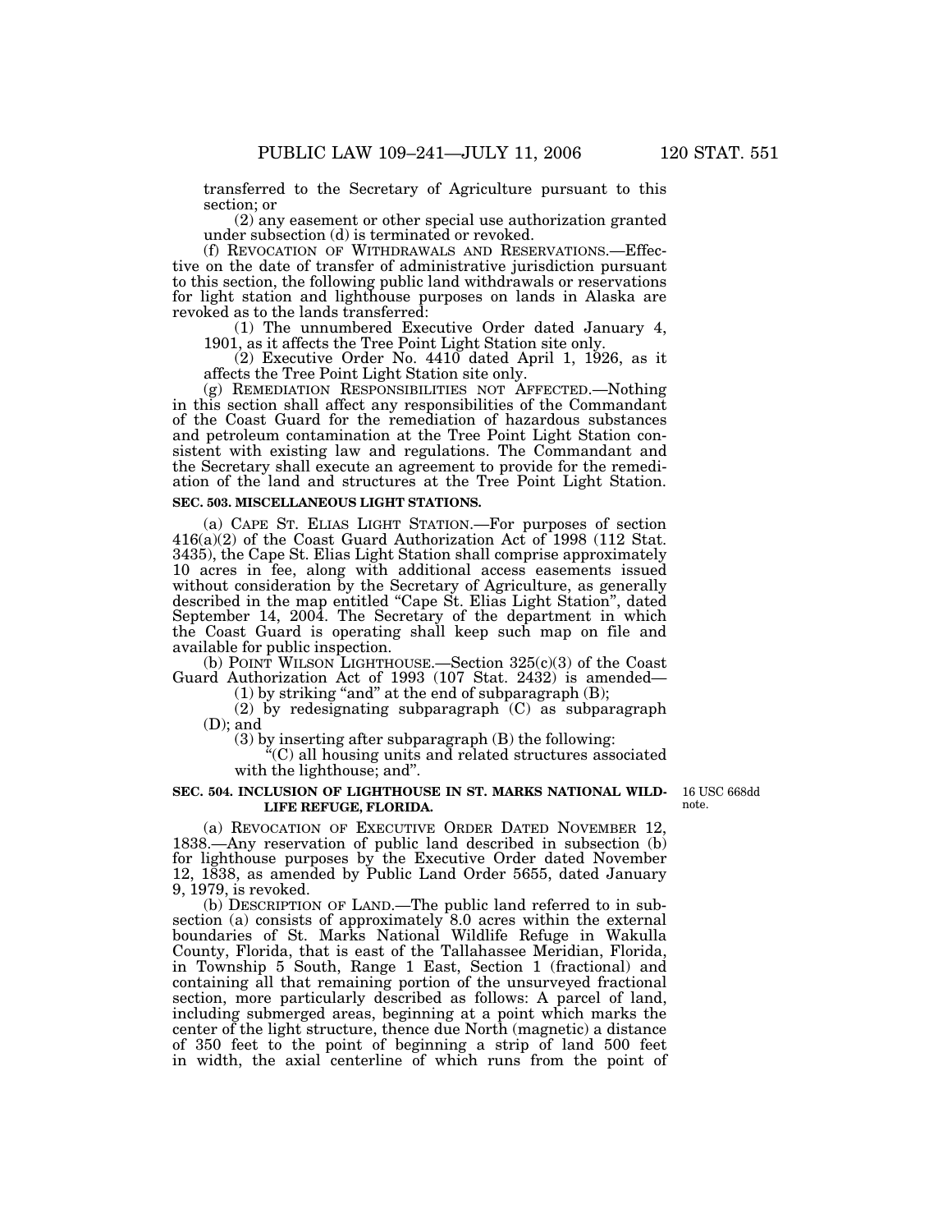transferred to the Secretary of Agriculture pursuant to this section; or

(2) any easement or other special use authorization granted under subsection (d) is terminated or revoked.

(f) REVOCATION OF WITHDRAWALS AND RESERVATIONS.—Effective on the date of transfer of administrative jurisdiction pursuant to this section, the following public land withdrawals or reservations for light station and lighthouse purposes on lands in Alaska are revoked as to the lands transferred:

(1) The unnumbered Executive Order dated January 4, 1901, as it affects the Tree Point Light Station site only.

(2) Executive Order No. 4410 dated April 1, 1926, as it affects the Tree Point Light Station site only.

(g) REMEDIATION RESPONSIBILITIES NOT AFFECTED.—Nothing in this section shall affect any responsibilities of the Commandant of the Coast Guard for the remediation of hazardous substances and petroleum contamination at the Tree Point Light Station consistent with existing law and regulations. The Commandant and the Secretary shall execute an agreement to provide for the remediation of the land and structures at the Tree Point Light Station.

**SEC. 503. MISCELLANEOUS LIGHT STATIONS.**

(a) CAPE ST. ELIAS LIGHT STATION.—For purposes of section 416(a)(2) of the Coast Guard Authorization Act of 1998 (112 Stat. 3435), the Cape St. Elias Light Station shall comprise approximately 10 acres in fee, along with additional access easements issued without consideration by the Secretary of Agriculture, as generally described in the map entitled "Cape St. Elias Light Station", dated September 14, 2004. The Secretary of the department in which the Coast Guard is operating shall keep such map on file and available for public inspection.

(b) POINT WILSON LIGHTHOUSE.—Section 325(c)(3) of the Coast Guard Authorization Act of 1993 (107 Stat. 2432) is amended—

(1) by striking "and" at the end of subparagraph (B);

(2) by redesignating subparagraph (C) as subparagraph (D); and

(3) by inserting after subparagraph (B) the following:

"(C) all housing units and related structures associated with the lighthouse; and".

**SEC. 504. INCLUSION OF LIGHTHOUSE IN ST. MARKS NATIONAL WILDLIFE REFUGE, FLORIDA.**

16 USC 668dd note.

(a) REVOCATION OF EXECUTIVE ORDER DATED NOVEMBER 12, 1838.—Any reservation of public land described in subsection (b) for lighthouse purposes by the Executive Order dated November 12, 1838, as amended by Public Land Order 5655, dated January 9, 1979, is revoked.

(b) DESCRIPTION OF LAND.—The public land referred to in subsection (a) consists of approximately 8.0 acres within the external boundaries of St. Marks National Wildlife Refuge in Wakulla County, Florida, that is east of the Tallahassee Meridian, Florida, in Township 5 South, Range 1 East, Section 1 (fractional) and containing all that remaining portion of the unsurveyed fractional section, more particularly described as follows: A parcel of land, including submerged areas, beginning at a point which marks the center of the light structure, thence due North (magnetic) a distance of 350 feet to the point of beginning a strip of land 500 feet in width, the axial centerline of which runs from the point of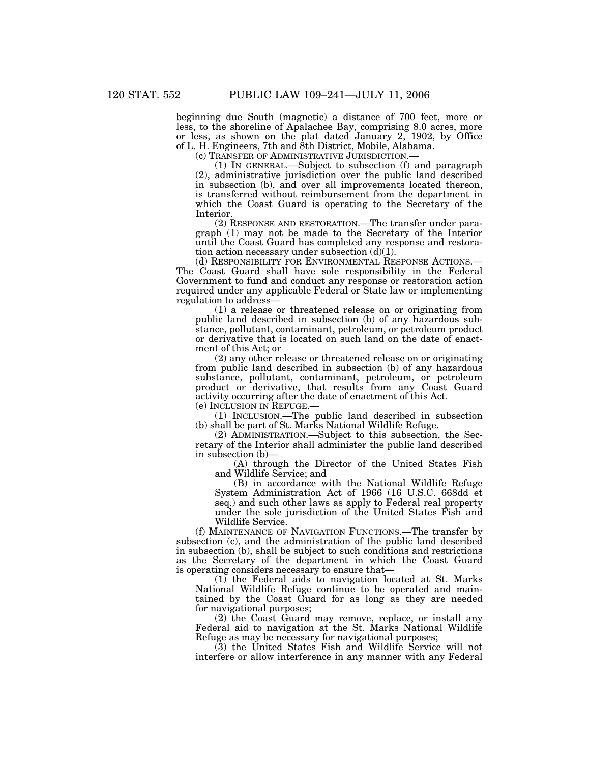beginning due South (magnetic) a distance of 700 feet, more or less, to the shoreline of Apalachee Bay, comprising 8.0 acres, more or less, as shown on the plat dated January 2, 1902, by Office of L. H. Engineers, 7th and 8th District, Mobile, Alabama.

(c) TRANSFER OF ADMINISTRATIVE JURISDICTION.—

(1) IN GENERAL.—Subject to subsection (f) and paragraph (2), administrative jurisdiction over the public land described in subsection (b), and over all improvements located thereon, is transferred without reimbursement from the department in which the Coast Guard is operating to the Secretary of the Interior.

(2) RESPONSE AND RESTORATION.—The transfer under paragraph (1) may not be made to the Secretary of the Interior until the Coast Guard has completed any response and restoration action necessary under subsection (d)(1).

(d) RESPONSIBILITY FOR ENVIRONMENTAL RESPONSE ACTIONS.—The Coast Guard shall have sole responsibility in the Federal Government to fund and conduct any response or restoration action required under any applicable Federal or State law or implementing regulation to address—

(1) a release or threatened release on or originating from public land described in subsection (b) of any hazardous substance, pollutant, contaminant, petroleum, or petroleum product or derivative that is located on such land on the date of enactment of this Act; or

(2) any other release or threatened release on or originating from public land described in subsection (b) of any hazardous substance, pollutant, contaminant, petroleum, or petroleum product or derivative, that results from any Coast Guard activity occurring after the date of enactment of this Act.

(e) INCLUSION IN REFUGE.—

(1) INCLUSION.—The public land described in subsection (b) shall be part of St. Marks National Wildlife Refuge.

(2) ADMINISTRATION.—Subject to this subsection, the Secretary of the Interior shall administer the public land described in subsection (b)—

(A) through the Director of the United States Fish and Wildlife Service; and

(B) in accordance with the National Wildlife Refuge System Administration Act of 1966 (16 U.S.C. 668dd et seq.) and such other laws as apply to Federal real property under the sole jurisdiction of the United States Fish and Wildlife Service.

(f) MAINTENANCE OF NAVIGATION FUNCTIONS.—The transfer by subsection (c), and the administration of the public land described in subsection (b), shall be subject to such conditions and restrictions as the Secretary of the department in which the Coast Guard is operating considers necessary to ensure that—

(1) the Federal aids to navigation located at St. Marks National Wildlife Refuge continue to be operated and maintained by the Coast Guard for as long as they are needed for navigational purposes;

(2) the Coast Guard may remove, replace, or install any Federal aid to navigation at the St. Marks National Wildlife Refuge as may be necessary for navigational purposes;

(3) the United States Fish and Wildlife Service will not interfere or allow interference in any manner with any Federal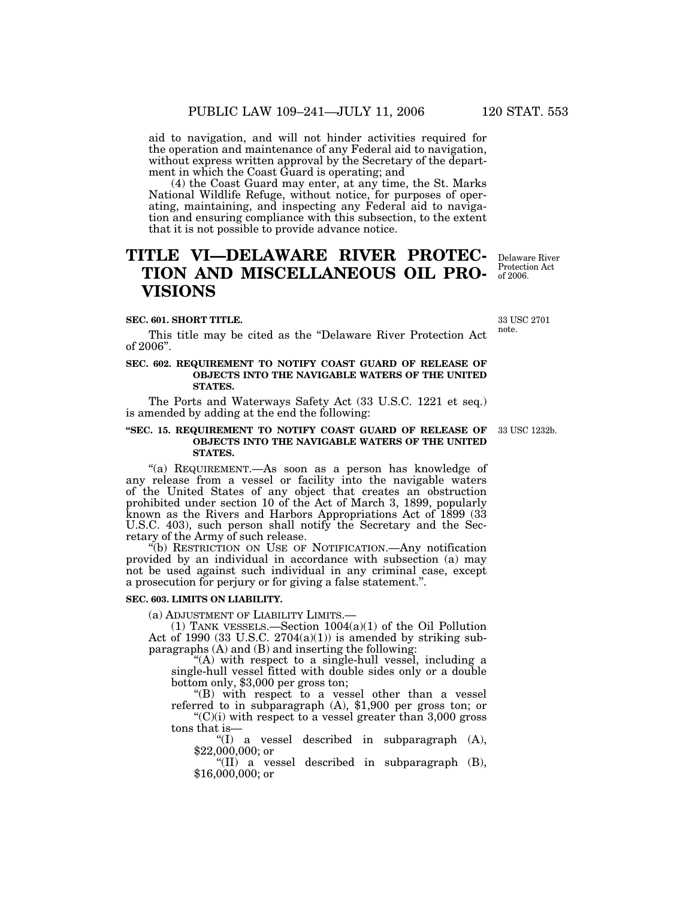aid to navigation, and will not hinder activities required for the operation and maintenance of any Federal aid to navigation, without express written approval by the Secretary of the department in which the Coast Guard is operating; and

(4) the Coast Guard may enter, at any time, the St. Marks National Wildlife Refuge, without notice, for purposes of operating, maintaining, and inspecting any Federal aid to navigation and ensuring compliance with this subsection, to the extent that it is not possible to provide advance notice.

# TITLE VI—DELAWARE RIVER PROTECTION AND MISCELLANEOUS OIL PROVISIONS

Delaware River Protection Act of 2006.

### SEC. 601. SHORT TITLE.

33 USC 2701 note.

This title may be cited as the "Delaware River Protection Act of 2006".

### SEC. 602. REQUIREMENT TO NOTIFY COAST GUARD OF RELEASE OF OBJECTS INTO THE NAVIGABLE WATERS OF THE UNITED STATES.

The Ports and Waterways Safety Act (33 U.S.C. 1221 et seq.) is amended by adding at the end the following:

### "SEC. 15. REQUIREMENT TO NOTIFY COAST GUARD OF RELEASE OF OBJECTS INTO THE NAVIGABLE WATERS OF THE UNITED STATES.

33 USC 1232b.

"(a) REQUIREMENT.—As soon as a person has knowledge of any release from a vessel or facility into the navigable waters of the United States of any object that creates an obstruction prohibited under section 10 of the Act of March 3, 1899, popularly known as the Rivers and Harbors Appropriations Act of 1899 (33 U.S.C. 403), such person shall notify the Secretary and the Secretary of the Army of such release.

"(b) RESTRICTION ON USE OF NOTIFICATION.—Any notification provided by an individual in accordance with subsection (a) may not be used against such individual in any criminal case, except a prosecution for perjury or for giving a false statement.".

### SEC. 603. LIMITS ON LIABILITY.

(a) ADJUSTMENT OF LIABILITY LIMITS.—

(1) TANK VESSELS.—Section 1004(a)(1) of the Oil Pollution Act of 1990 (33 U.S.C. 2704(a)(1)) is amended by striking subparagraphs (A) and (B) and inserting the following:

"(A) with respect to a single-hull vessel, including a single-hull vessel fitted with double sides only or a double bottom only, $3,000 per gross ton;

"(B) with respect to a vessel other than a vessel referred to in subparagraph (A), $1,900 per gross ton; or

"(C)(i) with respect to a vessel greater than 3,000 gross tons that is—

"(I) a vessel described in subparagraph (A), $22,000,000; or

"(II) a vessel described in subparagraph (B), $16,000,000; or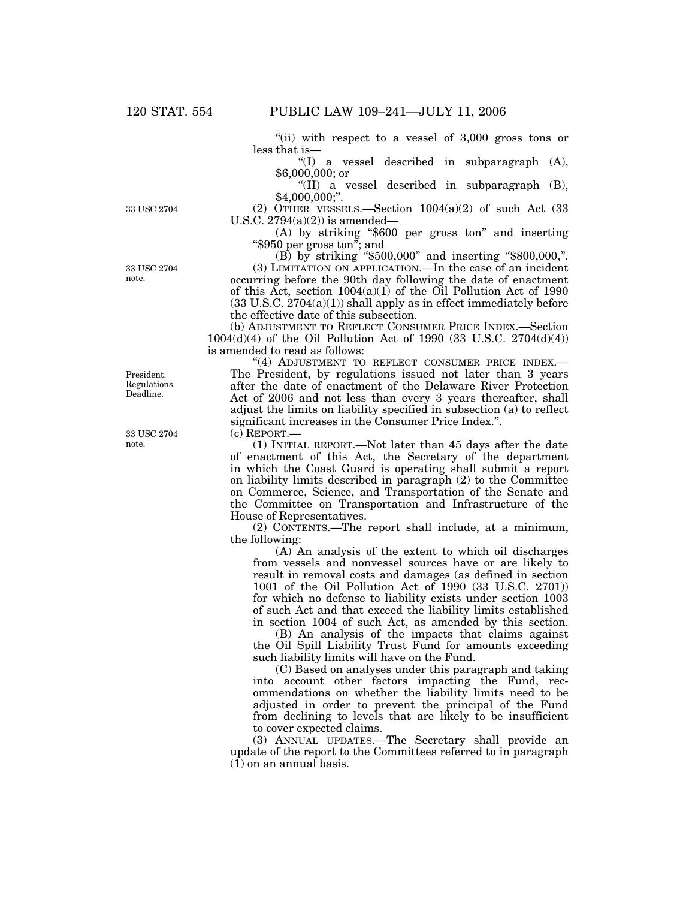"(ii) with respect to a vessel of 3,000 gross tons or less that is—

"(I) a vessel described in subparagraph (A), $6,000,000; or

"(II) a vessel described in subparagraph (B), $4,000,000;".

33 USC 2704.

(2) OTHER VESSELS.—Section 1004(a)(2) of such Act (33 U.S.C. 2794(a)(2)) is amended—

(A) by striking "$600 per gross ton" and inserting "$950 per gross ton"; and

(B) by striking "$500,000" and inserting "$800,000,".

33 USC 2704 note.

(3) LIMITATION ON APPLICATION.—In the case of an incident occurring before the 90th day following the date of enactment of this Act, section 1004(a)(1) of the Oil Pollution Act of 1990 (33 U.S.C. 2704(a)(1)) shall apply as in effect immediately before the effective date of this subsection.

(b) ADJUSTMENT TO REFLECT CONSUMER PRICE INDEX.—Section 1004(d)(4) of the Oil Pollution Act of 1990 (33 U.S.C. 2704(d)(4)) is amended to read as follows:

President. Regulations. Deadline.

"(4) ADJUSTMENT TO REFLECT CONSUMER PRICE INDEX.—The President, by regulations issued not later than 3 years after the date of enactment of the Delaware River Protection Act of 2006 and not less than every 3 years thereafter, shall adjust the limits on liability specified in subsection (a) to reflect significant increases in the Consumer Price Index.".

33 USC 2704 note.

(c) REPORT.—

(1) INITIAL REPORT.—Not later than 45 days after the date of enactment of this Act, the Secretary of the department in which the Coast Guard is operating shall submit a report on liability limits described in paragraph (2) to the Committee on Commerce, Science, and Transportation of the Senate and the Committee on Transportation and Infrastructure of the House of Representatives.

(2) CONTENTS.—The report shall include, at a minimum, the following:

(A) An analysis of the extent to which oil discharges from vessels and nonvessel sources have or are likely to result in removal costs and damages (as defined in section 1001 of the Oil Pollution Act of 1990 (33 U.S.C. 2701)) for which no defense to liability exists under section 1003 of such Act and that exceed the liability limits established in section 1004 of such Act, as amended by this section.

(B) An analysis of the impacts that claims against the Oil Spill Liability Trust Fund for amounts exceeding such liability limits will have on the Fund.

(C) Based on analyses under this paragraph and taking into account other factors impacting the Fund, recommendations on whether the liability limits need to be adjusted in order to prevent the principal of the Fund from declining to levels that are likely to be insufficient to cover expected claims.

(3) ANNUAL UPDATES.—The Secretary shall provide an update of the report to the Committees referred to in paragraph (1) on an annual basis.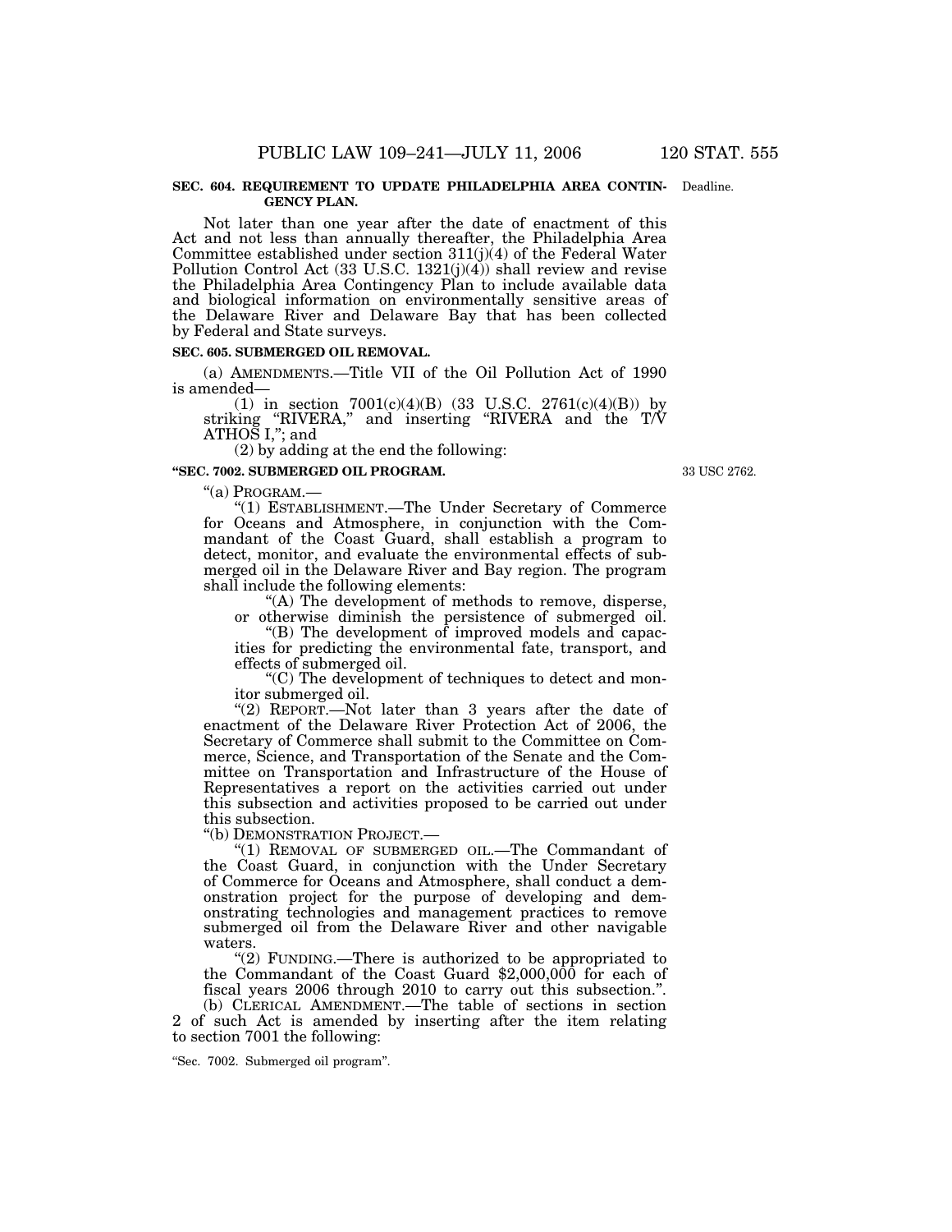**SEC. 604. REQUIREMENT TO UPDATE PHILADELPHIA AREA CONTINGENCY PLAN.**

Deadline.

Not later than one year after the date of enactment of this Act and not less than annually thereafter, the Philadelphia Area Committee established under section 311(j)(4) of the Federal Water Pollution Control Act (33 U.S.C. 1321(j)(4)) shall review and revise the Philadelphia Area Contingency Plan to include available data and biological information on environmentally sensitive areas of the Delaware River and Delaware Bay that has been collected by Federal and State surveys.

**SEC. 605. SUBMERGED OIL REMOVAL.**

(a) AMENDMENTS.—Title VII of the Oil Pollution Act of 1990 is amended—

(1) in section 7001(c)(4)(B) (33 U.S.C. 2761(c)(4)(B)) by striking "RIVERA," and inserting "RIVERA and the T/V ATHOS I,"; and

(2) by adding at the end the following:

**"SEC. 7002. SUBMERGED OIL PROGRAM.**

33 USC 2762.

"(a) PROGRAM.—

"(1) ESTABLISHMENT.—The Under Secretary of Commerce for Oceans and Atmosphere, in conjunction with the Commandant of the Coast Guard, shall establish a program to detect, monitor, and evaluate the environmental effects of submerged oil in the Delaware River and Bay region. The program shall include the following elements:

"(A) The development of methods to remove, disperse, or otherwise diminish the persistence of submerged oil.

"(B) The development of improved models and capacities for predicting the environmental fate, transport, and effects of submerged oil.

"(C) The development of techniques to detect and monitor submerged oil.

"(2) REPORT.—Not later than 3 years after the date of enactment of the Delaware River Protection Act of 2006, the Secretary of Commerce shall submit to the Committee on Commerce, Science, and Transportation of the Senate and the Committee on Transportation and Infrastructure of the House of Representatives a report on the activities carried out under this subsection and activities proposed to be carried out under this subsection.

"(b) DEMONSTRATION PROJECT.—

"(1) REMOVAL OF SUBMERGED OIL.—The Commandant of the Coast Guard, in conjunction with the Under Secretary of Commerce for Oceans and Atmosphere, shall conduct a demonstration project for the purpose of developing and demonstrating technologies and management practices to remove submerged oil from the Delaware River and other navigable waters.

"(2) FUNDING.—There is authorized to be appropriated to the Commandant of the Coast Guard $2,000,000 for each of fiscal years 2006 through 2010 to carry out this subsection.".

(b) CLERICAL AMENDMENT.—The table of sections in section 2 of such Act is amended by inserting after the item relating to section 7001 the following:

"Sec. 7002. Submerged oil program".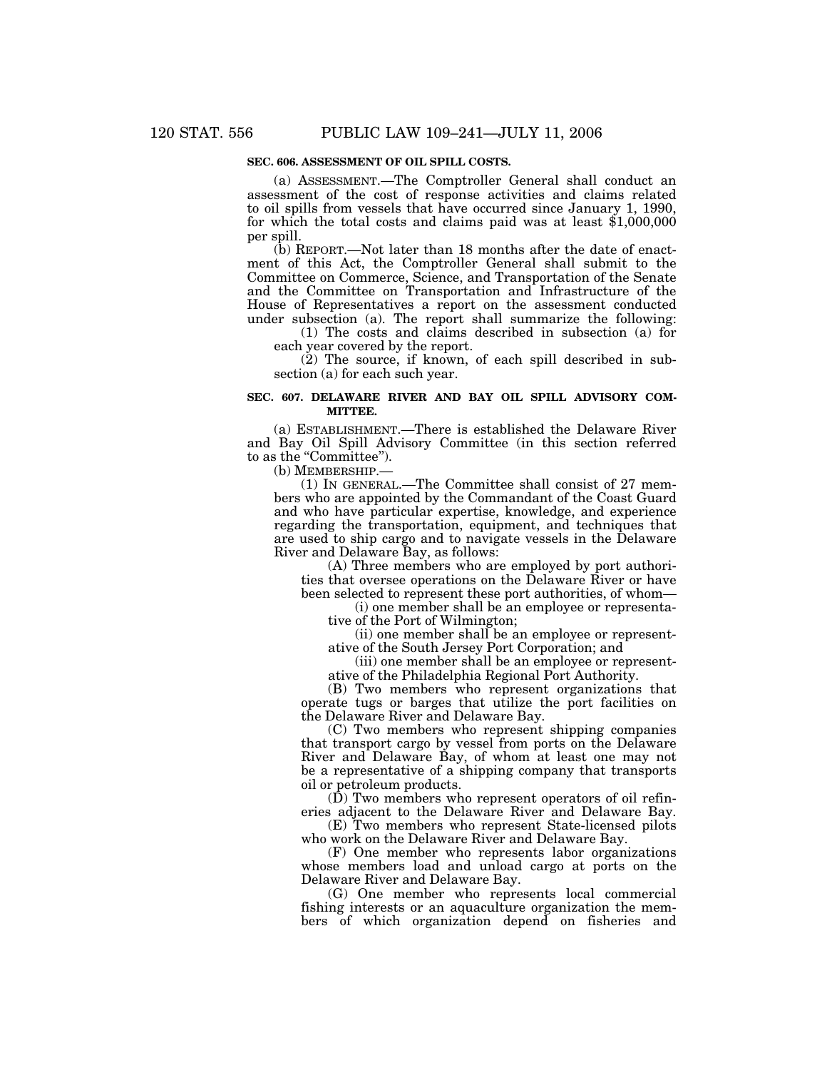**SEC. 606. ASSESSMENT OF OIL SPILL COSTS.**

(a) ASSESSMENT.—The Comptroller General shall conduct an assessment of the cost of response activities and claims related to oil spills from vessels that have occurred since January 1, 1990, for which the total costs and claims paid was at least $1,000,000 per spill.

(b) REPORT.—Not later than 18 months after the date of enactment of this Act, the Comptroller General shall submit to the Committee on Commerce, Science, and Transportation of the Senate and the Committee on Transportation and Infrastructure of the House of Representatives a report on the assessment conducted under subsection (a). The report shall summarize the following:

(1) The costs and claims described in subsection (a) for each year covered by the report.

(2) The source, if known, of each spill described in subsection (a) for each such year.

**SEC. 607. DELAWARE RIVER AND BAY OIL SPILL ADVISORY COMMITTEE.**

(a) ESTABLISHMENT.—There is established the Delaware River and Bay Oil Spill Advisory Committee (in this section referred to as the "Committee").

(b) MEMBERSHIP.—

(1) IN GENERAL.—The Committee shall consist of 27 members who are appointed by the Commandant of the Coast Guard and who have particular expertise, knowledge, and experience regarding the transportation, equipment, and techniques that are used to ship cargo and to navigate vessels in the Delaware River and Delaware Bay, as follows:

(A) Three members who are employed by port authorities that oversee operations on the Delaware River or have been selected to represent these port authorities, of whom—

(i) one member shall be an employee or representative of the Port of Wilmington;

(ii) one member shall be an employee or representative of the South Jersey Port Corporation; and

(iii) one member shall be an employee or representative of the Philadelphia Regional Port Authority.

(B) Two members who represent organizations that operate tugs or barges that utilize the port facilities on the Delaware River and Delaware Bay.

(C) Two members who represent shipping companies that transport cargo by vessel from ports on the Delaware River and Delaware Bay, of whom at least one may not be a representative of a shipping company that transports oil or petroleum products.

(D) Two members who represent operators of oil refineries adjacent to the Delaware River and Delaware Bay.

(E) Two members who represent State-licensed pilots who work on the Delaware River and Delaware Bay.

(F) One member who represents labor organizations whose members load and unload cargo at ports on the Delaware River and Delaware Bay.

(G) One member who represents local commercial fishing interests or an aquaculture organization the members of which organization depend on fisheries and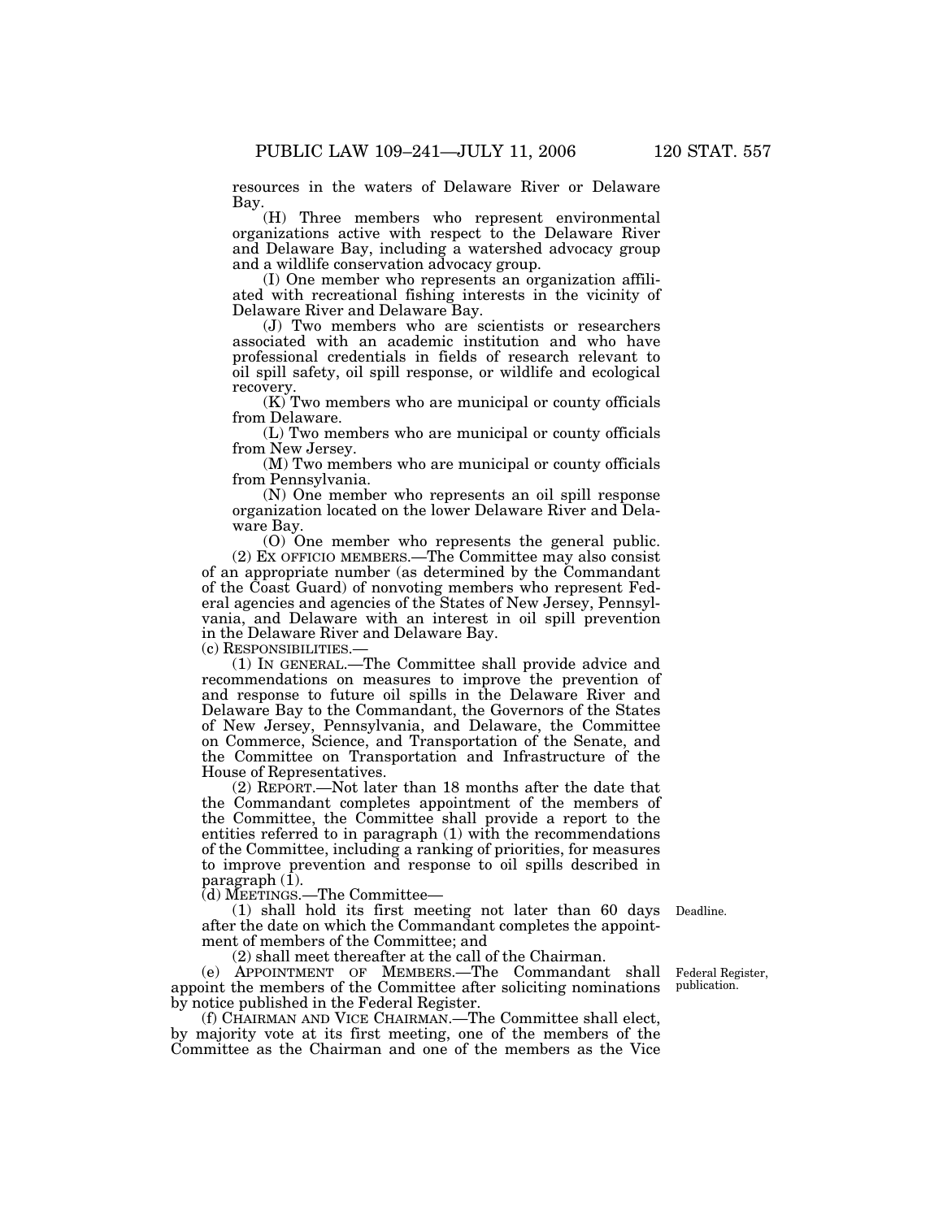resources in the waters of Delaware River or Delaware Bay.

(H) Three members who represent environmental organizations active with respect to the Delaware River and Delaware Bay, including a watershed advocacy group and a wildlife conservation advocacy group.

(I) One member who represents an organization affiliated with recreational fishing interests in the vicinity of Delaware River and Delaware Bay.

(J) Two members who are scientists or researchers associated with an academic institution and who have professional credentials in fields of research relevant to oil spill safety, oil spill response, or wildlife and ecological recovery.

(K) Two members who are municipal or county officials from Delaware.

(L) Two members who are municipal or county officials from New Jersey.

(M) Two members who are municipal or county officials from Pennsylvania.

(N) One member who represents an oil spill response organization located on the lower Delaware River and Delaware Bay.

(O) One member who represents the general public.

(2) EX OFFICIO MEMBERS.—The Committee may also consist of an appropriate number (as determined by the Commandant of the Coast Guard) of nonvoting members who represent Federal agencies and agencies of the States of New Jersey, Pennsylvania, and Delaware with an interest in oil spill prevention in the Delaware River and Delaware Bay.

(c) RESPONSIBILITIES.—

(1) IN GENERAL.—The Committee shall provide advice and recommendations on measures to improve the prevention of and response to future oil spills in the Delaware River and Delaware Bay to the Commandant, the Governors of the States of New Jersey, Pennsylvania, and Delaware, the Committee on Commerce, Science, and Transportation of the Senate, and the Committee on Transportation and Infrastructure of the House of Representatives.

(2) REPORT.—Not later than 18 months after the date that the Commandant completes appointment of the members of the Committee, the Committee shall provide a report to the entities referred to in paragraph (1) with the recommendations of the Committee, including a ranking of priorities, for measures to improve prevention and response to oil spills described in paragraph (1).

(d) MEETINGS.—The Committee—

(1) shall hold its first meeting not later than 60 days after the date on which the Commandant completes the appointment of members of the Committee; and

Deadline.

(2) shall meet thereafter at the call of the Chairman.

(e) APPOINTMENT OF MEMBERS.—The Commandant shall appoint the members of the Committee after soliciting nominations by notice published in the Federal Register.

Federal Register, publication.

(f) CHAIRMAN AND VICE CHAIRMAN.—The Committee shall elect, by majority vote at its first meeting, one of the members of the Committee as the Chairman and one of the members as the Vice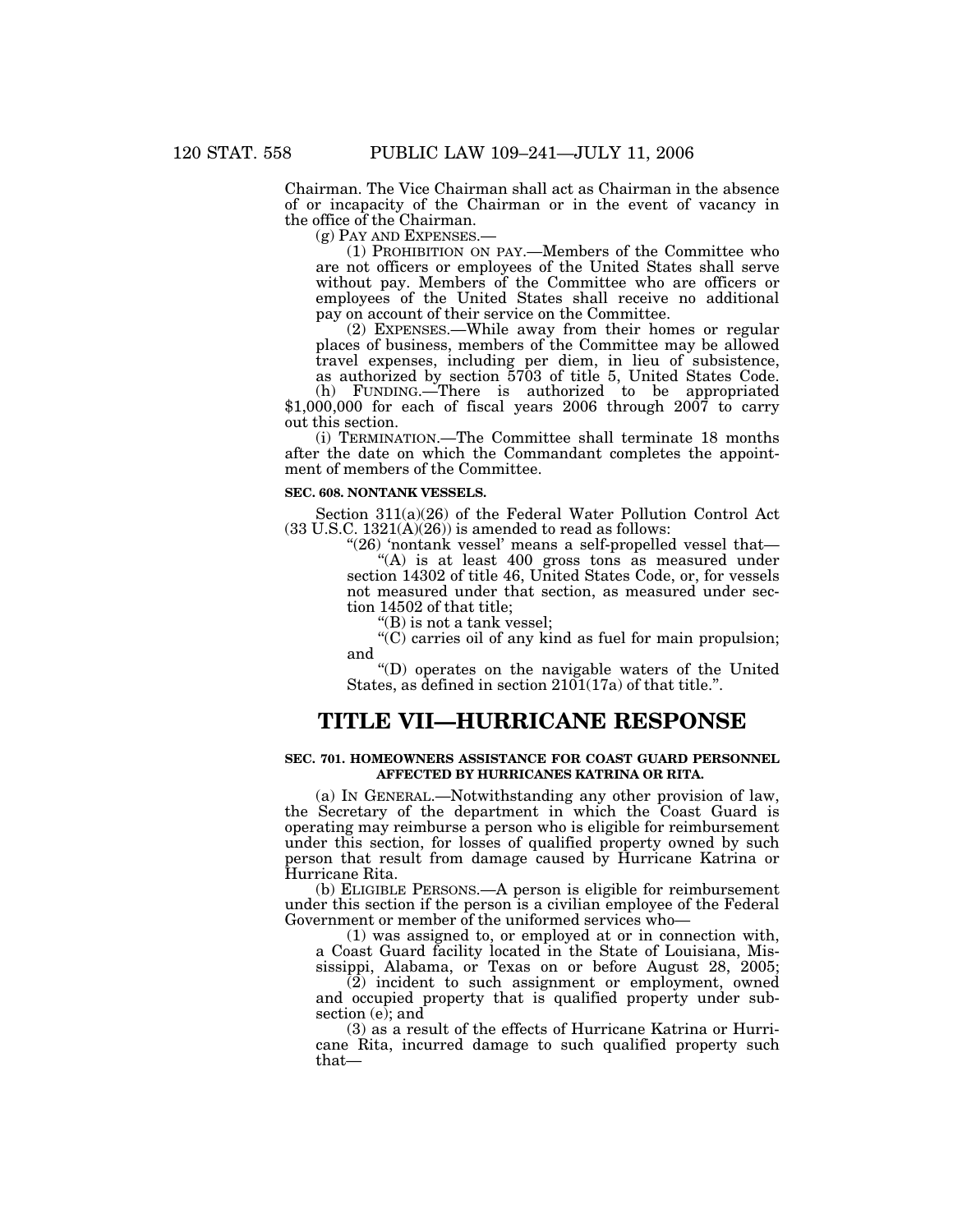Chairman. The Vice Chairman shall act as Chairman in the absence of or incapacity of the Chairman or in the event of vacancy in the office of the Chairman.

(g) PAY AND EXPENSES.—

(1) PROHIBITION ON PAY.—Members of the Committee who are not officers or employees of the United States shall serve without pay. Members of the Committee who are officers or employees of the United States shall receive no additional pay on account of their service on the Committee.

(2) EXPENSES.—While away from their homes or regular places of business, members of the Committee may be allowed travel expenses, including per diem, in lieu of subsistence, as authorized by section 5703 of title 5, United States Code.

(h) FUNDING.—There is authorized to be appropriated $1,000,000 for each of fiscal years 2006 through 2007 to carry out this section.

(i) TERMINATION.—The Committee shall terminate 18 months after the date on which the Commandant completes the appointment of members of the Committee.

**SEC. 608. NONTANK VESSELS.**

Section 311(a)(26) of the Federal Water Pollution Control Act (33 U.S.C. 1321(A)(26)) is amended to read as follows:

"(26) 'nontank vessel' means a self-propelled vessel that—

"(A) is at least 400 gross tons as measured under section 14302 of title 46, United States Code, or, for vessels not measured under that section, as measured under section 14502 of that title;

"(B) is not a tank vessel;

"(C) carries oil of any kind as fuel for main propulsion; and

"(D) operates on the navigable waters of the United States, as defined in section 2101(17a) of that title.".

# TITLE VII—HURRICANE RESPONSE

**SEC. 701. HOMEOWNERS ASSISTANCE FOR COAST GUARD PERSONNEL AFFECTED BY HURRICANES KATRINA OR RITA.**

(a) IN GENERAL.—Notwithstanding any other provision of law, the Secretary of the department in which the Coast Guard is operating may reimburse a person who is eligible for reimbursement under this section, for losses of qualified property owned by such person that result from damage caused by Hurricane Katrina or Hurricane Rita.

(b) ELIGIBLE PERSONS.—A person is eligible for reimbursement under this section if the person is a civilian employee of the Federal Government or member of the uniformed services who—

(1) was assigned to, or employed at or in connection with, a Coast Guard facility located in the State of Louisiana, Mississippi, Alabama, or Texas on or before August 28, 2005;

(2) incident to such assignment or employment, owned and occupied property that is qualified property under subsection (e); and

(3) as a result of the effects of Hurricane Katrina or Hurricane Rita, incurred damage to such qualified property such that—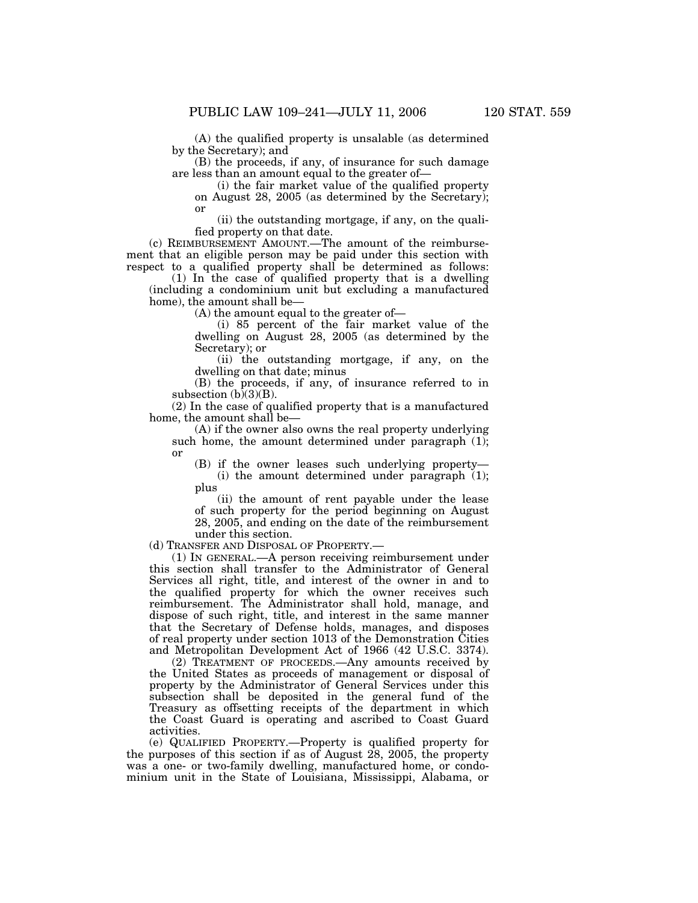(A) the qualified property is unsalable (as determined by the Secretary); and

(B) the proceeds, if any, of insurance for such damage are less than an amount equal to the greater of—

(i) the fair market value of the qualified property on August 28, 2005 (as determined by the Secretary); or

(ii) the outstanding mortgage, if any, on the qualified property on that date.

(c) REIMBURSEMENT AMOUNT.—The amount of the reimbursement that an eligible person may be paid under this section with respect to a qualified property shall be determined as follows:

(1) In the case of qualified property that is a dwelling (including a condominium unit but excluding a manufactured home), the amount shall be—

(A) the amount equal to the greater of—

(i) 85 percent of the fair market value of the dwelling on August 28, 2005 (as determined by the Secretary); or

(ii) the outstanding mortgage, if any, on the dwelling on that date; minus

(B) the proceeds, if any, of insurance referred to in subsection (b)(3)(B).

(2) In the case of qualified property that is a manufactured home, the amount shall be—

(A) if the owner also owns the real property underlying such home, the amount determined under paragraph (1); or

(B) if the owner leases such underlying property—

(i) the amount determined under paragraph (1); plus

(ii) the amount of rent payable under the lease of such property for the period beginning on August 28, 2005, and ending on the date of the reimbursement under this section.

(d) TRANSFER AND DISPOSAL OF PROPERTY.—

(1) IN GENERAL.—A person receiving reimbursement under this section shall transfer to the Administrator of General Services all right, title, and interest of the owner in and to the qualified property for which the owner receives such reimbursement. The Administrator shall hold, manage, and dispose of such right, title, and interest in the same manner that the Secretary of Defense holds, manages, and disposes of real property under section 1013 of the Demonstration Cities and Metropolitan Development Act of 1966 (42 U.S.C. 3374).

(2) TREATMENT OF PROCEEDS.—Any amounts received by the United States as proceeds of management or disposal of property by the Administrator of General Services under this subsection shall be deposited in the general fund of the Treasury as offsetting receipts of the department in which the Coast Guard is operating and ascribed to Coast Guard activities.

(e) QUALIFIED PROPERTY.—Property is qualified property for the purposes of this section if as of August 28, 2005, the property was a one- or two-family dwelling, manufactured home, or condominium unit in the State of Louisiana, Mississippi, Alabama, or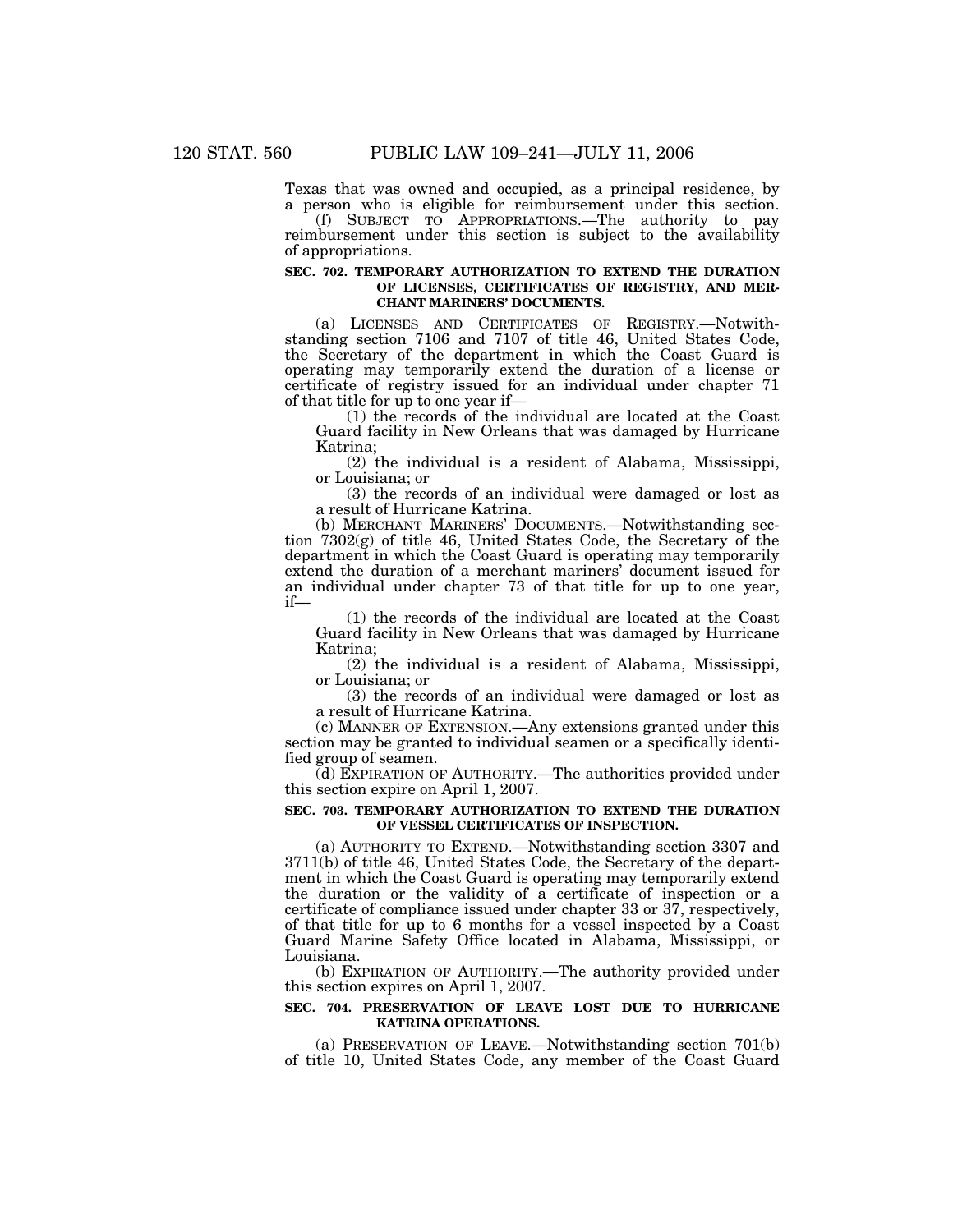Texas that was owned and occupied, as a principal residence, by a person who is eligible for reimbursement under this section.

(f) SUBJECT TO APPROPRIATIONS.—The authority to pay reimbursement under this section is subject to the availability of appropriations.

**SEC. 702. TEMPORARY AUTHORIZATION TO EXTEND THE DURATION OF LICENSES, CERTIFICATES OF REGISTRY, AND MERCHANT MARINERS' DOCUMENTS.**

(a) LICENSES AND CERTIFICATES OF REGISTRY.—Notwithstanding section 7106 and 7107 of title 46, United States Code, the Secretary of the department in which the Coast Guard is operating may temporarily extend the duration of a license or certificate of registry issued for an individual under chapter 71 of that title for up to one year if—

(1) the records of the individual are located at the Coast Guard facility in New Orleans that was damaged by Hurricane Katrina;

(2) the individual is a resident of Alabama, Mississippi, or Louisiana; or

(3) the records of an individual were damaged or lost as a result of Hurricane Katrina.

(b) MERCHANT MARINERS' DOCUMENTS.—Notwithstanding section 7302(g) of title 46, United States Code, the Secretary of the department in which the Coast Guard is operating may temporarily extend the duration of a merchant mariners' document issued for an individual under chapter 73 of that title for up to one year, if—

(1) the records of the individual are located at the Coast Guard facility in New Orleans that was damaged by Hurricane Katrina;

(2) the individual is a resident of Alabama, Mississippi, or Louisiana; or

(3) the records of an individual were damaged or lost as a result of Hurricane Katrina.

(c) MANNER OF EXTENSION.—Any extensions granted under this section may be granted to individual seamen or a specifically identified group of seamen.

(d) EXPIRATION OF AUTHORITY.—The authorities provided under this section expire on April 1, 2007.

**SEC. 703. TEMPORARY AUTHORIZATION TO EXTEND THE DURATION OF VESSEL CERTIFICATES OF INSPECTION.**

(a) AUTHORITY TO EXTEND.—Notwithstanding section 3307 and 3711(b) of title 46, United States Code, the Secretary of the department in which the Coast Guard is operating may temporarily extend the duration or the validity of a certificate of inspection or a certificate of compliance issued under chapter 33 or 37, respectively, of that title for up to 6 months for a vessel inspected by a Coast Guard Marine Safety Office located in Alabama, Mississippi, or Louisiana.

(b) EXPIRATION OF AUTHORITY.—The authority provided under this section expires on April 1, 2007.

**SEC. 704. PRESERVATION OF LEAVE LOST DUE TO HURRICANE KATRINA OPERATIONS.**

(a) PRESERVATION OF LEAVE.—Notwithstanding section 701(b) of title 10, United States Code, any member of the Coast Guard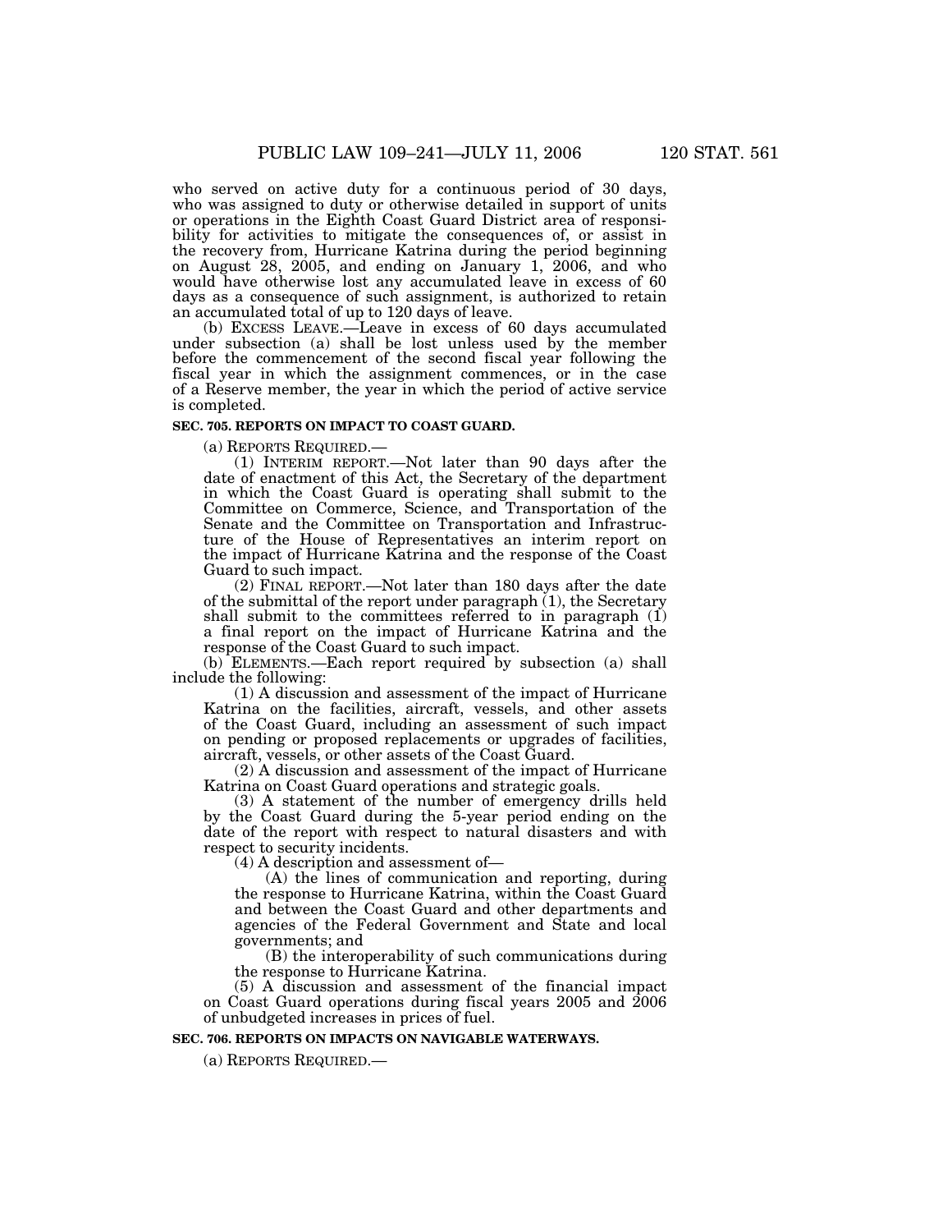who served on active duty for a continuous period of 30 days, who was assigned to duty or otherwise detailed in support of units or operations in the Eighth Coast Guard District area of responsibility for activities to mitigate the consequences of, or assist in the recovery from, Hurricane Katrina during the period beginning on August 28, 2005, and ending on January 1, 2006, and who would have otherwise lost any accumulated leave in excess of 60 days as a consequence of such assignment, is authorized to retain an accumulated total of up to 120 days of leave.

(b) EXCESS LEAVE.—Leave in excess of 60 days accumulated under subsection (a) shall be lost unless used by the member before the commencement of the second fiscal year following the fiscal year in which the assignment commences, or in the case of a Reserve member, the year in which the period of active service is completed.

**SEC. 705. REPORTS ON IMPACT TO COAST GUARD.**

(a) REPORTS REQUIRED.—

(1) INTERIM REPORT.—Not later than 90 days after the date of enactment of this Act, the Secretary of the department in which the Coast Guard is operating shall submit to the Committee on Commerce, Science, and Transportation of the Senate and the Committee on Transportation and Infrastructure of the House of Representatives an interim report on the impact of Hurricane Katrina and the response of the Coast Guard to such impact.

(2) FINAL REPORT.—Not later than 180 days after the date of the submittal of the report under paragraph (1), the Secretary shall submit to the committees referred to in paragraph (1) a final report on the impact of Hurricane Katrina and the response of the Coast Guard to such impact.

(b) ELEMENTS.—Each report required by subsection (a) shall include the following:

(1) A discussion and assessment of the impact of Hurricane Katrina on the facilities, aircraft, vessels, and other assets of the Coast Guard, including an assessment of such impact on pending or proposed replacements or upgrades of facilities, aircraft, vessels, or other assets of the Coast Guard.

(2) A discussion and assessment of the impact of Hurricane Katrina on Coast Guard operations and strategic goals.

(3) A statement of the number of emergency drills held by the Coast Guard during the 5-year period ending on the date of the report with respect to natural disasters and with respect to security incidents.

(4) A description and assessment of—

(A) the lines of communication and reporting, during the response to Hurricane Katrina, within the Coast Guard and between the Coast Guard and other departments and agencies of the Federal Government and State and local governments; and

(B) the interoperability of such communications during the response to Hurricane Katrina.

(5) A discussion and assessment of the financial impact on Coast Guard operations during fiscal years 2005 and 2006 of unbudgeted increases in prices of fuel.

**SEC. 706. REPORTS ON IMPACTS ON NAVIGABLE WATERWAYS.**

(a) REPORTS REQUIRED.—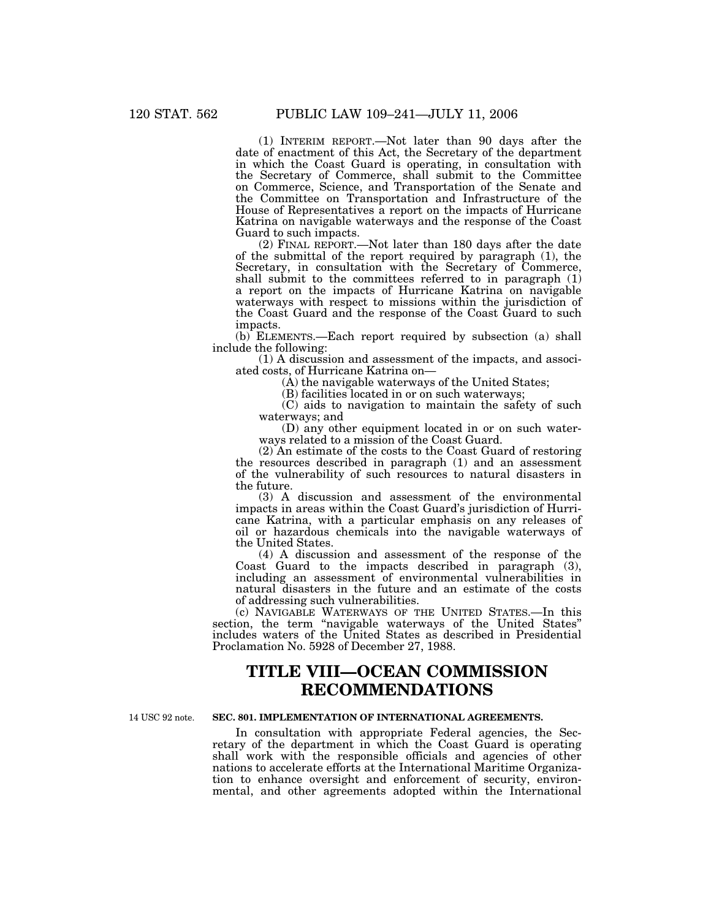(1) INTERIM REPORT.—Not later than 90 days after the date of enactment of this Act, the Secretary of the department in which the Coast Guard is operating, in consultation with the Secretary of Commerce, shall submit to the Committee on Commerce, Science, and Transportation of the Senate and the Committee on Transportation and Infrastructure of the House of Representatives a report on the impacts of Hurricane Katrina on navigable waterways and the response of the Coast Guard to such impacts.

(2) FINAL REPORT.—Not later than 180 days after the date of the submittal of the report required by paragraph (1), the Secretary, in consultation with the Secretary of Commerce, shall submit to the committees referred to in paragraph (1) a report on the impacts of Hurricane Katrina on navigable waterways with respect to missions within the jurisdiction of the Coast Guard and the response of the Coast Guard to such impacts.

(b) ELEMENTS.—Each report required by subsection (a) shall include the following:

(1) A discussion and assessment of the impacts, and associated costs, of Hurricane Katrina on—

(A) the navigable waterways of the United States;

(B) facilities located in or on such waterways;

(C) aids to navigation to maintain the safety of such waterways; and

(D) any other equipment located in or on such waterways related to a mission of the Coast Guard.

(2) An estimate of the costs to the Coast Guard of restoring the resources described in paragraph (1) and an assessment of the vulnerability of such resources to natural disasters in the future.

(3) A discussion and assessment of the environmental impacts in areas within the Coast Guard's jurisdiction of Hurricane Katrina, with a particular emphasis on any releases of oil or hazardous chemicals into the navigable waterways of the United States.

(4) A discussion and assessment of the response of the Coast Guard to the impacts described in paragraph (3), including an assessment of environmental vulnerabilities in natural disasters in the future and an estimate of the costs of addressing such vulnerabilities.

(c) NAVIGABLE WATERWAYS OF THE UNITED STATES.—In this section, the term "navigable waterways of the United States" includes waters of the United States as described in Presidential Proclamation No. 5928 of December 27, 1988.

# TITLE VIII—OCEAN COMMISSION RECOMMENDATIONS

14 USC 92 note.

### SEC. 801. IMPLEMENTATION OF INTERNATIONAL AGREEMENTS.

In consultation with appropriate Federal agencies, the Secretary of the department in which the Coast Guard is operating shall work with the responsible officials and agencies of other nations to accelerate efforts at the International Maritime Organization to enhance oversight and enforcement of security, environmental, and other agreements adopted within the International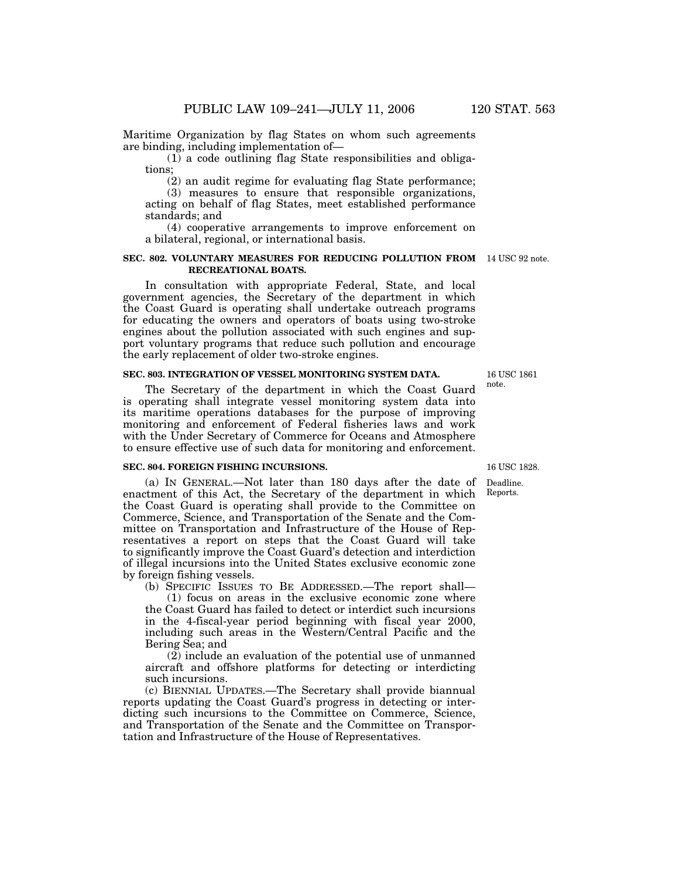Maritime Organization by flag States on whom such agreements are binding, including implementation of—

(1) a code outlining flag State responsibilities and obligations;

(2) an audit regime for evaluating flag State performance;

(3) measures to ensure that responsible organizations, acting on behalf of flag States, meet established performance standards; and

(4) cooperative arrangements to improve enforcement on a bilateral, regional, or international basis.

**SEC. 802. VOLUNTARY MEASURES FOR REDUCING POLLUTION FROM RECREATIONAL BOATS.**

14 USC 92 note.

In consultation with appropriate Federal, State, and local government agencies, the Secretary of the department in which the Coast Guard is operating shall undertake outreach programs for educating the owners and operators of boats using two-stroke engines about the pollution associated with such engines and support voluntary programs that reduce such pollution and encourage the early replacement of older two-stroke engines.

**SEC. 803. INTEGRATION OF VESSEL MONITORING SYSTEM DATA.**

16 USC 1861 note.

The Secretary of the department in which the Coast Guard is operating shall integrate vessel monitoring system data into its maritime operations databases for the purpose of improving monitoring and enforcement of Federal fisheries laws and work with the Under Secretary of Commerce for Oceans and Atmosphere to ensure effective use of such data for monitoring and enforcement.

**SEC. 804. FOREIGN FISHING INCURSIONS.**

16 USC 1828.

Deadline. Reports.

(a) IN GENERAL.—Not later than 180 days after the date of enactment of this Act, the Secretary of the department in which the Coast Guard is operating shall provide to the Committee on Commerce, Science, and Transportation of the Senate and the Committee on Transportation and Infrastructure of the House of Representatives a report on steps that the Coast Guard will take to significantly improve the Coast Guard's detection and interdiction of illegal incursions into the United States exclusive economic zone by foreign fishing vessels.

(b) SPECIFIC ISSUES TO BE ADDRESSED.—The report shall—

(1) focus on areas in the exclusive economic zone where the Coast Guard has failed to detect or interdict such incursions in the 4-fiscal-year period beginning with fiscal year 2000, including such areas in the Western/Central Pacific and the Bering Sea; and

(2) include an evaluation of the potential use of unmanned aircraft and offshore platforms for detecting or interdicting such incursions.

(c) BIENNIAL UPDATES.—The Secretary shall provide biannual reports updating the Coast Guard's progress in detecting or interdicting such incursions to the Committee on Commerce, Science, and Transportation of the Senate and the Committee on Transportation and Infrastructure of the House of Representatives.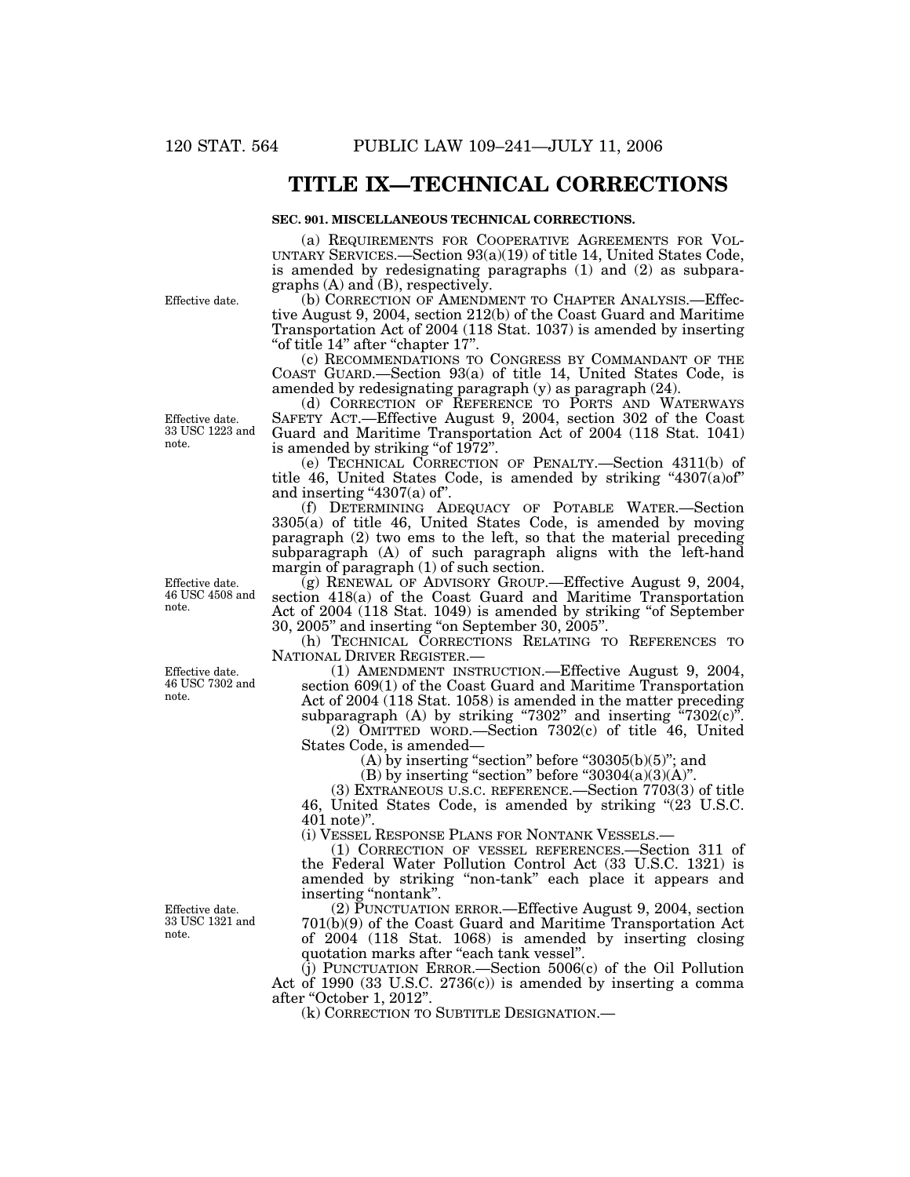# TITLE IX—TECHNICAL CORRECTIONS

**SEC. 901. MISCELLANEOUS TECHNICAL CORRECTIONS.**

(a) REQUIREMENTS FOR COOPERATIVE AGREEMENTS FOR VOLUNTARY SERVICES.—Section 93(a)(19) of title 14, United States Code, is amended by redesignating paragraphs (1) and (2) as subparagraphs (A) and (B), respectively.

Effective date.

(b) CORRECTION OF AMENDMENT TO CHAPTER ANALYSIS.—Effective August 9, 2004, section 212(b) of the Coast Guard and Maritime Transportation Act of 2004 (118 Stat. 1037) is amended by inserting "of title 14" after "chapter 17".

(c) RECOMMENDATIONS TO CONGRESS BY COMMANDANT OF THE COAST GUARD.—Section 93(a) of title 14, United States Code, is amended by redesignating paragraph (y) as paragraph (24).

Effective date. 33 USC 1223 and note.

(d) CORRECTION OF REFERENCE TO PORTS AND WATERWAYS SAFETY ACT.—Effective August 9, 2004, section 302 of the Coast Guard and Maritime Transportation Act of 2004 (118 Stat. 1041) is amended by striking "of 1972".

(e) TECHNICAL CORRECTION OF PENALTY.—Section 4311(b) of title 46, United States Code, is amended by striking "4307(a)of" and inserting "4307(a) of".

(f) DETERMINING ADEQUACY OF POTABLE WATER.—Section 3305(a) of title 46, United States Code, is amended by moving paragraph (2) two ems to the left, so that the material preceding subparagraph (A) of such paragraph aligns with the left-hand margin of paragraph (1) of such section.

Effective date. 46 USC 4508 and note.

(g) RENEWAL OF ADVISORY GROUP.—Effective August 9, 2004, section 418(a) of the Coast Guard and Maritime Transportation Act of 2004 (118 Stat. 1049) is amended by striking "of September 30, 2005" and inserting "on September 30, 2005".

(h) TECHNICAL CORRECTIONS RELATING TO REFERENCES TO NATIONAL DRIVER REGISTER.—

Effective date. 46 USC 7302 and note.

(1) AMENDMENT INSTRUCTION.—Effective August 9, 2004, section 609(1) of the Coast Guard and Maritime Transportation Act of 2004 (118 Stat. 1058) is amended in the matter preceding subparagraph (A) by striking "7302" and inserting "7302(c)".

(2) OMITTED WORD.—Section 7302(c) of title 46, United States Code, is amended—

(A) by inserting "section" before "30305(b)(5)"; and

(B) by inserting "section" before "30304(a)(3)(A)".

(3) EXTRANEOUS U.S.C. REFERENCE.—Section 7703(3) of title 46, United States Code, is amended by striking "(23 U.S.C. 401 note)".

(i) VESSEL RESPONSE PLANS FOR NONTANK VESSELS.—

(1) CORRECTION OF VESSEL REFERENCES.—Section 311 of the Federal Water Pollution Control Act (33 U.S.C. 1321) is amended by striking "non-tank" each place it appears and inserting "nontank".

Effective date. 33 USC 1321 and note.

(2) PUNCTUATION ERROR.—Effective August 9, 2004, section 701(b)(9) of the Coast Guard and Maritime Transportation Act of 2004 (118 Stat. 1068) is amended by inserting closing quotation marks after "each tank vessel".

(j) PUNCTUATION ERROR.—Section 5006(c) of the Oil Pollution Act of 1990 (33 U.S.C. 2736(c)) is amended by inserting a comma after "October 1, 2012".

(k) CORRECTION TO SUBTITLE DESIGNATION.—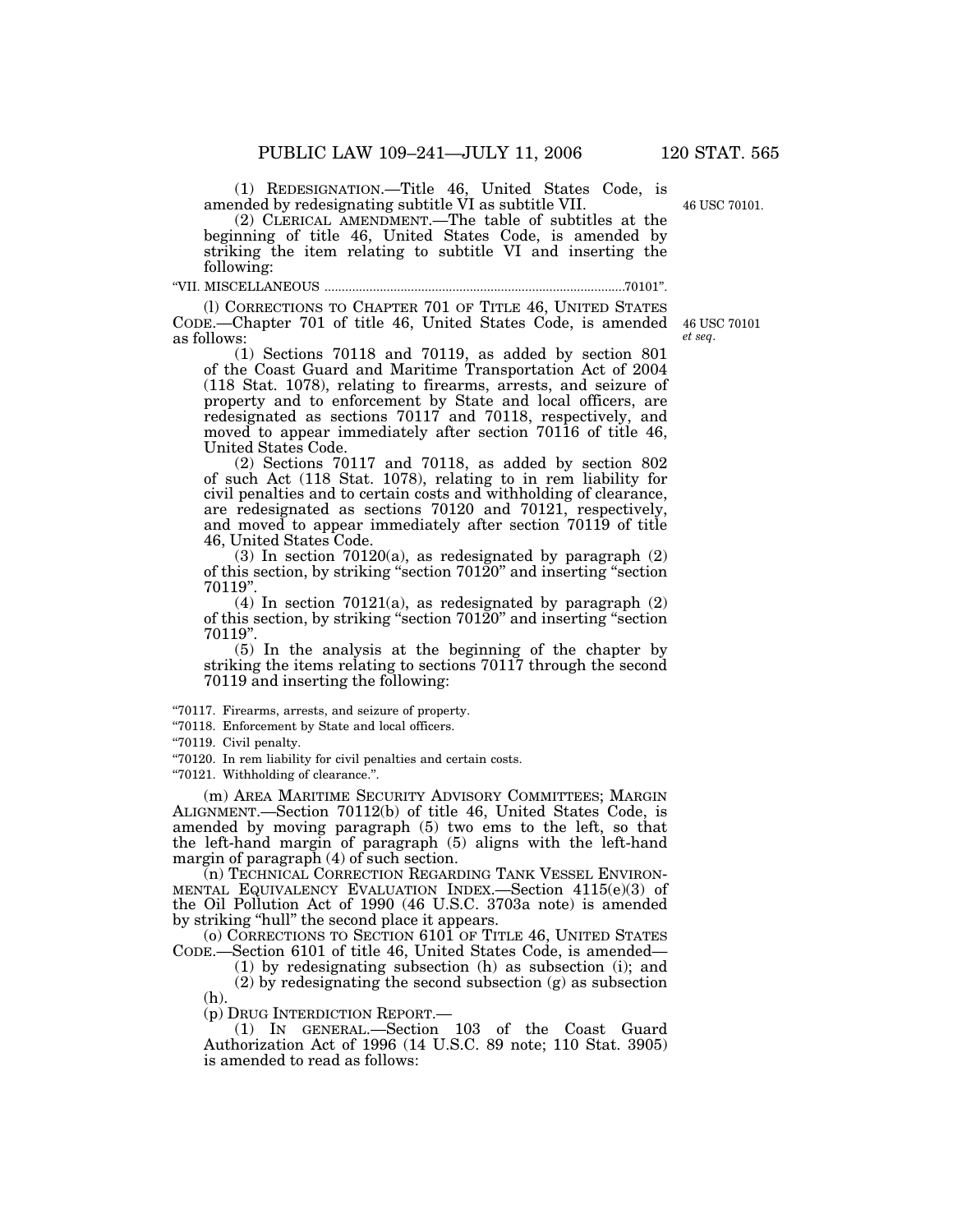(1) REDESIGNATION.—Title 46, United States Code, is amended by redesignating subtitle VI as subtitle VII.

46 USC 70101.

(2) CLERICAL AMENDMENT.—The table of subtitles at the beginning of title 46, United States Code, is amended by striking the item relating to subtitle VI and inserting the following:

"VII. MISCELLANEOUS ....................................................................................70101".

(l) CORRECTIONS TO CHAPTER 701 OF TITLE 46, UNITED STATES CODE.—Chapter 701 of title 46, United States Code, is amended as follows:

46 USC 70101 *et seq.*

(1) Sections 70118 and 70119, as added by section 801 of the Coast Guard and Maritime Transportation Act of 2004 (118 Stat. 1078), relating to firearms, arrests, and seizure of property and to enforcement by State and local officers, are redesignated as sections 70117 and 70118, respectively, and moved to appear immediately after section 70116 of title 46, United States Code.

(2) Sections 70117 and 70118, as added by section 802 of such Act (118 Stat. 1078), relating to in rem liability for civil penalties and to certain costs and withholding of clearance, are redesignated as sections 70120 and 70121, respectively, and moved to appear immediately after section 70119 of title 46, United States Code.

(3) In section 70120(a), as redesignated by paragraph (2) of this section, by striking "section 70120" and inserting "section 70119".

(4) In section 70121(a), as redesignated by paragraph (2) of this section, by striking "section 70120" and inserting "section 70119".

(5) In the analysis at the beginning of the chapter by striking the items relating to sections 70117 through the second 70119 and inserting the following:

"70117. Firearms, arrests, and seizure of property.
"70118. Enforcement by State and local officers.
"70119. Civil penalty.
"70120. In rem liability for civil penalties and certain costs.
"70121. Withholding of clearance.".

(m) AREA MARITIME SECURITY ADVISORY COMMITTEES; MARGIN ALIGNMENT.—Section 70112(b) of title 46, United States Code, is amended by moving paragraph (5) two ems to the left, so that the left-hand margin of paragraph (5) aligns with the left-hand margin of paragraph (4) of such section.

(n) TECHNICAL CORRECTION REGARDING TANK VESSEL ENVIRONMENTAL EQUIVALENCY EVALUATION INDEX.—Section 4115(e)(3) of the Oil Pollution Act of 1990 (46 U.S.C. 3703a note) is amended by striking "hull" the second place it appears.

(o) CORRECTIONS TO SECTION 6101 OF TITLE 46, UNITED STATES CODE.—Section 6101 of title 46, United States Code, is amended—

(1) by redesignating subsection (h) as subsection (i); and

(2) by redesignating the second subsection (g) as subsection (h).

(p) DRUG INTERDICTION REPORT.—

(1) IN GENERAL.—Section 103 of the Coast Guard Authorization Act of 1996 (14 U.S.C. 89 note; 110 Stat. 3905) is amended to read as follows: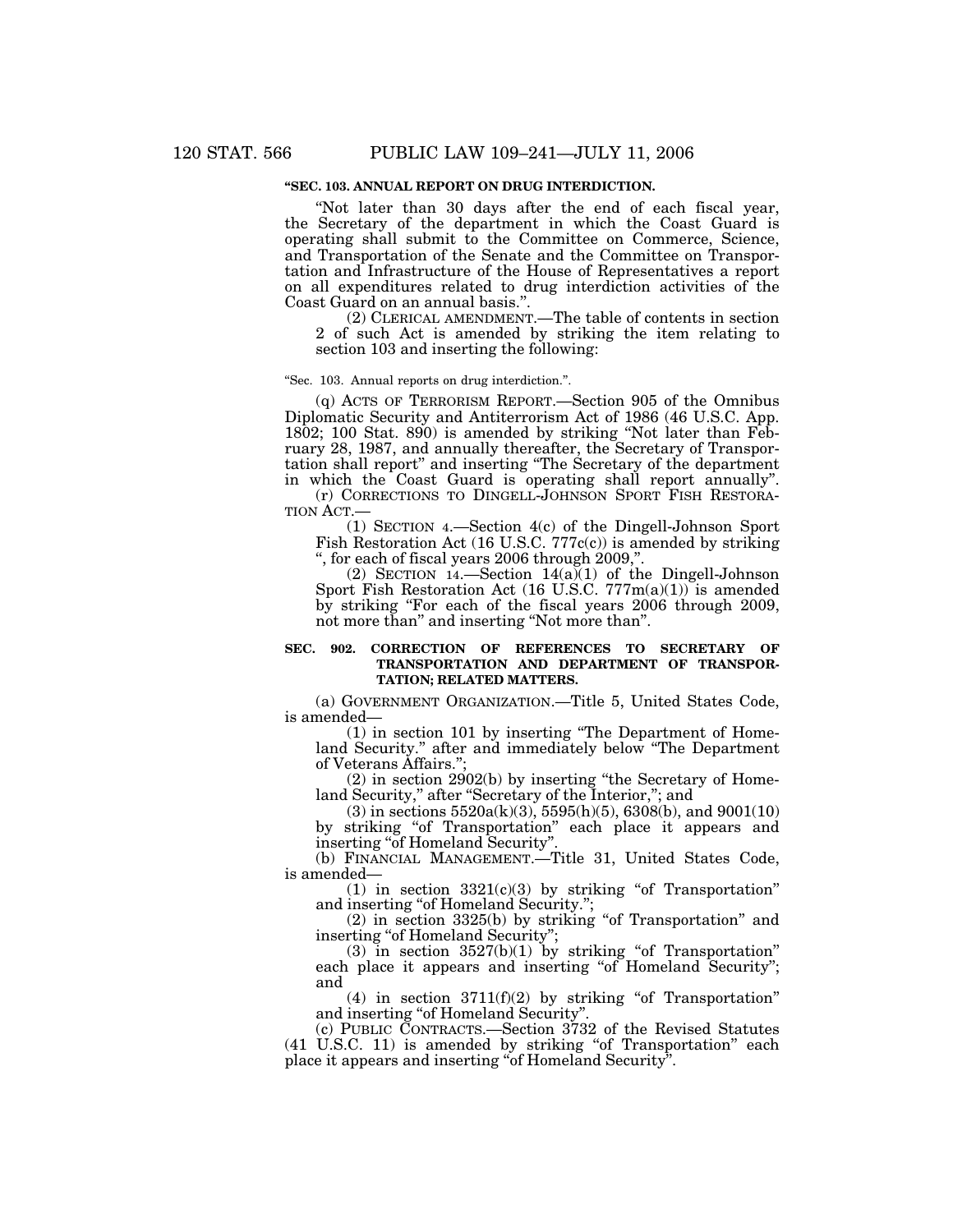**"SEC. 103. ANNUAL REPORT ON DRUG INTERDICTION.**

"Not later than 30 days after the end of each fiscal year, the Secretary of the department in which the Coast Guard is operating shall submit to the Committee on Commerce, Science, and Transportation of the Senate and the Committee on Transportation and Infrastructure of the House of Representatives a report on all expenditures related to drug interdiction activities of the Coast Guard on an annual basis.".

(2) CLERICAL AMENDMENT.—The table of contents in section 2 of such Act is amended by striking the item relating to section 103 and inserting the following:

"Sec. 103. Annual reports on drug interdiction.".

(q) ACTS OF TERRORISM REPORT.—Section 905 of the Omnibus Diplomatic Security and Antiterrorism Act of 1986 (46 U.S.C. App. 1802; 100 Stat. 890) is amended by striking "Not later than February 28, 1987, and annually thereafter, the Secretary of Transportation shall report" and inserting "The Secretary of the department in which the Coast Guard is operating shall report annually".

(r) CORRECTIONS TO DINGELL-JOHNSON SPORT FISH RESTORATION ACT.—

(1) SECTION 4.—Section 4(c) of the Dingell-Johnson Sport Fish Restoration Act (16 U.S.C. 777c(c)) is amended by striking ", for each of fiscal years 2006 through 2009,".

(2) SECTION 14.—Section 14(a)(1) of the Dingell-Johnson Sport Fish Restoration Act (16 U.S.C. 777m(a)(1)) is amended by striking "For each of the fiscal years 2006 through 2009, not more than" and inserting "Not more than".

**SEC. 902. CORRECTION OF REFERENCES TO SECRETARY OF TRANSPORTATION AND DEPARTMENT OF TRANSPORTATION; RELATED MATTERS.**

(a) GOVERNMENT ORGANIZATION.—Title 5, United States Code, is amended—

(1) in section 101 by inserting "The Department of Homeland Security." after and immediately below "The Department of Veterans Affairs.";

(2) in section 2902(b) by inserting "the Secretary of Homeland Security," after "Secretary of the Interior,"; and

(3) in sections 5520a(k)(3), 5595(h)(5), 6308(b), and 9001(10) by striking "of Transportation" each place it appears and inserting "of Homeland Security".

(b) FINANCIAL MANAGEMENT.—Title 31, United States Code, is amended—

(1) in section 3321(c)(3) by striking "of Transportation" and inserting "of Homeland Security.";

(2) in section 3325(b) by striking "of Transportation" and inserting "of Homeland Security";

(3) in section 3527(b)(1) by striking "of Transportation" each place it appears and inserting "of Homeland Security"; and

(4) in section 3711(f)(2) by striking "of Transportation" and inserting "of Homeland Security".

(c) PUBLIC CONTRACTS.—Section 3732 of the Revised Statutes (41 U.S.C. 11) is amended by striking "of Transportation" each place it appears and inserting "of Homeland Security".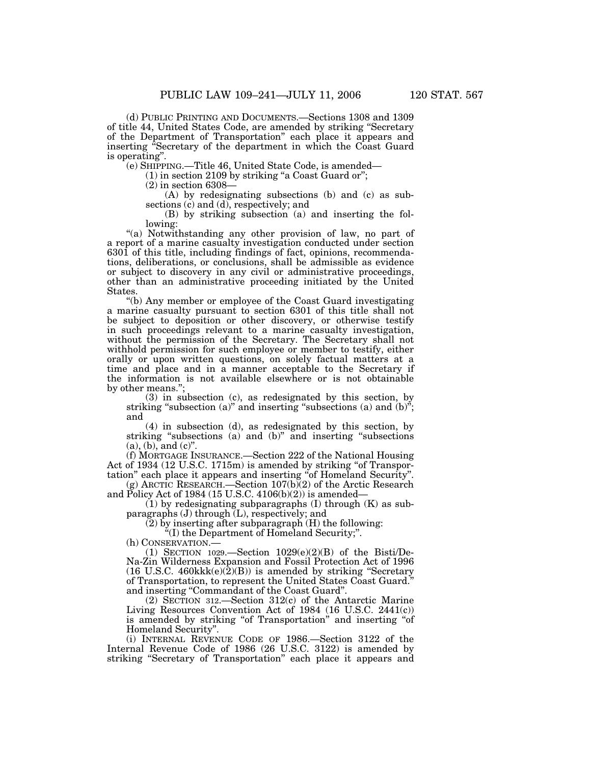(d) PUBLIC PRINTING AND DOCUMENTS.—Sections 1308 and 1309 of title 44, United States Code, are amended by striking "Secretary of the Department of Transportation" each place it appears and inserting "Secretary of the department in which the Coast Guard is operating".

(e) SHIPPING.—Title 46, United State Code, is amended—

(1) in section 2109 by striking "a Coast Guard or";

(2) in section 6308—

(A) by redesignating subsections (b) and (c) as subsections (c) and (d), respectively; and

(B) by striking subsection (a) and inserting the following:

"(a) Notwithstanding any other provision of law, no part of a report of a marine casualty investigation conducted under section 6301 of this title, including findings of fact, opinions, recommendations, deliberations, or conclusions, shall be admissible as evidence or subject to discovery in any civil or administrative proceedings, other than an administrative proceeding initiated by the United States.

"(b) Any member or employee of the Coast Guard investigating a marine casualty pursuant to section 6301 of this title shall not be subject to deposition or other discovery, or otherwise testify in such proceedings relevant to a marine casualty investigation, without the permission of the Secretary. The Secretary shall not withhold permission for such employee or member to testify, either orally or upon written questions, on solely factual matters at a time and place and in a manner acceptable to the Secretary if the information is not available elsewhere or is not obtainable by other means.";

(3) in subsection (c), as redesignated by this section, by striking "subsection (a)" and inserting "subsections (a) and (b)"; and

(4) in subsection (d), as redesignated by this section, by striking "subsections (a) and (b)" and inserting "subsections (a), (b), and (c)".

(f) MORTGAGE INSURANCE.—Section 222 of the National Housing Act of 1934 (12 U.S.C. 1715m) is amended by striking "of Transportation" each place it appears and inserting "of Homeland Security".

(g) ARCTIC RESEARCH.—Section 107(b)(2) of the Arctic Research and Policy Act of 1984 (15 U.S.C. 4106(b)(2)) is amended—

(1) by redesignating subparagraphs (I) through (K) as subparagraphs (J) through (L), respectively; and

(2) by inserting after subparagraph (H) the following:

"(I) the Department of Homeland Security;".

(h) CONSERVATION.—

(1) SECTION 1029.—Section 1029(e)(2)(B) of the Bisti/De-Na-Zin Wilderness Expansion and Fossil Protection Act of 1996 (16 U.S.C. 460kkk(e)(2)(B)) is amended by striking "Secretary of Transportation, to represent the United States Coast Guard." and inserting "Commandant of the Coast Guard".

(2) SECTION 312.—Section 312(c) of the Antarctic Marine Living Resources Convention Act of 1984 (16 U.S.C. 2441(c)) is amended by striking "of Transportation" and inserting "of Homeland Security".

(i) INTERNAL REVENUE CODE OF 1986.—Section 3122 of the Internal Revenue Code of 1986 (26 U.S.C. 3122) is amended by striking "Secretary of Transportation" each place it appears and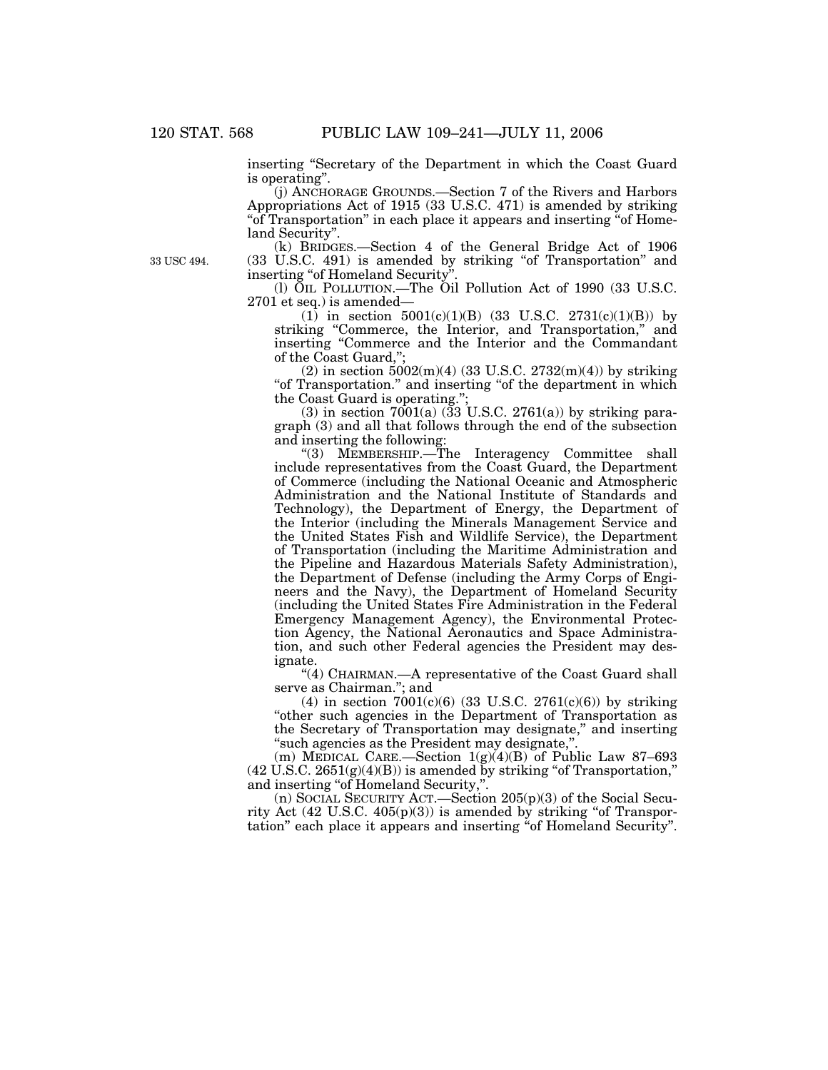inserting "Secretary of the Department in which the Coast Guard is operating".

(j) ANCHORAGE GROUNDS.—Section 7 of the Rivers and Harbors Appropriations Act of 1915 (33 U.S.C. 471) is amended by striking "of Transportation" in each place it appears and inserting "of Homeland Security".

(k) BRIDGES.—Section 4 of the General Bridge Act of 1906 (33 U.S.C. 491) is amended by striking "of Transportation" and inserting "of Homeland Security".

33 USC 494.

(l) OIL POLLUTION.—The Oil Pollution Act of 1990 (33 U.S.C. 2701 et seq.) is amended—

(1) in section 5001(c)(1)(B) (33 U.S.C. 2731(c)(1)(B)) by striking "Commerce, the Interior, and Transportation," and inserting "Commerce and the Interior and the Commandant of the Coast Guard,";

(2) in section 5002(m)(4) (33 U.S.C. 2732(m)(4)) by striking "of Transportation." and inserting "of the department in which the Coast Guard is operating.";

(3) in section 7001(a) (33 U.S.C. 2761(a)) by striking paragraph (3) and all that follows through the end of the subsection and inserting the following:

"(3) MEMBERSHIP.—The Interagency Committee shall include representatives from the Coast Guard, the Department of Commerce (including the National Oceanic and Atmospheric Administration and the National Institute of Standards and Technology), the Department of Energy, the Department of the Interior (including the Minerals Management Service and the United States Fish and Wildlife Service), the Department of Transportation (including the Maritime Administration and the Pipeline and Hazardous Materials Safety Administration), the Department of Defense (including the Army Corps of Engineers and the Navy), the Department of Homeland Security (including the United States Fire Administration in the Federal Emergency Management Agency), the Environmental Protection Agency, the National Aeronautics and Space Administration, and such other Federal agencies the President may designate.

"(4) CHAIRMAN.—A representative of the Coast Guard shall serve as Chairman."; and

(4) in section 7001(c)(6) (33 U.S.C. 2761(c)(6)) by striking "other such agencies in the Department of Transportation as the Secretary of Transportation may designate," and inserting "such agencies as the President may designate,".

(m) MEDICAL CARE.—Section 1(g)(4)(B) of Public Law 87–693 (42 U.S.C. 2651(g)(4)(B)) is amended by striking "of Transportation," and inserting "of Homeland Security,".

(n) SOCIAL SECURITY ACT.—Section 205(p)(3) of the Social Security Act (42 U.S.C. 405(p)(3)) is amended by striking "of Transportation" each place it appears and inserting "of Homeland Security".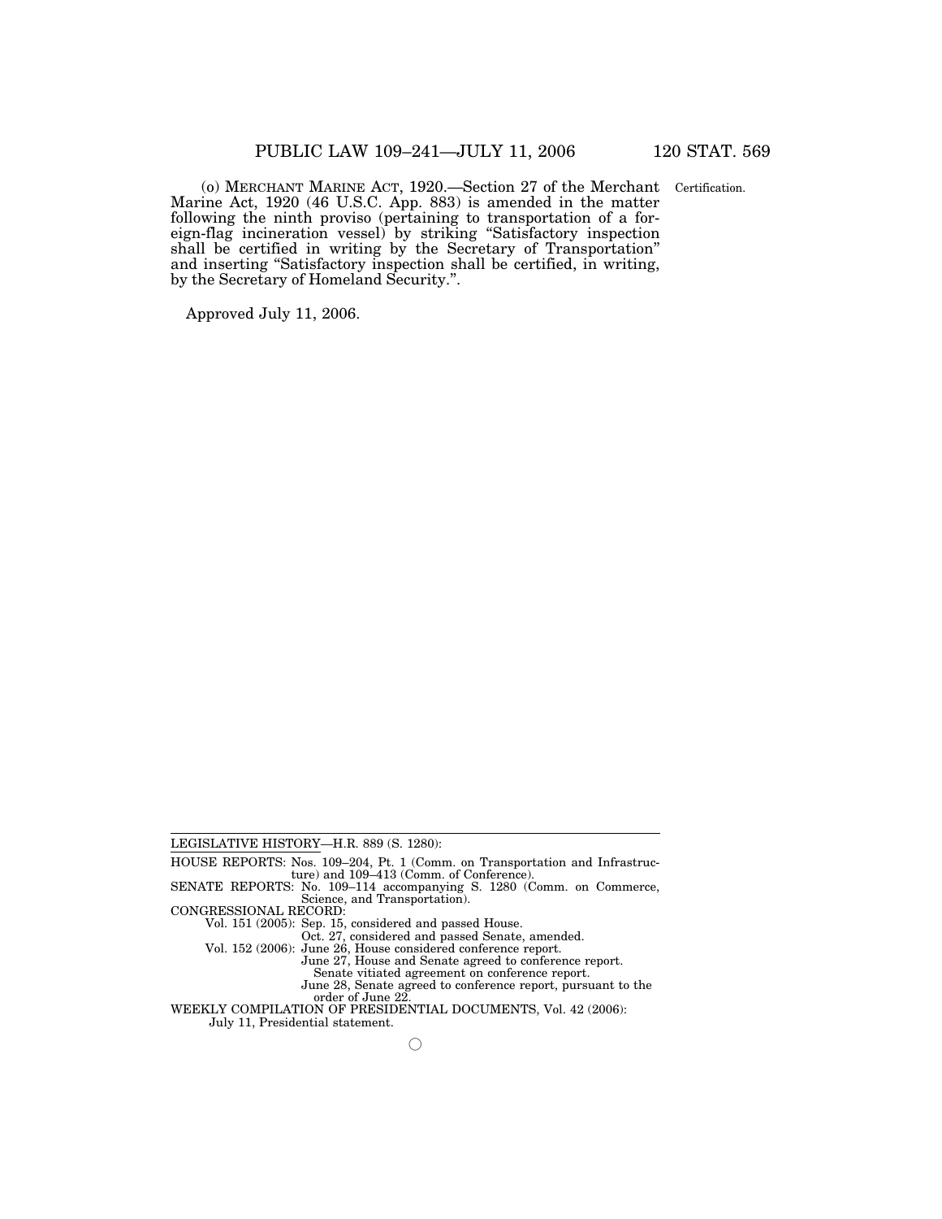(o) MERCHANT MARINE ACT, 1920.—Section 27 of the Merchant Marine Act, 1920 (46 U.S.C. App. 883) is amended in the matter following the ninth proviso (pertaining to transportation of a foreign-flag incineration vessel) by striking "Satisfactory inspection shall be certified in writing by the Secretary of Transportation" and inserting "Satisfactory inspection shall be certified, in writing, by the Secretary of Homeland Security.".

Certification.

Approved July 11, 2006.

---

LEGISLATIVE HISTORY—H.R. 889 (S. 1280):

HOUSE REPORTS: Nos. 109–204, Pt. 1 (Comm. on Transportation and Infrastructure) and 109–413 (Comm. of Conference).

SENATE REPORTS: No. 109–114 accompanying S. 1280 (Comm. on Commerce, Science, and Transportation).

CONGRESSIONAL RECORD:

- Vol. 151 (2005): Sep. 15, considered and passed House.
  - Oct. 27, considered and passed Senate, amended.
- Vol. 152 (2006): June 26, House considered conference report.
  - June 27, House and Senate agreed to conference report. Senate vitiated agreement on conference report.
  - June 28, Senate agreed to conference report, pursuant to the order of June 22.

WEEKLY COMPILATION OF PRESIDENTIAL DOCUMENTS, Vol. 42 (2006):

- July 11, Presidential statement.